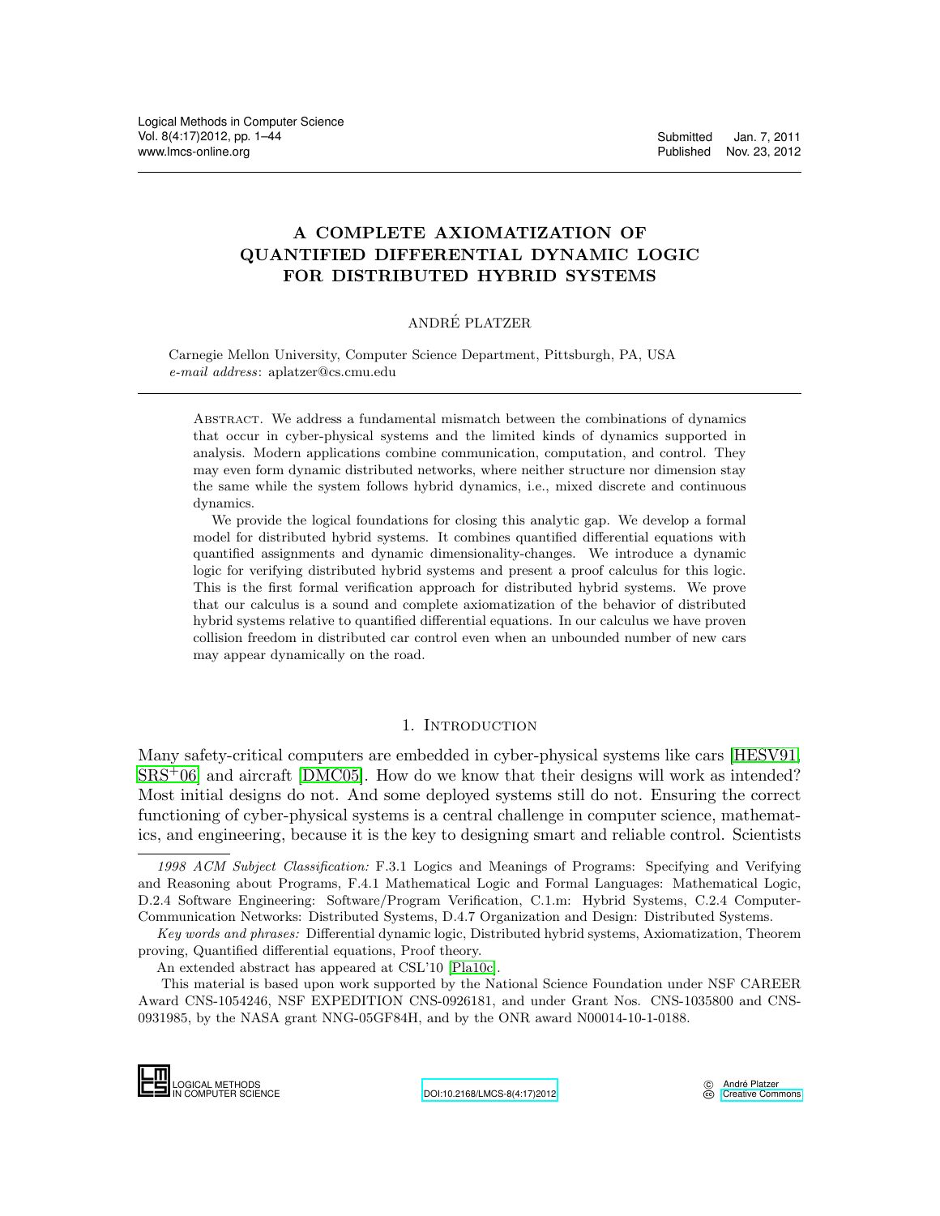# A COMPLETE AXIOMATIZATION OF QUANTIFIED DIFFERENTIAL DYNAMIC LOGIC FOR DISTRIBUTED HYBRID SYSTEMS

ANDRÉ PLATZER

Carnegie Mellon University, Computer Science Department, Pittsburgh, PA, USA
*e-mail address*: aplatzer@cs.cmu.edu

Abstract. We address a fundamental mismatch between the combinations of dynamics that occur in cyber-physical systems and the limited kinds of dynamics supported in analysis. Modern applications combine communication, computation, and control. They may even form dynamic distributed networks, where neither structure nor dimension stay the same while the system follows hybrid dynamics, i.e., mixed discrete and continuous dynamics.

We provide the logical foundations for closing this analytic gap. We develop a formal model for distributed hybrid systems. It combines quantified differential equations with quantified assignments and dynamic dimensionality-changes. We introduce a dynamic logic for verifying distributed hybrid systems and present a proof calculus for this logic. This is the first formal verification approach for distributed hybrid systems. We prove that our calculus is a sound and complete axiomatization of the behavior of distributed hybrid systems relative to quantified differential equations. In our calculus we have proven collision freedom in distributed car control even when an unbounded number of new cars may appear dynamically on the road.

## 1. Introduction

Many safety-critical computers are embedded in cyber-physical systems like cars [HESV91, SRS+06] and aircraft [DMC05]. How do we know that their designs will work as intended? Most initial designs do not. And some deployed systems still do not. Ensuring the correct functioning of cyber-physical systems is a central challenge in computer science, mathematics, and engineering, because it is the key to designing smart and reliable control. Scientists

---

*1998 ACM Subject Classification:* F.3.1 Logics and Meanings of Programs: Specifying and Verifying and Reasoning about Programs, F.4.1 Mathematical Logic and Formal Languages: Mathematical Logic, D.2.4 Software Engineering: Software/Program Verification, C.1.m: Hybrid Systems, C.2.4 Computer-Communication Networks: Distributed Systems, D.4.7 Organization and Design: Distributed Systems.

*Key words and phrases:* Differential dynamic logic, Distributed hybrid systems, Axiomatization, Theorem proving, Quantified differential equations, Proof theory.

An extended abstract has appeared at CSL'10 [Pla10c].

This material is based upon work supported by the National Science Foundation under NSF CAREER Award CNS-1054246, NSF EXPEDITION CNS-0926181, and under Grant Nos. CNS-1035800 and CNS-0931985, by the NASA grant NNG-05GF84H, and by the ONR award N00014-10-1-0188.

DOI:10.2168/LMCS-8(4:17)2012

© André Platzer
Creative Commons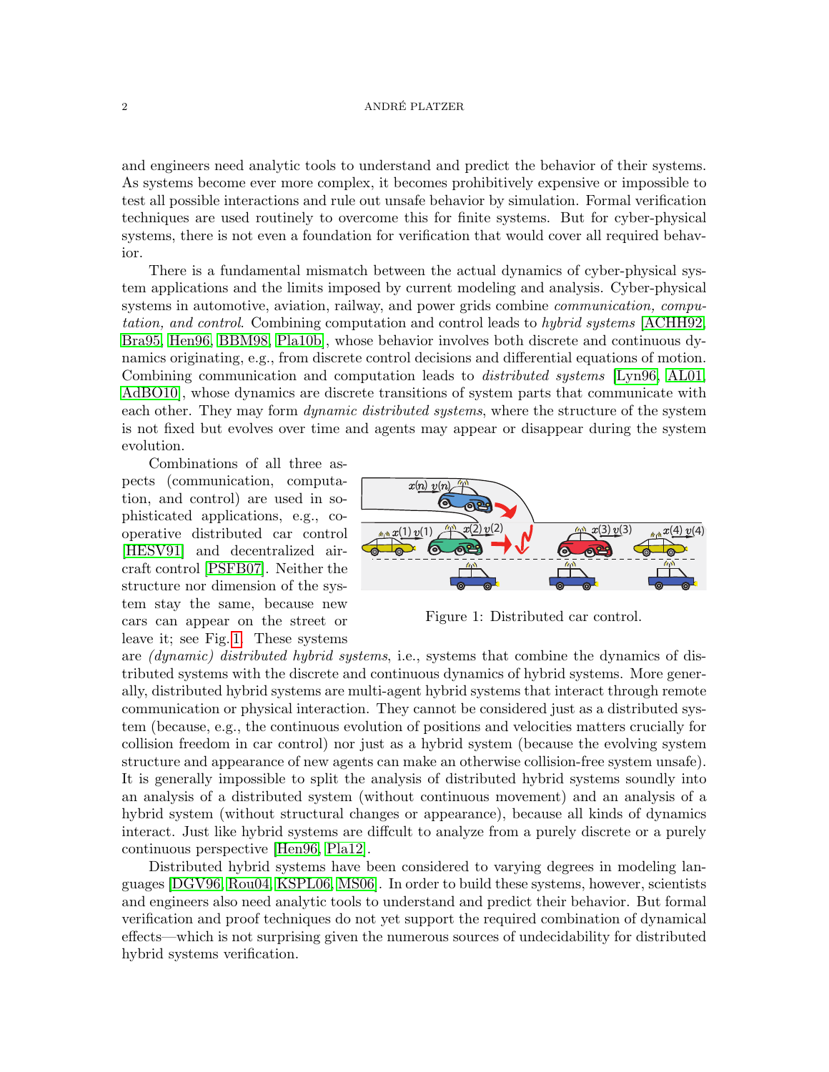and engineers need analytic tools to understand and predict the behavior of their systems. As systems become ever more complex, it becomes prohibitively expensive or impossible to test all possible interactions and rule out unsafe behavior by simulation. Formal verification techniques are used routinely to overcome this for finite systems. But for cyber-physical systems, there is not even a foundation for verification that would cover all required behavior.

There is a fundamental mismatch between the actual dynamics of cyber-physical system applications and the limits imposed by current modeling and analysis. Cyber-physical systems in automotive, aviation, railway, and power grids combine *communication, computation, and control*. Combining computation and control leads to *hybrid systems* [ACHH92, Bra95, Hen96, BBM98, Pla10b], whose behavior involves both discrete and continuous dynamics originating, e.g., from discrete control decisions and differential equations of motion. Combining communication and computation leads to *distributed systems* [Lyn96, AL01, AdBO10], whose dynamics are discrete transitions of system parts that communicate with each other. They may form *dynamic distributed systems*, where the structure of the system is not fixed but evolves over time and agents may appear or disappear during the system evolution.

Combinations of all three aspects (communication, computation, and control) are used in sophisticated applications, e.g., cooperative distributed car control [HESV91] and decentralized aircraft control [PSFB07]. Neither the structure nor dimension of the system stay the same, because new cars can appear on the street or leave it; see Fig. 1. These systems are *(dynamic) distributed hybrid systems*, i.e., systems that combine the dynamics of distributed systems with the discrete and continuous dynamics of hybrid systems. More generally, distributed hybrid systems are multi-agent hybrid systems that interact through remote communication or physical interaction. They cannot be considered just as a distributed system (because, e.g., the continuous evolution of positions and velocities matters crucially for collision freedom in car control) nor just as a hybrid system (because the evolving system structure and appearance of new agents can make an otherwise collision-free system unsafe). It is generally impossible to split the analysis of distributed hybrid systems soundly into an analysis of a distributed system (without continuous movement) and an analysis of a hybrid system (without structural changes or appearance), because all kinds of dynamics interact. Just like hybrid systems are diffcult to analyze from a purely discrete or a purely continuous perspective [Hen96, Pla12].

Figure 1: Distributed car control.

Distributed hybrid systems have been considered to varying degrees in modeling languages [DGV96, Rou04, KSPL06, MS06]. In order to build these systems, however, scientists and engineers also need analytic tools to understand and predict their behavior. But formal verification and proof techniques do not yet support the required combination of dynamical effects—which is not surprising given the numerous sources of undecidability for distributed hybrid systems verification.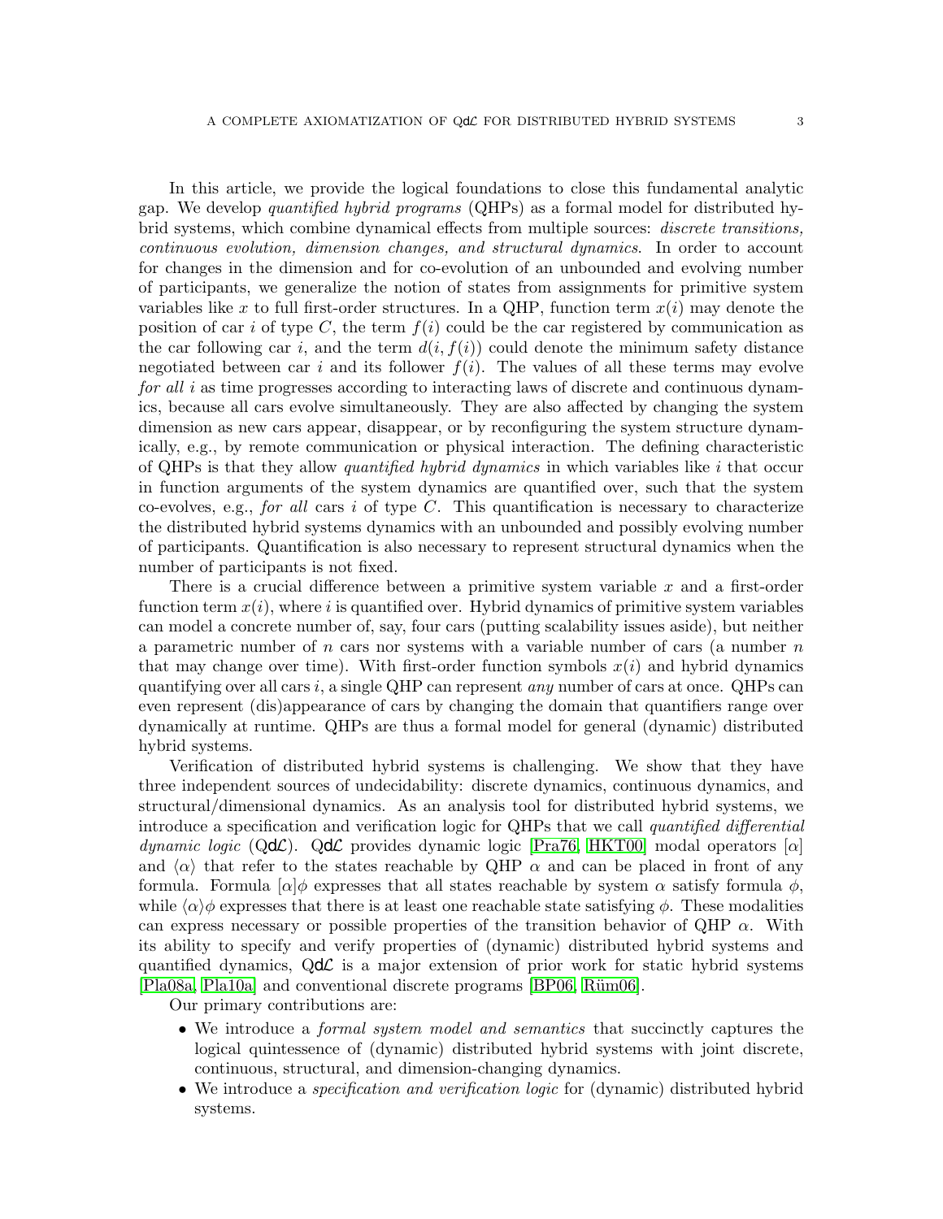In this article, we provide the logical foundations to close this fundamental analytic gap. We develop *quantified hybrid programs* (QHPs) as a formal model for distributed hybrid systems, which combine dynamical effects from multiple sources: *discrete transitions, continuous evolution, dimension changes, and structural dynamics*. In order to account for changes in the dimension and for co-evolution of an unbounded and evolving number of participants, we generalize the notion of states from assignments for primitive system variables like $x$ to full first-order structures. In a QHP, function term $x(i)$ may denote the position of car $i$ of type $C$, the term $f(i)$ could be the car registered by communication as the car following car $i$, and the term $d(i, f(i))$ could denote the minimum safety distance negotiated between car $i$ and its follower $f(i)$. The values of all these terms may evolve *for all* $i$ as time progresses according to interacting laws of discrete and continuous dynamics, because all cars evolve simultaneously. They are also affected by changing the system dimension as new cars appear, disappear, or by reconfiguring the system structure dynamically, e.g., by remote communication or physical interaction. The defining characteristic of QHPs is that they allow *quantified hybrid dynamics* in which variables like $i$ that occur in function arguments of the system dynamics are quantified over, such that the system co-evolves, e.g., *for all* cars $i$ of type $C$. This quantification is necessary to characterize the distributed hybrid systems dynamics with an unbounded and possibly evolving number of participants. Quantification is also necessary to represent structural dynamics when the number of participants is not fixed.

There is a crucial difference between a primitive system variable $x$ and a first-order function term $x(i)$, where $i$ is quantified over. Hybrid dynamics of primitive system variables can model a concrete number of, say, four cars (putting scalability issues aside), but neither a parametric number of $n$ cars nor systems with a variable number of cars (a number $n$ that may change over time). With first-order function symbols $x(i)$ and hybrid dynamics quantifying over all cars $i$, a single QHP can represent *any* number of cars at once. QHPs can even represent (dis)appearance of cars by changing the domain that quantifiers range over dynamically at runtime. QHPs are thus a formal model for general (dynamic) distributed hybrid systems.

Verification of distributed hybrid systems is challenging. We show that they have three independent sources of undecidability: discrete dynamics, continuous dynamics, and structural/dimensional dynamics. As an analysis tool for distributed hybrid systems, we introduce a specification and verification logic for QHPs that we call *quantified differential dynamic logic* (Q$d\mathcal{L}$). Q$d\mathcal{L}$ provides dynamic logic [Pra76, HKT00] modal operators $[\alpha]$ and $\langle\alpha\rangle$ that refer to the states reachable by QHP $\alpha$ and can be placed in front of any formula. Formula $[\alpha]\phi$ expresses that all states reachable by system $\alpha$ satisfy formula $\phi$, while $\langle\alpha\rangle\phi$ expresses that there is at least one reachable state satisfying $\phi$. These modalities can express necessary or possible properties of the transition behavior of QHP $\alpha$. With its ability to specify and verify properties of (dynamic) distributed hybrid systems and quantified dynamics, Q$d\mathcal{L}$ is a major extension of prior work for static hybrid systems [Pla08a, Pla10a] and conventional discrete programs [BP06, Rüm06].

Our primary contributions are:

- We introduce a *formal system model and semantics* that succinctly captures the logical quintessence of (dynamic) distributed hybrid systems with joint discrete, continuous, structural, and dimension-changing dynamics.
- We introduce a *specification and verification logic* for (dynamic) distributed hybrid systems.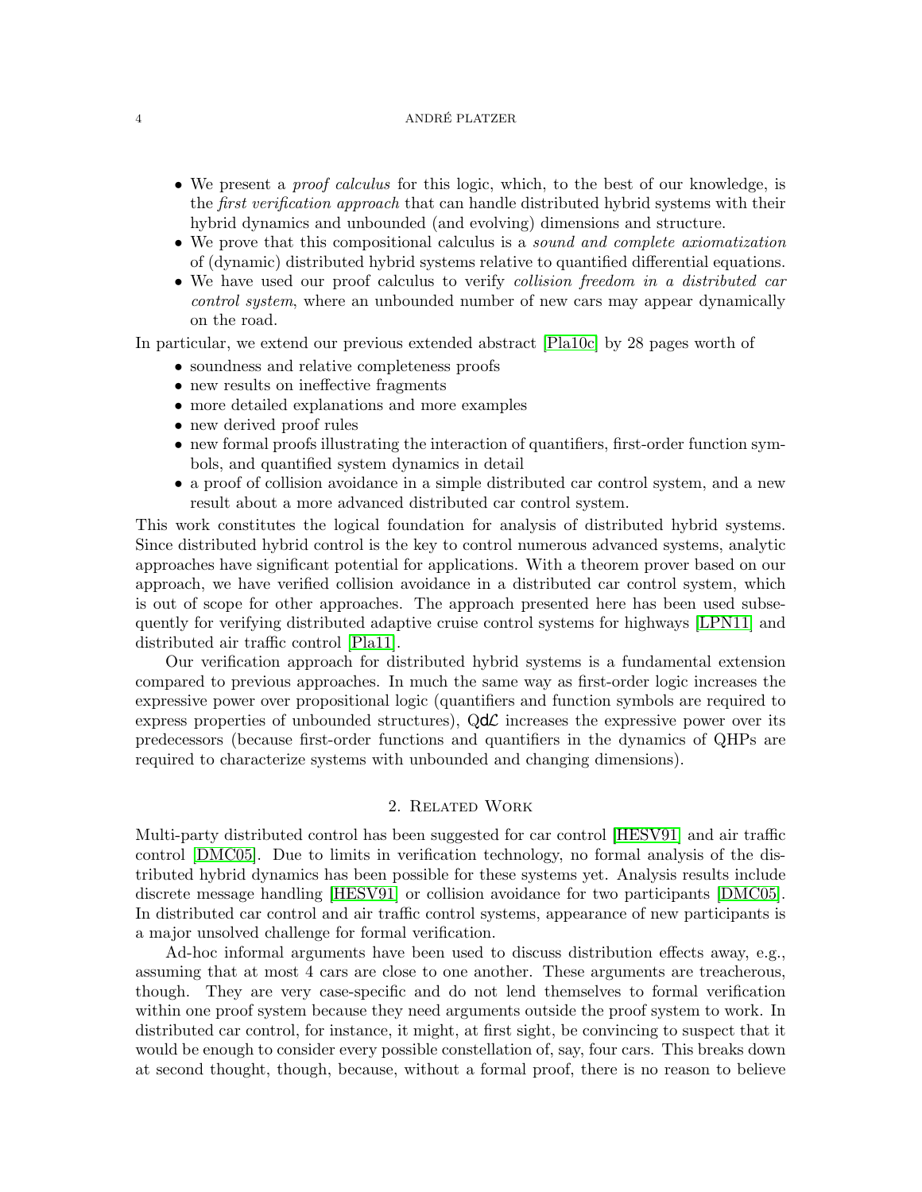- We present a *proof calculus* for this logic, which, to the best of our knowledge, is the *first verification approach* that can handle distributed hybrid systems with their hybrid dynamics and unbounded (and evolving) dimensions and structure.
- We prove that this compositional calculus is a *sound and complete axiomatization* of (dynamic) distributed hybrid systems relative to quantified differential equations.
- We have used our proof calculus to verify *collision freedom in a distributed car control system*, where an unbounded number of new cars may appear dynamically on the road.

In particular, we extend our previous extended abstract [Pla10c] by 28 pages worth of

- soundness and relative completeness proofs
- new results on ineffective fragments
- more detailed explanations and more examples
- new derived proof rules
- new formal proofs illustrating the interaction of quantifiers, first-order function symbols, and quantified system dynamics in detail
- a proof of collision avoidance in a simple distributed car control system, and a new result about a more advanced distributed car control system.

This work constitutes the logical foundation for analysis of distributed hybrid systems. Since distributed hybrid control is the key to control numerous advanced systems, analytic approaches have significant potential for applications. With a theorem prover based on our approach, we have verified collision avoidance in a distributed car control system, which is out of scope for other approaches. The approach presented here has been used subsequently for verifying distributed adaptive cruise control systems for highways [LPN11] and distributed air traffic control [Pla11].

Our verification approach for distributed hybrid systems is a fundamental extension compared to previous approaches. In much the same way as first-order logic increases the expressive power over propositional logic (quantifiers and function symbols are required to express properties of unbounded structures), Q$d\mathcal{L}$ increases the expressive power over its predecessors (because first-order functions and quantifiers in the dynamics of QHPs are required to characterize systems with unbounded and changing dimensions).

## 2. Related Work

Multi-party distributed control has been suggested for car control [HESV91] and air traffic control [DMC05]. Due to limits in verification technology, no formal analysis of the distributed hybrid dynamics has been possible for these systems yet. Analysis results include discrete message handling [HESV91] or collision avoidance for two participants [DMC05]. In distributed car control and air traffic control systems, appearance of new participants is a major unsolved challenge for formal verification.

Ad-hoc informal arguments have been used to discuss distribution effects away, e.g., assuming that at most 4 cars are close to one another. These arguments are treacherous, though. They are very case-specific and do not lend themselves to formal verification within one proof system because they need arguments outside the proof system to work. In distributed car control, for instance, it might, at first sight, be convincing to suspect that it would be enough to consider every possible constellation of, say, four cars. This breaks down at second thought, though, because, without a formal proof, there is no reason to believe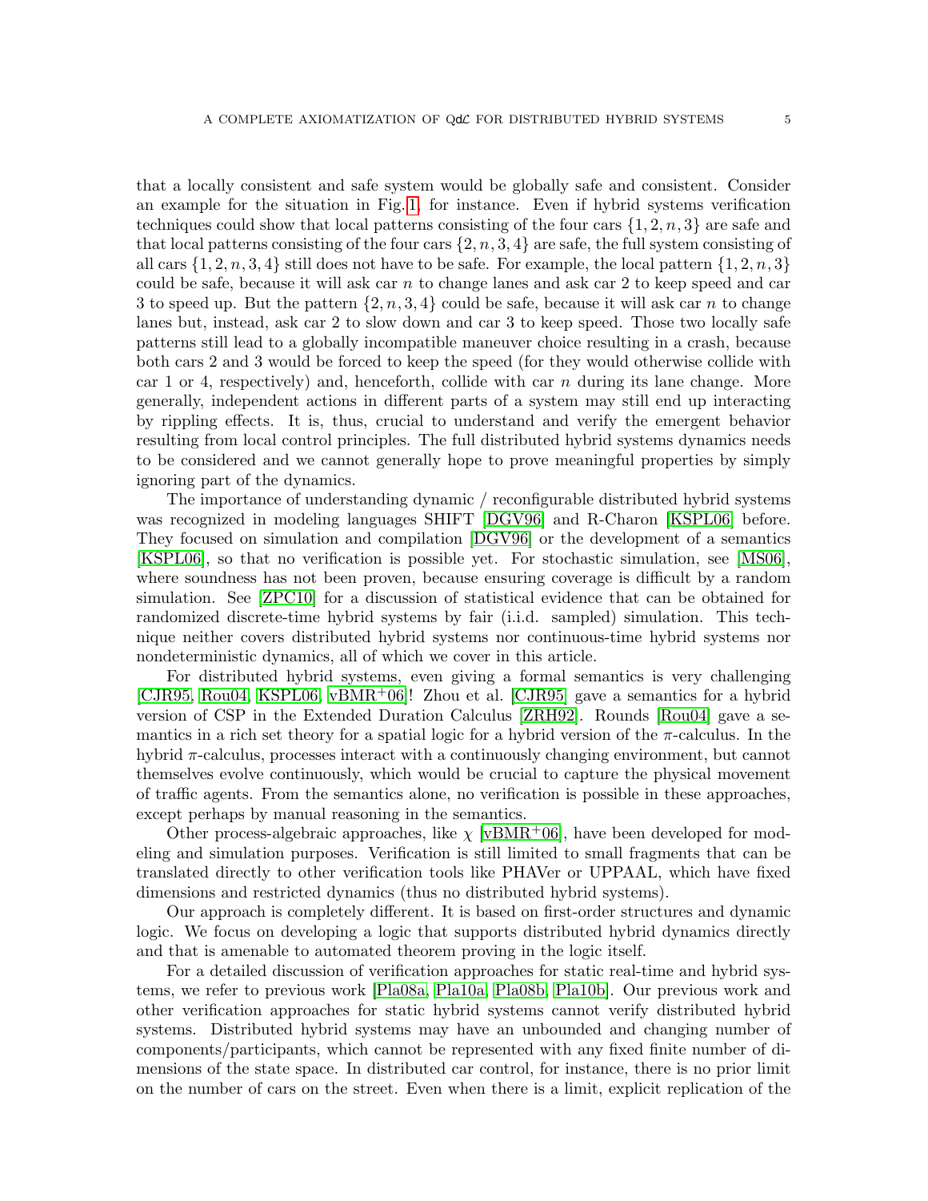that a locally consistent and safe system would be globally safe and consistent. Consider an example for the situation in Fig. 1, for instance. Even if hybrid systems verification techniques could show that local patterns consisting of the four cars $\{1, 2, n, 3\}$ are safe and that local patterns consisting of the four cars $\{2, n, 3, 4\}$ are safe, the full system consisting of all cars $\{1, 2, n, 3, 4\}$ still does not have to be safe. For example, the local pattern $\{1, 2, n, 3\}$ could be safe, because it will ask car $n$ to change lanes and ask car 2 to keep speed and car 3 to speed up. But the pattern $\{2, n, 3, 4\}$ could be safe, because it will ask car $n$ to change lanes but, instead, ask car 2 to slow down and car 3 to keep speed. Those two locally safe patterns still lead to a globally incompatible maneuver choice resulting in a crash, because both cars 2 and 3 would be forced to keep the speed (for they would otherwise collide with car 1 or 4, respectively) and, henceforth, collide with car $n$ during its lane change. More generally, independent actions in different parts of a system may still end up interacting by rippling effects. It is, thus, crucial to understand and verify the emergent behavior resulting from local control principles. The full distributed hybrid systems dynamics needs to be considered and we cannot generally hope to prove meaningful properties by simply ignoring part of the dynamics.

The importance of understanding dynamic / reconfigurable distributed hybrid systems was recognized in modeling languages SHIFT [DGV96] and R-Charon [KSPL06] before. They focused on simulation and compilation [DGV96] or the development of a semantics [KSPL06], so that no verification is possible yet. For stochastic simulation, see [MS06], where soundness has not been proven, because ensuring coverage is difficult by a random simulation. See [ZPC10] for a discussion of statistical evidence that can be obtained for randomized discrete-time hybrid systems by fair (i.i.d. sampled) simulation. This technique neither covers distributed hybrid systems nor continuous-time hybrid systems nor nondeterministic dynamics, all of which we cover in this article.

For distributed hybrid systems, even giving a formal semantics is very challenging [CJR95, Rou04, KSPL06, vBMR+06]! Zhou et al. [CJR95] gave a semantics for a hybrid version of CSP in the Extended Duration Calculus [ZRH92]. Rounds [Rou04] gave a semantics in a rich set theory for a spatial logic for a hybrid version of the $\pi$-calculus. In the hybrid $\pi$-calculus, processes interact with a continuously changing environment, but cannot themselves evolve continuously, which would be crucial to capture the physical movement of traffic agents. From the semantics alone, no verification is possible in these approaches, except perhaps by manual reasoning in the semantics.

Other process-algebraic approaches, like $\chi$ [vBMR+06], have been developed for modeling and simulation purposes. Verification is still limited to small fragments that can be translated directly to other verification tools like PHAVer or UPPAAL, which have fixed dimensions and restricted dynamics (thus no distributed hybrid systems).

Our approach is completely different. It is based on first-order structures and dynamic logic. We focus on developing a logic that supports distributed hybrid dynamics directly and that is amenable to automated theorem proving in the logic itself.

For a detailed discussion of verification approaches for static real-time and hybrid systems, we refer to previous work [Pla08a, Pla10a, Pla08b, Pla10b]. Our previous work and other verification approaches for static hybrid systems cannot verify distributed hybrid systems. Distributed hybrid systems may have an unbounded and changing number of components/participants, which cannot be represented with any fixed finite number of dimensions of the state space. In distributed car control, for instance, there is no prior limit on the number of cars on the street. Even when there is a limit, explicit replication of the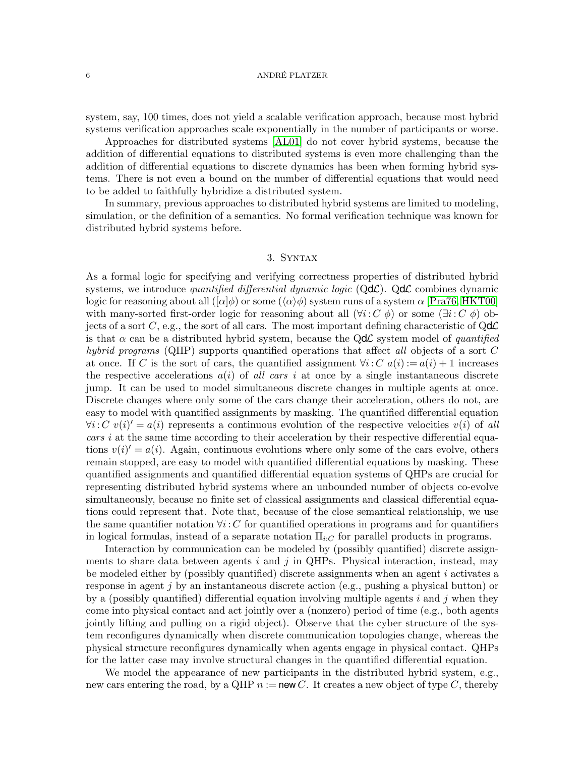system, say, 100 times, does not yield a scalable verification approach, because most hybrid systems verification approaches scale exponentially in the number of participants or worse.

Approaches for distributed systems [AL01] do not cover hybrid systems, because the addition of differential equations to distributed systems is even more challenging than the addition of differential equations to discrete dynamics has been when forming hybrid systems. There is not even a bound on the number of differential equations that would need to be added to faithfully hybridize a distributed system.

In summary, previous approaches to distributed hybrid systems are limited to modeling, simulation, or the definition of a semantics. No formal verification technique was known for distributed hybrid systems before.

## 3. Syntax

As a formal logic for specifying and verifying correctness properties of distributed hybrid systems, we introduce *quantified differential dynamic logic* (Q$\mathsf{d}\mathcal{L}$). Q$\mathsf{d}\mathcal{L}$ combines dynamic logic for reasoning about all ($[\alpha]\phi$) or some ($\langle\alpha\rangle\phi$) system runs of a system $\alpha$ [Pra76, HKT00] with many-sorted first-order logic for reasoning about all ($\forall i\!:\!C\ \phi$) or some ($\exists i\!:\!C\ \phi$) objects of a sort $C$, e.g., the sort of all cars. The most important defining characteristic of Q$\mathsf{d}\mathcal{L}$ is that $\alpha$ can be a distributed hybrid system, because the Q$\mathsf{d}\mathcal{L}$ system model of *quantified hybrid programs* (QHP) supports quantified operations that affect *all* objects of a sort $C$ at once. If $C$ is the sort of cars, the quantified assignment $\forall i\!:\!C\ a(i) := a(i) + 1$ increases the respective accelerations $a(i)$ of *all cars* $i$ at once by a single instantaneous discrete jump. It can be used to model simultaneous discrete changes in multiple agents at once. Discrete changes where only some of the cars change their acceleration, others do not, are easy to model with quantified assignments by masking. The quantified differential equation $\forall i\!:\!C\ v(i)' = a(i)$ represents a continuous evolution of the respective velocities $v(i)$ of *all cars* $i$ at the same time according to their acceleration by their respective differential equations $v(i)' = a(i)$. Again, continuous evolutions where only some of the cars evolve, others remain stopped, are easy to model with quantified differential equations by masking. These quantified assignments and quantified differential equation systems of QHPs are crucial for representing distributed hybrid systems where an unbounded number of objects co-evolve simultaneously, because no finite set of classical assignments and classical differential equations could represent that. Note that, because of the close semantical relationship, we use the same quantifier notation $\forall i\!:\!C$ for quantified operations in programs and for quantifiers in logical formulas, instead of a separate notation $\Pi_{i:C}$ for parallel products in programs.

Interaction by communication can be modeled by (possibly quantified) discrete assignments to share data between agents $i$ and $j$ in QHPs. Physical interaction, instead, may be modeled either by (possibly quantified) discrete assignments when an agent $i$ activates a response in agent $j$ by an instantaneous discrete action (e.g., pushing a physical button) or by a (possibly quantified) differential equation involving multiple agents $i$ and $j$ when they come into physical contact and act jointly over a (nonzero) period of time (e.g., both agents jointly lifting and pulling on a rigid object). Observe that the cyber structure of the system reconfigures dynamically when discrete communication topologies change, whereas the physical structure reconfigures dynamically when agents engage in physical contact. QHPs for the latter case may involve structural changes in the quantified differential equation.

We model the appearance of new participants in the distributed hybrid system, e.g., new cars entering the road, by a QHP $n := \mathsf{new}\,C$. It creates a new object of type $C$, thereby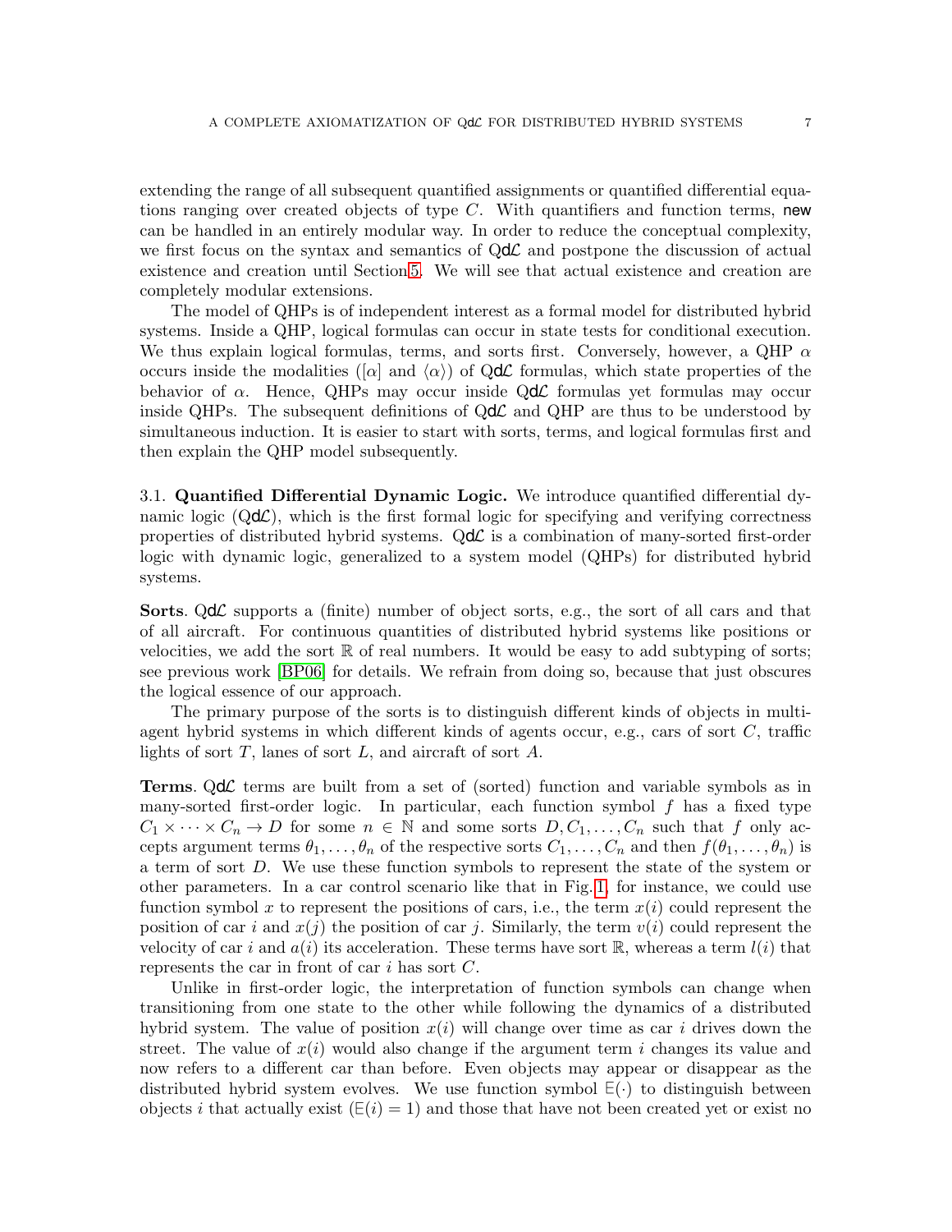extending the range of all subsequent quantified assignments or quantified differential equations ranging over created objects of type $C$. With quantifiers and function terms, new can be handled in an entirely modular way. In order to reduce the conceptual complexity, we first focus on the syntax and semantics of Qd$\mathcal{L}$ and postpone the discussion of actual existence and creation until Section 5. We will see that actual existence and creation are completely modular extensions.

The model of QHPs is of independent interest as a formal model for distributed hybrid systems. Inside a QHP, logical formulas can occur in state tests for conditional execution. We thus explain logical formulas, terms, and sorts first. Conversely, however, a QHP $\alpha$ occurs inside the modalities ($[\alpha]$ and $\langle\alpha\rangle$) of Qd$\mathcal{L}$ formulas, which state properties of the behavior of $\alpha$. Hence, QHPs may occur inside Qd$\mathcal{L}$ formulas yet formulas may occur inside QHPs. The subsequent definitions of Qd$\mathcal{L}$ and QHP are thus to be understood by simultaneous induction. It is easier to start with sorts, terms, and logical formulas first and then explain the QHP model subsequently.

3.1. **Quantified Differential Dynamic Logic.** We introduce quantified differential dynamic logic (Qd$\mathcal{L}$), which is the first formal logic for specifying and verifying correctness properties of distributed hybrid systems. Qd$\mathcal{L}$ is a combination of many-sorted first-order logic with dynamic logic, generalized to a system model (QHPs) for distributed hybrid systems.

**Sorts**. Qd$\mathcal{L}$ supports a (finite) number of object sorts, e.g., the sort of all cars and that of all aircraft. For continuous quantities of distributed hybrid systems like positions or velocities, we add the sort $\mathbb{R}$ of real numbers. It would be easy to add subtyping of sorts; see previous work [BP06] for details. We refrain from doing so, because that just obscures the logical essence of our approach.

The primary purpose of the sorts is to distinguish different kinds of objects in multi-agent hybrid systems in which different kinds of agents occur, e.g., cars of sort $C$, traffic lights of sort $T$, lanes of sort $L$, and aircraft of sort $A$.

**Terms**. Qd$\mathcal{L}$ terms are built from a set of (sorted) function and variable symbols as in many-sorted first-order logic. In particular, each function symbol $f$ has a fixed type $C_1 \times \cdots \times C_n \to D$ for some $n \in \mathbb{N}$ and some sorts $D, C_1, \ldots, C_n$ such that $f$ only accepts argument terms $\theta_1, \ldots, \theta_n$ of the respective sorts $C_1, \ldots, C_n$ and then $f(\theta_1, \ldots, \theta_n)$ is a term of sort $D$. We use these function symbols to represent the state of the system or other parameters. In a car control scenario like that in Fig. 1, for instance, we could use function symbol $x$ to represent the positions of cars, i.e., the term $x(i)$ could represent the position of car $i$ and $x(j)$ the position of car $j$. Similarly, the term $v(i)$ could represent the velocity of car $i$ and $a(i)$ its acceleration. These terms have sort $\mathbb{R}$, whereas a term $l(i)$ that represents the car in front of car $i$ has sort $C$.

Unlike in first-order logic, the interpretation of function symbols can change when transitioning from one state to the other while following the dynamics of a distributed hybrid system. The value of position $x(i)$ will change over time as car $i$ drives down the street. The value of $x(i)$ would also change if the argument term $i$ changes its value and now refers to a different car than before. Even objects may appear or disappear as the distributed hybrid system evolves. We use function symbol $\mathsf{E}(\cdot)$ to distinguish between objects $i$ that actually exist ($\mathsf{E}(i) = 1$) and those that have not been created yet or exist no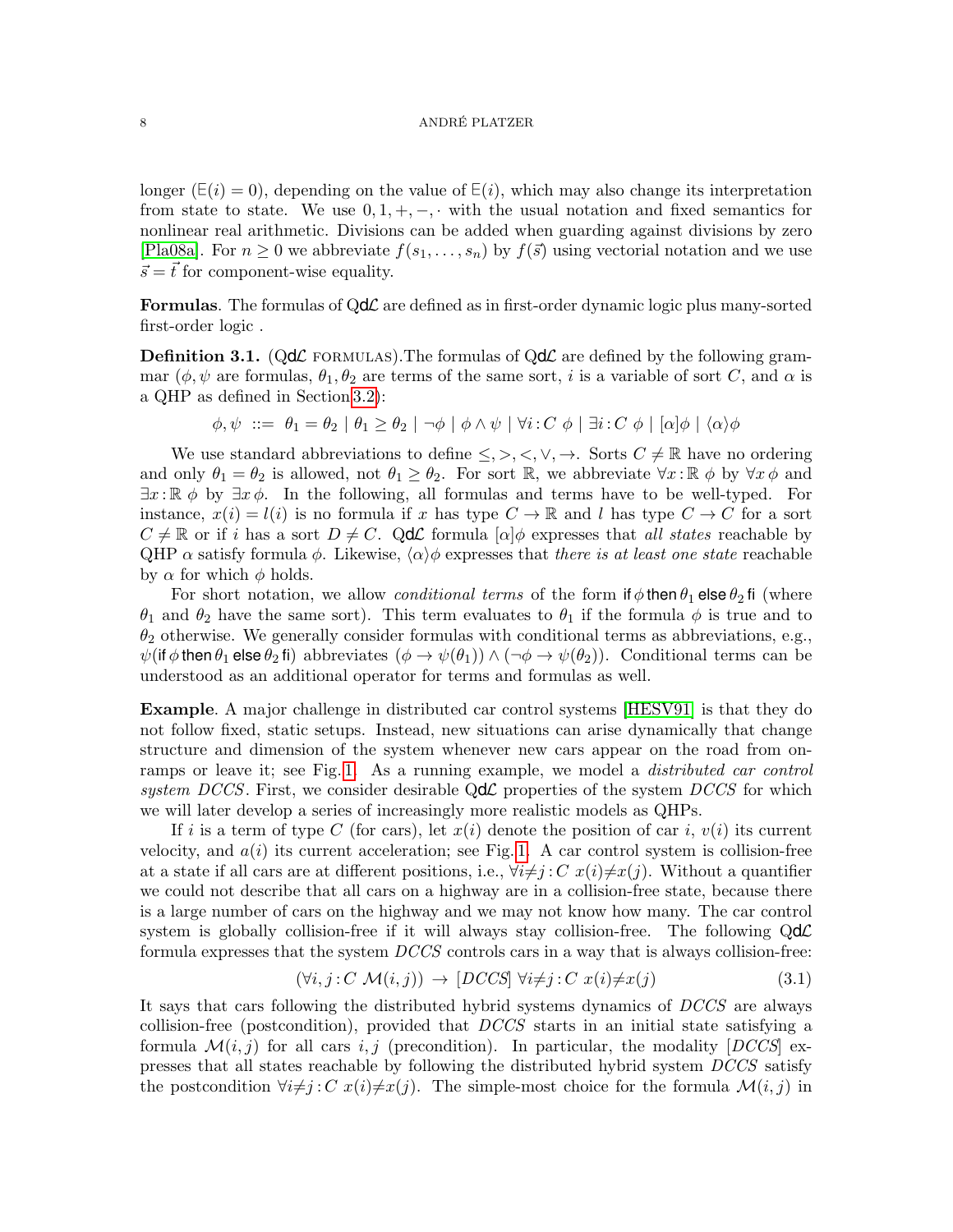longer ($\mathsf{E}(i) = 0$), depending on the value of $\mathsf{E}(i)$, which may also change its interpretation from state to state. We use $0, 1, +, -, \cdot$ with the usual notation and fixed semantics for nonlinear real arithmetic. Divisions can be added when guarding against divisions by zero [Pla08a]. For $n \geq 0$ we abbreviate $f(s_1, \ldots, s_n)$ by $f(\vec{s})$ using vectorial notation and we use $\vec{s} = \vec{t}$ for component-wise equality.

**Formulas**. The formulas of Q$\mathsf{d}\mathcal{L}$ are defined as in first-order dynamic logic plus many-sorted first-order logic .

**Definition 3.1.** (Q$\mathsf{d}\mathcal{L}$ FORMULAS).The formulas of Q$\mathsf{d}\mathcal{L}$ are defined by the following grammar ($\phi, \psi$ are formulas, $\theta_1, \theta_2$ are terms of the same sort, $i$ is a variable of sort $C$, and $\alpha$ is a QHP as defined in Section 3.2):

$$\phi, \psi \ ::= \ \theta_1 = \theta_2 \mid \theta_1 \geq \theta_2 \mid \neg\phi \mid \phi \wedge \psi \mid \forall i\,{:}\,C\ \phi \mid \exists i\,{:}\,C\ \phi \mid [\alpha]\phi \mid \langle\alpha\rangle\phi$$

We use standard abbreviations to define $\leq, >, <, \vee, \rightarrow$. Sorts $C \neq \mathbb{R}$ have no ordering and only $\theta_1 = \theta_2$ is allowed, not $\theta_1 \geq \theta_2$. For sort $\mathbb{R}$, we abbreviate $\forall x\,{:}\,\mathbb{R}\ \phi$ by $\forall x\, \phi$ and $\exists x\,{:}\,\mathbb{R}\ \phi$ by $\exists x\, \phi$. In the following, all formulas and terms have to be well-typed. For instance, $x(i) = l(i)$ is no formula if $x$ has type $C \to \mathbb{R}$ and $l$ has type $C \to C$ for a sort $C \neq \mathbb{R}$ or if $i$ has a sort $D \neq C$. Q$\mathsf{d}\mathcal{L}$ formula $[\alpha]\phi$ expresses that *all states* reachable by QHP $\alpha$ satisfy formula $\phi$. Likewise, $\langle\alpha\rangle\phi$ expresses that *there is at least one state* reachable by $\alpha$ for which $\phi$ holds.

For short notation, we allow *conditional terms* of the form $\mathsf{if}\,\phi\,\mathsf{then}\,\theta_1\,\mathsf{else}\,\theta_2\,\mathsf{fi}$ (where $\theta_1$ and $\theta_2$ have the same sort). This term evaluates to $\theta_1$ if the formula $\phi$ is true and to $\theta_2$ otherwise. We generally consider formulas with conditional terms as abbreviations, e.g., $\psi(\mathsf{if}\,\phi\,\mathsf{then}\,\theta_1\,\mathsf{else}\,\theta_2\,\mathsf{fi})$ abbreviates $(\phi \to \psi(\theta_1)) \wedge (\neg\phi \to \psi(\theta_2))$. Conditional terms can be understood as an additional operator for terms and formulas as well.

**Example**. A major challenge in distributed car control systems [HESV91] is that they do not follow fixed, static setups. Instead, new situations can arise dynamically that change structure and dimension of the system whenever new cars appear on the road from on-ramps or leave it; see Fig. 1. As a running example, we model a *distributed car control system DCCS*. First, we consider desirable Q$\mathsf{d}\mathcal{L}$ properties of the system *DCCS* for which we will later develop a series of increasingly more realistic models as QHPs.

If $i$ is a term of type $C$ (for cars), let $x(i)$ denote the position of car $i$, $v(i)$ its current velocity, and $a(i)$ its current acceleration; see Fig. 1. A car control system is collision-free at a state if all cars are at different positions, i.e., $\forall i{\neq}j\,{:}\,C\ x(i){\neq}x(j)$. Without a quantifier we could not describe that all cars on a highway are in a collision-free state, because there is a large number of cars on the highway and we may not know how many. The car control system is globally collision-free if it will always stay collision-free. The following Q$\mathsf{d}\mathcal{L}$ formula expresses that the system *DCCS* controls cars in a way that is always collision-free:

$$(\forall i, j\,{:}\,C\ \mathcal{M}(i,j)) \ \to\ [DCCS]\ \forall i{\neq}j\,{:}\,C\ x(i){\neq}x(j) \tag{3.1}$$

It says that cars following the distributed hybrid systems dynamics of *DCCS* are always collision-free (postcondition), provided that *DCCS* starts in an initial state satisfying a formula $\mathcal{M}(i,j)$ for all cars $i, j$ (precondition). In particular, the modality $[DCCS]$ expresses that all states reachable by following the distributed hybrid system *DCCS* satisfy the postcondition $\forall i{\neq}j\,{:}\,C\ x(i){\neq}x(j)$. The simple-most choice for the formula $\mathcal{M}(i,j)$ in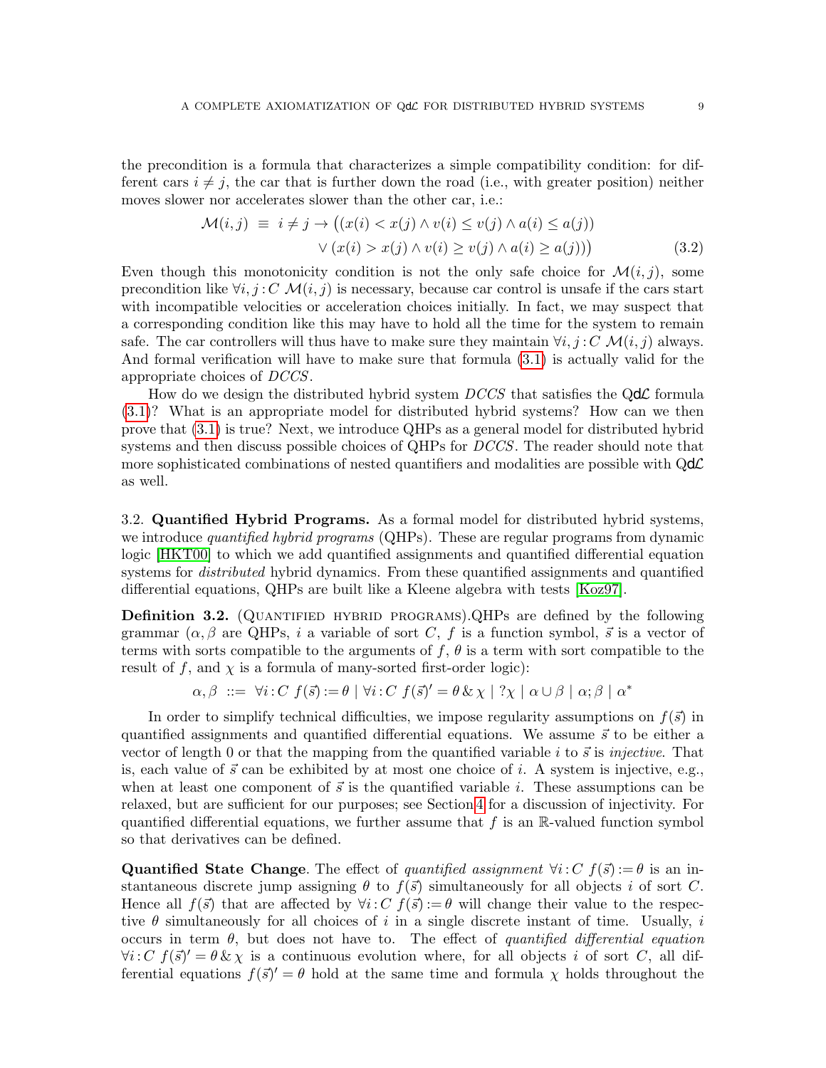the precondition is a formula that characterizes a simple compatibility condition: for different cars $i \neq j$, the car that is further down the road (i.e., with greater position) neither moves slower nor accelerates slower than the other car, i.e.:

$$\mathcal{M}(i,j) \;\equiv\; i \neq j \rightarrow \big((x(i) < x(j) \land v(i) \leq v(j) \land a(i) \leq a(j)) \\ \lor (x(i) > x(j) \land v(i) \geq v(j) \land a(i) \geq a(j))\big) \tag{3.2}$$

Even though this monotonicity condition is not the only safe choice for $\mathcal{M}(i,j)$, some precondition like $\forall i,j\!:\!C\ \mathcal{M}(i,j)$ is necessary, because car control is unsafe if the cars start with incompatible velocities or acceleration choices initially. In fact, we may suspect that a corresponding condition like this may have to hold all the time for the system to remain safe. The car controllers will thus have to make sure they maintain $\forall i,j\!:\!C\ \mathcal{M}(i,j)$ always. And formal verification will have to make sure that formula (3.1) is actually valid for the appropriate choices of $DCCS$.

How do we design the distributed hybrid system $DCCS$ that satisfies the Q$d\mathcal{L}$ formula (3.1)? What is an appropriate model for distributed hybrid systems? How can we then prove that (3.1) is true? Next, we introduce QHPs as a general model for distributed hybrid systems and then discuss possible choices of QHPs for $DCCS$. The reader should note that more sophisticated combinations of nested quantifiers and modalities are possible with Q$d\mathcal{L}$ as well.

3.2. **Quantified Hybrid Programs.** As a formal model for distributed hybrid systems, we introduce *quantified hybrid programs* (QHPs). These are regular programs from dynamic logic [HKT00] to which we add quantified assignments and quantified differential equation systems for *distributed* hybrid dynamics. From these quantified assignments and quantified differential equations, QHPs are built like a Kleene algebra with tests [Koz97].

**Definition 3.2.** (Quantified hybrid programs).QHPs are defined by the following grammar ($\alpha, \beta$ are QHPs, $i$ a variable of sort $C$, $f$ is a function symbol, $\vec{s}$ is a vector of terms with sorts compatible to the arguments of $f$, $\theta$ is a term with sort compatible to the result of $f$, and $\chi$ is a formula of many-sorted first-order logic):

$$\alpha, \beta \;::=\; \forall i\!:\!C\ f(\vec{s}) := \theta \mid \forall i\!:\!C\ f(\vec{s})' = \theta \,\&\, \chi \mid ?\chi \mid \alpha \cup \beta \mid \alpha;\beta \mid \alpha^*$$

In order to simplify technical difficulties, we impose regularity assumptions on $f(\vec{s})$ in quantified assignments and quantified differential equations. We assume $\vec{s}$ to be either a vector of length 0 or that the mapping from the quantified variable $i$ to $\vec{s}$ is *injective*. That is, each value of $\vec{s}$ can be exhibited by at most one choice of $i$. A system is injective, e.g., when at least one component of $\vec{s}$ is the quantified variable $i$. These assumptions can be relaxed, but are sufficient for our purposes; see Section 4 for a discussion of injectivity. For quantified differential equations, we further assume that $f$ is an $\mathbb{R}$-valued function symbol so that derivatives can be defined.

**Quantified State Change**. The effect of *quantified assignment* $\forall i\!:\!C\ f(\vec{s}) := \theta$ is an instantaneous discrete jump assigning $\theta$ to $f(\vec{s})$ simultaneously for all objects $i$ of sort $C$. Hence all $f(\vec{s})$ that are affected by $\forall i\!:\!C\ f(\vec{s}) := \theta$ will change their value to the respective $\theta$ simultaneously for all choices of $i$ in a single discrete instant of time. Usually, $i$ occurs in term $\theta$, but does not have to. The effect of *quantified differential equation* $\forall i\!:\!C\ f(\vec{s})' = \theta \,\&\, \chi$ is a continuous evolution where, for all objects $i$ of sort $C$, all differential equations $f(\vec{s})' = \theta$ hold at the same time and formula $\chi$ holds throughout the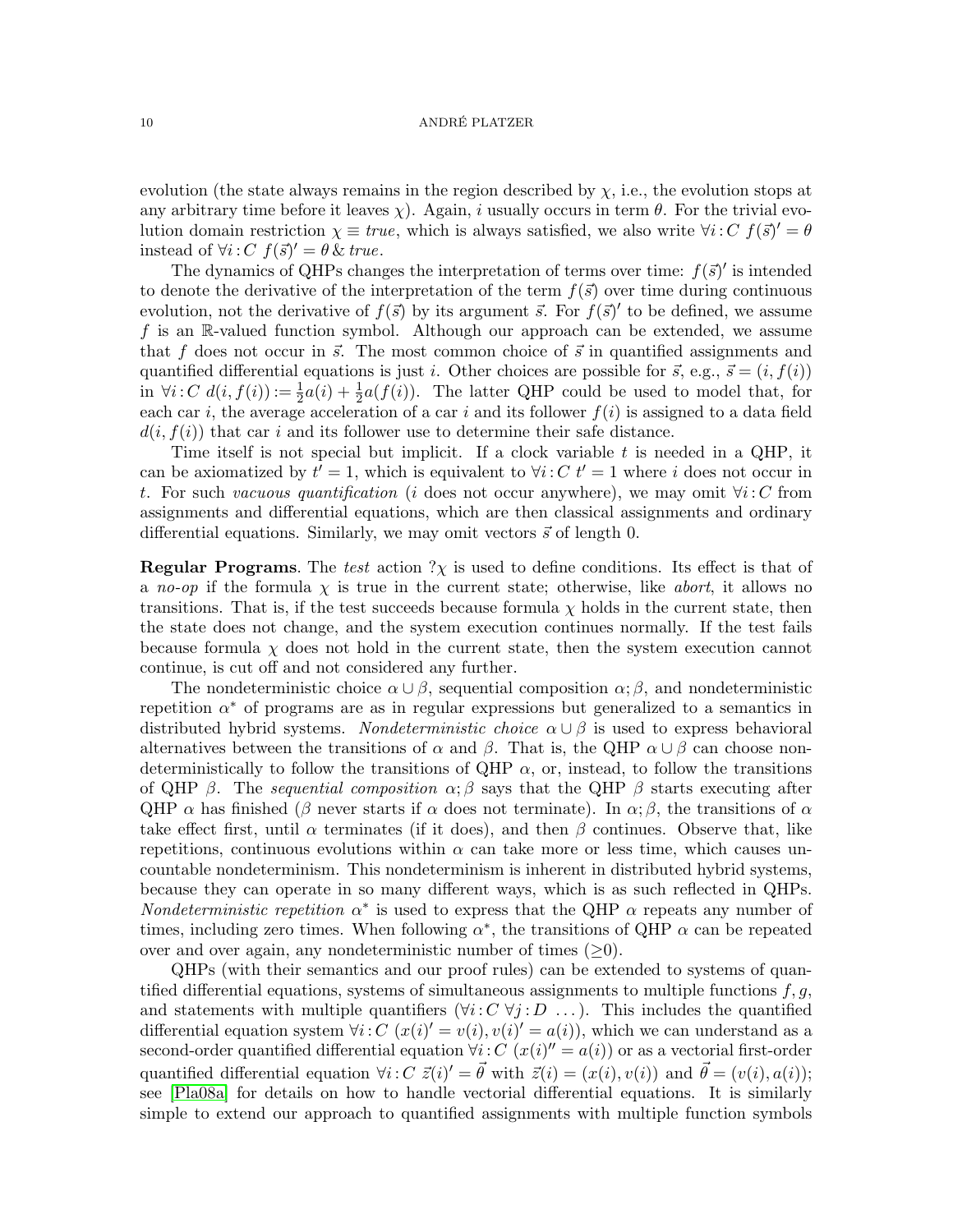evolution (the state always remains in the region described by $\chi$, i.e., the evolution stops at any arbitrary time before it leaves $\chi$). Again, $i$ usually occurs in term $\theta$. For the trivial evolution domain restriction $\chi \equiv true$, which is always satisfied, we also write $\forall i\!:\!C\ f(\vec{s})' = \theta$ instead of $\forall i\!:\!C\ f(\vec{s})' = \theta \,\&\, true$.

The dynamics of QHPs changes the interpretation of terms over time: $f(\vec{s})'$ is intended to denote the derivative of the interpretation of the term $f(\vec{s})$ over time during continuous evolution, not the derivative of $f(\vec{s})$ by its argument $\vec{s}$. For $f(\vec{s})'$ to be defined, we assume $f$ is an $\mathbb{R}$-valued function symbol. Although our approach can be extended, we assume that $f$ does not occur in $\vec{s}$. The most common choice of $\vec{s}$ in quantified assignments and quantified differential equations is just $i$. Other choices are possible for $\vec{s}$, e.g., $\vec{s} = (i, f(i))$ in $\forall i\!:\!C\ d(i, f(i)) := \frac{1}{2}a(i) + \frac{1}{2}a(f(i))$. The latter QHP could be used to model that, for each car $i$, the average acceleration of a car $i$ and its follower $f(i)$ is assigned to a data field $d(i, f(i))$ that car $i$ and its follower use to determine their safe distance.

Time itself is not special but implicit. If a clock variable $t$ is needed in a QHP, it can be axiomatized by $t' = 1$, which is equivalent to $\forall i\!:\!C\ t' = 1$ where $i$ does not occur in $t$. For such *vacuous quantification* ($i$ does not occur anywhere), we may omit $\forall i\!:\!C$ from assignments and differential equations, which are then classical assignments and ordinary differential equations. Similarly, we may omit vectors $\vec{s}$ of length 0.

**Regular Programs**. The *test* action $?\chi$ is used to define conditions. Its effect is that of a *no-op* if the formula $\chi$ is true in the current state; otherwise, like *abort*, it allows no transitions. That is, if the test succeeds because formula $\chi$ holds in the current state, then the state does not change, and the system execution continues normally. If the test fails because formula $\chi$ does not hold in the current state, then the system execution cannot continue, is cut off and not considered any further.

The nondeterministic choice $\alpha \cup \beta$, sequential composition $\alpha; \beta$, and nondeterministic repetition $\alpha^*$ of programs are as in regular expressions but generalized to a semantics in distributed hybrid systems. *Nondeterministic choice* $\alpha \cup \beta$ is used to express behavioral alternatives between the transitions of $\alpha$ and $\beta$. That is, the QHP $\alpha \cup \beta$ can choose nondeterministically to follow the transitions of QHP $\alpha$, or, instead, to follow the transitions of QHP $\beta$. The *sequential composition* $\alpha; \beta$ says that the QHP $\beta$ starts executing after QHP $\alpha$ has finished ($\beta$ never starts if $\alpha$ does not terminate). In $\alpha; \beta$, the transitions of $\alpha$ take effect first, until $\alpha$ terminates (if it does), and then $\beta$ continues. Observe that, like repetitions, continuous evolutions within $\alpha$ can take more or less time, which causes uncountable nondeterminism. This nondeterminism is inherent in distributed hybrid systems, because they can operate in so many different ways, which is as such reflected in QHPs. *Nondeterministic repetition* $\alpha^*$ is used to express that the QHP $\alpha$ repeats any number of times, including zero times. When following $\alpha^*$, the transitions of QHP $\alpha$ can be repeated over and over again, any nondeterministic number of times ($\geq 0$).

QHPs (with their semantics and our proof rules) can be extended to systems of quantified differential equations, systems of simultaneous assignments to multiple functions $f, g$, and statements with multiple quantifiers ($\forall i\!:\!C\ \forall j\!:\!D\ \ldots$). This includes the quantified differential equation system $\forall i\!:\!C\ (x(i)' = v(i), v(i)' = a(i))$, which we can understand as a second-order quantified differential equation $\forall i\!:\!C\ (x(i)'' = a(i))$ or as a vectorial first-order quantified differential equation $\forall i\!:\!C\ \vec{z}(i)' = \vec{\theta}$ with $\vec{z}(i) = (x(i), v(i))$ and $\vec{\theta} = (v(i), a(i))$; see [Pla08a] for details on how to handle vectorial differential equations. It is similarly simple to extend our approach to quantified assignments with multiple function symbols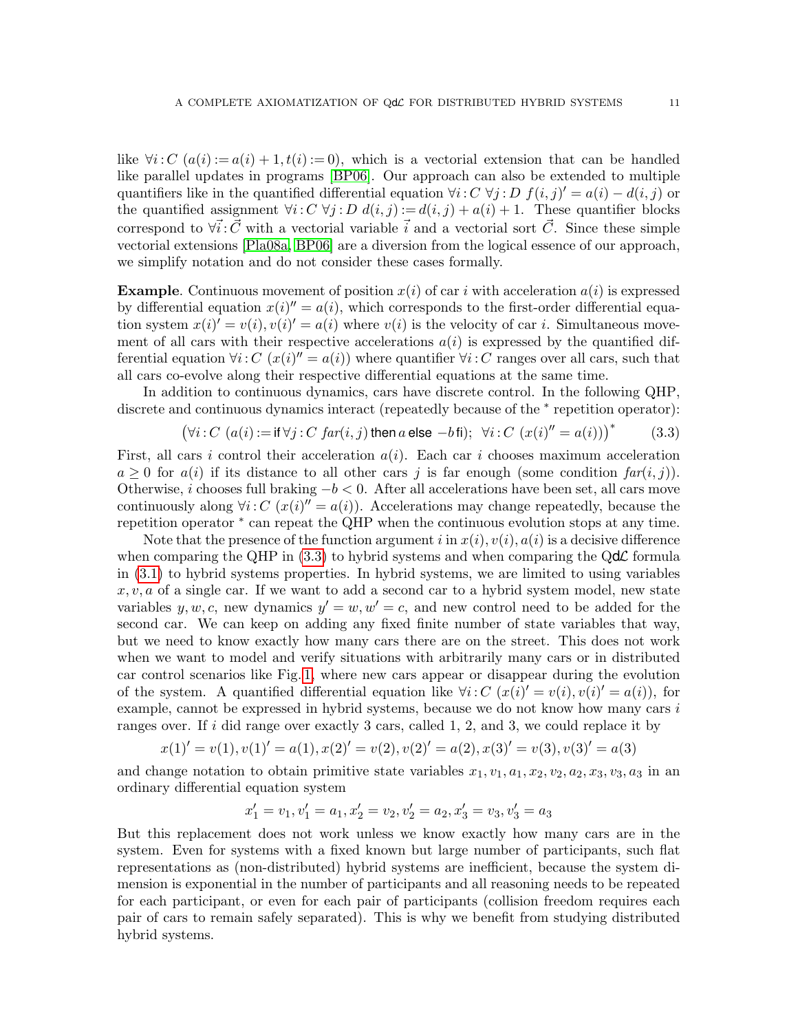like $\forall i : C\ (a(i) := a(i) + 1, t(i) := 0)$, which is a vectorial extension that can be handled like parallel updates in programs [BP06]. Our approach can also be extended to multiple quantifiers like in the quantified differential equation $\forall i : C\ \forall j : D\ f(i,j)' = a(i) - d(i,j)$ or the quantified assignment $\forall i : C\ \forall j : D\ d(i,j) := d(i,j) + a(i) + 1$. These quantifier blocks correspond to $\forall \vec{i} : \vec{C}$ with a vectorial variable $\vec{i}$ and a vectorial sort $\vec{C}$. Since these simple vectorial extensions [Pla08a, BP06] are a diversion from the logical essence of our approach, we simplify notation and do not consider these cases formally.

**Example**. Continuous movement of position $x(i)$ of car $i$ with acceleration $a(i)$ is expressed by differential equation $x(i)'' = a(i)$, which corresponds to the first-order differential equation system $x(i)' = v(i), v(i)' = a(i)$ where $v(i)$ is the velocity of car $i$. Simultaneous movement of all cars with their respective accelerations $a(i)$ is expressed by the quantified differential equation $\forall i : C\ (x(i)'' = a(i))$ where quantifier $\forall i : C$ ranges over all cars, such that all cars co-evolve along their respective differential equations at the same time.

In addition to continuous dynamics, cars have discrete control. In the following QHP, discrete and continuous dynamics interact (repeatedly because of the $^*$ repetition operator):

$$\big(\forall i : C\ (a(i) := \text{if}\ \forall j : C\ \mathit{far}(i,j)\ \text{then}\ a\ \text{else}\ -b\ \text{fi});\ \ \forall i : C\ (x(i)'' = a(i))\big)^* \tag{3.3}$$

First, all cars $i$ control their acceleration $a(i)$. Each car $i$ chooses maximum acceleration $a \geq 0$ for $a(i)$ if its distance to all other cars $j$ is far enough (some condition $\mathit{far}(i,j)$). Otherwise, $i$ chooses full braking $-b < 0$. After all accelerations have been set, all cars move continuously along $\forall i : C\ (x(i)'' = a(i))$. Accelerations may change repeatedly, because the repetition operator $^*$ can repeat the QHP when the continuous evolution stops at any time.

Note that the presence of the function argument $i$ in $x(i), v(i), a(i)$ is a decisive difference when comparing the QHP in (3.3) to hybrid systems and when comparing the Q$d\mathcal{L}$ formula in (3.1) to hybrid systems properties. In hybrid systems, we are limited to using variables $x, v, a$ of a single car. If we want to add a second car to a hybrid system model, new state variables $y, w, c$, new dynamics $y' = w, w' = c$, and new control need to be added for the second car. We can keep on adding any fixed finite number of state variables that way, but we need to know exactly how many cars there are on the street. This does not work when we want to model and verify situations with arbitrarily many cars or in distributed car control scenarios like Fig. 1, where new cars appear or disappear during the evolution of the system. A quantified differential equation like $\forall i : C\ (x(i)' = v(i), v(i)' = a(i))$, for example, cannot be expressed in hybrid systems, because we do not know how many cars $i$ ranges over. If $i$ did range over exactly 3 cars, called 1, 2, and 3, we could replace it by

$$x(1)' = v(1), v(1)' = a(1), x(2)' = v(2), v(2)' = a(2), x(3)' = v(3), v(3)' = a(3)$$

and change notation to obtain primitive state variables $x_1, v_1, a_1, x_2, v_2, a_2, x_3, v_3, a_3$ in an ordinary differential equation system

$$x_1' = v_1, v_1' = a_1, x_2' = v_2, v_2' = a_2, x_3' = v_3, v_3' = a_3$$

But this replacement does not work unless we know exactly how many cars are in the system. Even for systems with a fixed known but large number of participants, such flat representations as (non-distributed) hybrid systems are inefficient, because the system dimension is exponential in the number of participants and all reasoning needs to be repeated for each participant, or even for each pair of participants (collision freedom requires each pair of cars to remain safely separated). This is why we benefit from studying distributed hybrid systems.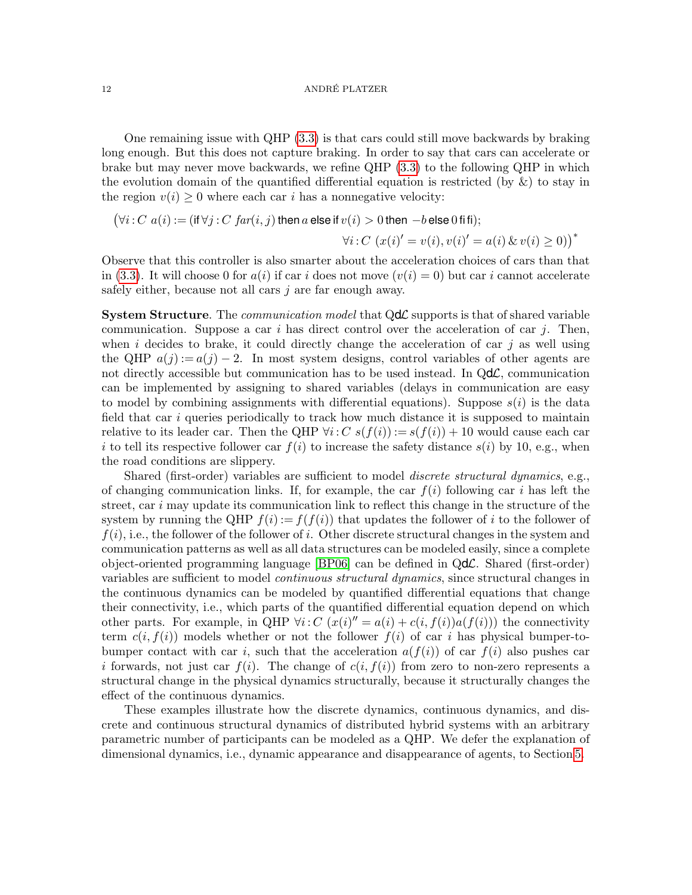One remaining issue with QHP (3.3) is that cars could still move backwards by braking long enough. But this does not capture braking. In order to say that cars can accelerate or brake but may never move backwards, we refine QHP (3.3) to the following QHP in which the evolution domain of the quantified differential equation is restricted (by &) to stay in the region $v(i) \geq 0$ where each car $i$ has a nonnegative velocity:

$$\big(\forall i\!:\!C\ a(i) := (\mathsf{if}\ \forall j\!:\!C\ \mathit{far}(i,j)\ \mathsf{then}\ a\ \mathsf{else\ if}\ v(i) > 0\ \mathsf{then}\ -b\ \mathsf{else}\ 0\ \mathsf{fi\ fi});$$
$$\forall i\!:\!C\ (x(i)' = v(i), v(i)' = a(i)\ \&\ v(i) \geq 0)\big)^*$$

Observe that this controller is also smarter about the acceleration choices of cars than that in (3.3). It will choose 0 for $a(i)$ if car $i$ does not move ($v(i) = 0$) but car $i$ cannot accelerate safely either, because not all cars $j$ are far enough away.

**System Structure**. The *communication model* that Q$d\mathcal{L}$ supports is that of shared variable communication. Suppose a car $i$ has direct control over the acceleration of car $j$. Then, when $i$ decides to brake, it could directly change the acceleration of car $j$ as well using the QHP $a(j) := a(j) - 2$. In most system designs, control variables of other agents are not directly accessible but communication has to be used instead. In Q$d\mathcal{L}$, communication can be implemented by assigning to shared variables (delays in communication are easy to model by combining assignments with differential equations). Suppose $s(i)$ is the data field that car $i$ queries periodically to track how much distance it is supposed to maintain relative to its leader car. Then the QHP $\forall i\!:\!C\ s(f(i)) := s(f(i)) + 10$ would cause each car $i$ to tell its respective follower car $f(i)$ to increase the safety distance $s(i)$ by 10, e.g., when the road conditions are slippery.

Shared (first-order) variables are sufficient to model *discrete structural dynamics*, e.g., of changing communication links. If, for example, the car $f(i)$ following car $i$ has left the street, car $i$ may update its communication link to reflect this change in the structure of the system by running the QHP $f(i) := f(f(i))$ that updates the follower of $i$ to the follower of $f(i)$, i.e., the follower of the follower of $i$. Other discrete structural changes in the system and communication patterns as well as all data structures can be modeled easily, since a complete object-oriented programming language [BP06] can be defined in Q$d\mathcal{L}$. Shared (first-order) variables are sufficient to model *continuous structural dynamics*, since structural changes in the continuous dynamics can be modeled by quantified differential equations that change their connectivity, i.e., which parts of the quantified differential equation depend on which other parts. For example, in QHP $\forall i\!:\!C\ (x(i)'' = a(i) + c(i, f(i))a(f(i)))$ the connectivity term $c(i, f(i))$ models whether or not the follower $f(i)$ of car $i$ has physical bumper-to-bumper contact with car $i$, such that the acceleration $a(f(i))$ of car $f(i)$ also pushes car $i$ forwards, not just car $f(i)$. The change of $c(i, f(i))$ from zero to non-zero represents a structural change in the physical dynamics structurally, because it structurally changes the effect of the continuous dynamics.

These examples illustrate how the discrete dynamics, continuous dynamics, and discrete and continuous structural dynamics of distributed hybrid systems with an arbitrary parametric number of participants can be modeled as a QHP. We defer the explanation of dimensional dynamics, i.e., dynamic appearance and disappearance of agents, to Section 5.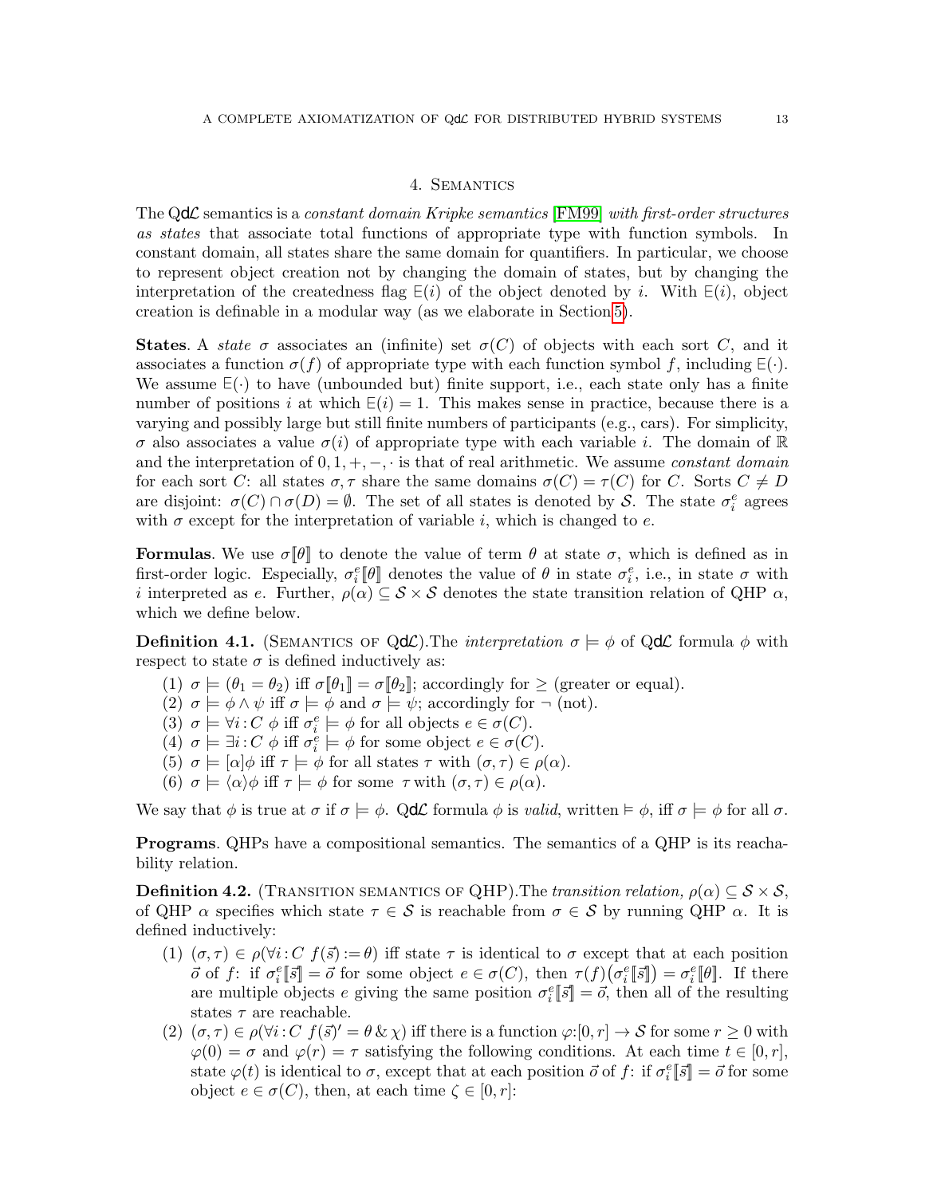## 4. Semantics

The QdL semantics is a *constant domain Kripke semantics* [FM99] *with first-order structures as states* that associate total functions of appropriate type with function symbols. In constant domain, all states share the same domain for quantifiers. In particular, we choose to represent object creation not by changing the domain of states, but by changing the interpretation of the createdness flag $\mathsf{E}(i)$ of the object denoted by $i$. With $\mathsf{E}(i)$, object creation is definable in a modular way (as we elaborate in Section 5).

**States**. A *state* $\sigma$ associates an (infinite) set $\sigma(C)$ of objects with each sort $C$, and it associates a function $\sigma(f)$ of appropriate type with each function symbol $f$, including $\mathsf{E}(\cdot)$. We assume $\mathsf{E}(\cdot)$ to have (unbounded but) finite support, i.e., each state only has a finite number of positions $i$ at which $\mathsf{E}(i) = 1$. This makes sense in practice, because there is a varying and possibly large but still finite numbers of participants (e.g., cars). For simplicity, $\sigma$ also associates a value $\sigma(i)$ of appropriate type with each variable $i$. The domain of $\mathbb{R}$ and the interpretation of $0, 1, +, -, \cdot$ is that of real arithmetic. We assume *constant domain* for each sort $C$: all states $\sigma, \tau$ share the same domains $\sigma(C) = \tau(C)$ for $C$. Sorts $C \neq D$ are disjoint: $\sigma(C) \cap \sigma(D) = \emptyset$. The set of all states is denoted by $\mathcal{S}$. The state $\sigma_i^e$ agrees with $\sigma$ except for the interpretation of variable $i$, which is changed to $e$.

**Formulas**. We use $\sigma[\![\theta]\!]$ to denote the value of term $\theta$ at state $\sigma$, which is defined as in first-order logic. Especially, $\sigma_i^e[\![\theta]\!]$ denotes the value of $\theta$ in state $\sigma_i^e$, i.e., in state $\sigma$ with $i$ interpreted as $e$. Further, $\rho(\alpha) \subseteq \mathcal{S} \times \mathcal{S}$ denotes the state transition relation of QHP $\alpha$, which we define below.

**Definition 4.1.** (Semantics of QdL).The *interpretation* $\sigma \models \phi$ of QdL formula $\phi$ with respect to state $\sigma$ is defined inductively as:

1. $\sigma \models (\theta_1 = \theta_2)$ iff $\sigma[\![\theta_1]\!] = \sigma[\![\theta_2]\!]$; accordingly for $\geq$ (greater or equal).
2. $\sigma \models \phi \wedge \psi$ iff $\sigma \models \phi$ and $\sigma \models \psi$; accordingly for $\neg$ (not).
3. $\sigma \models \forall i\!:\!C\ \phi$ iff $\sigma_i^e \models \phi$ for all objects $e \in \sigma(C)$.
4. $\sigma \models \exists i\!:\!C\ \phi$ iff $\sigma_i^e \models \phi$ for some object $e \in \sigma(C)$.
5. $\sigma \models [\alpha]\phi$ iff $\tau \models \phi$ for all states $\tau$ with $(\sigma, \tau) \in \rho(\alpha)$.
6. $\sigma \models \langle\alpha\rangle\phi$ iff $\tau \models \phi$ for some $\tau$ with $(\sigma, \tau) \in \rho(\alpha)$.

We say that $\phi$ is true at $\sigma$ if $\sigma \models \phi$. QdL formula $\phi$ is *valid*, written $\models \phi$, iff $\sigma \models \phi$ for all $\sigma$.

**Programs**. QHPs have a compositional semantics. The semantics of a QHP is its reachability relation.

**Definition 4.2.** (Transition semantics of QHP).The *transition relation,* $\rho(\alpha) \subseteq \mathcal{S} \times \mathcal{S}$, of QHP $\alpha$ specifies which state $\tau \in \mathcal{S}$ is reachable from $\sigma \in \mathcal{S}$ by running QHP $\alpha$. It is defined inductively:

1. $(\sigma, \tau) \in \rho(\forall i\!:\!C\ f(\vec{s}) := \theta)$ iff state $\tau$ is identical to $\sigma$ except that at each position $\vec{o}$ of $f$: if $\sigma_i^e[\![\vec{s}]\!] = \vec{o}$ for some object $e \in \sigma(C)$, then $\tau(f)\big(\sigma_i^e[\![\vec{s}]\!]\big) = \sigma_i^e[\![\theta]\!]$. If there are multiple objects $e$ giving the same position $\sigma_i^e[\![\vec{s}]\!] = \vec{o}$, then all of the resulting states $\tau$ are reachable.
2. $(\sigma, \tau) \in \rho(\forall i\!:\!C\ f(\vec{s})' = \theta \,\&\, \chi)$ iff there is a function $\varphi\!:\![0, r] \to \mathcal{S}$ for some $r \geq 0$ with $\varphi(0) = \sigma$ and $\varphi(r) = \tau$ satisfying the following conditions. At each time $t \in [0, r]$, state $\varphi(t)$ is identical to $\sigma$, except that at each position $\vec{o}$ of $f$: if $\sigma_i^e[\![\vec{s}]\!] = \vec{o}$ for some object $e \in \sigma(C)$, then, at each time $\zeta \in [0, r]$: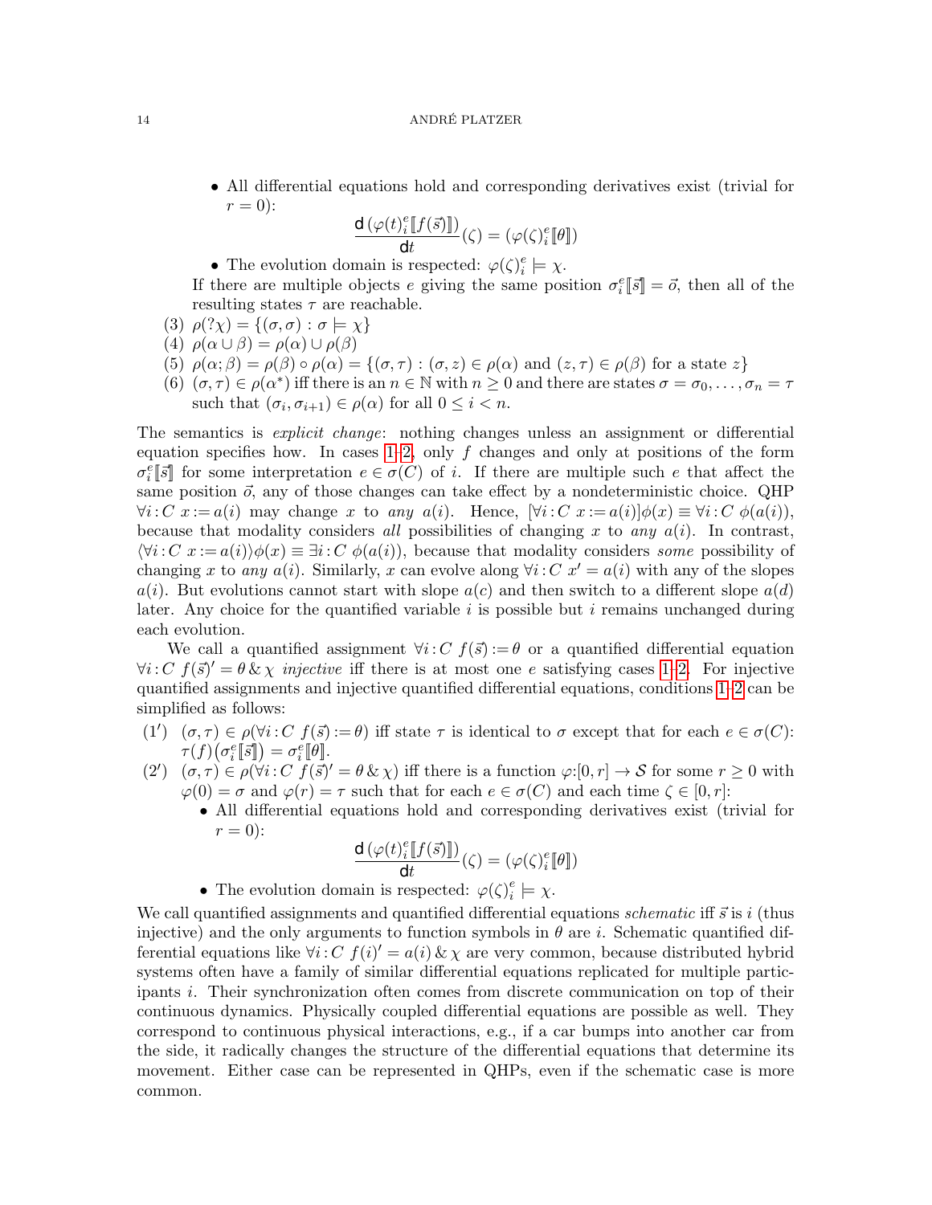- All differential equations hold and corresponding derivatives exist (trivial for $r = 0$):

$$\frac{\mathsf{d}\,(\varphi(t)_i^e[\![f(\vec{s})]\!])}{\mathsf{d}t}(\zeta) = (\varphi(\zeta)_i^e[\![\theta]\!])$$

- The evolution domain is respected: $\varphi(\zeta)_i^e \models \chi$.

If there are multiple objects $e$ giving the same position $\sigma_i^e[\![\vec{s}]\!] = \vec{o}$, then all of the resulting states $\tau$ are reachable.

(3) $\rho(?\chi) = \{(\sigma, \sigma) : \sigma \models \chi\}$
(4) $\rho(\alpha \cup \beta) = \rho(\alpha) \cup \rho(\beta)$
(5) $\rho(\alpha; \beta) = \rho(\beta) \circ \rho(\alpha) = \{(\sigma, \tau) : (\sigma, z) \in \rho(\alpha) \text{ and } (z, \tau) \in \rho(\beta) \text{ for a state } z\}$
(6) $(\sigma, \tau) \in \rho(\alpha^*)$ iff there is an $n \in \mathbb{N}$ with $n \geq 0$ and there are states $\sigma = \sigma_0, \ldots, \sigma_n = \tau$ such that $(\sigma_i, \sigma_{i+1}) \in \rho(\alpha)$ for all $0 \leq i < n$.

The semantics is *explicit change*: nothing changes unless an assignment or differential equation specifies how. In cases 1–2, only $f$ changes and only at positions of the form $\sigma_i^e[\![\vec{s}]\!]$ for some interpretation $e \in \sigma(C)$ of $i$. If there are multiple such $e$ that affect the same position $\vec{o}$, any of those changes can take effect by a nondeterministic choice. QHP $\forall i : C\ x := a(i)$ may change $x$ to *any* $a(i)$. Hence, $[\forall i : C\ x := a(i)]\phi(x) \equiv \forall i : C\ \phi(a(i))$, because that modality considers *all* possibilities of changing $x$ to *any* $a(i)$. In contrast, $\langle \forall i : C\ x := a(i)\rangle \phi(x) \equiv \exists i : C\ \phi(a(i))$, because that modality considers *some* possibility of changing $x$ to *any* $a(i)$. Similarly, $x$ can evolve along $\forall i : C\ x' = a(i)$ with any of the slopes $a(i)$. But evolutions cannot start with slope $a(c)$ and then switch to a different slope $a(d)$ later. Any choice for the quantified variable $i$ is possible but $i$ remains unchanged during each evolution.

We call a quantified assignment $\forall i : C\ f(\vec{s}) := \theta$ or a quantified differential equation $\forall i : C\ f(\vec{s})' = \theta \,\&\, \chi$ *injective* iff there is at most one $e$ satisfying cases 1–2. For injective quantified assignments and injective quantified differential equations, conditions 1–2 can be simplified as follows:

(1′) $(\sigma, \tau) \in \rho(\forall i : C\ f(\vec{s}) := \theta)$ iff state $\tau$ is identical to $\sigma$ except that for each $e \in \sigma(C)$: $\tau(f)\big(\sigma_i^e[\![\vec{s}]\!]\big) = \sigma_i^e[\![\theta]\!]$.

(2′) $(\sigma, \tau) \in \rho(\forall i : C\ f(\vec{s})' = \theta \,\&\, \chi)$ iff there is a function $\varphi{:}[0, r] \to \mathcal{S}$ for some $r \geq 0$ with $\varphi(0) = \sigma$ and $\varphi(r) = \tau$ such that for each $e \in \sigma(C)$ and each time $\zeta \in [0, r]$:
  - All differential equations hold and corresponding derivatives exist (trivial for $r = 0$):

$$\frac{\mathsf{d}\,(\varphi(t)_i^e[\![f(\vec{s})]\!])}{\mathsf{d}t}(\zeta) = (\varphi(\zeta)_i^e[\![\theta]\!])$$

  - The evolution domain is respected: $\varphi(\zeta)_i^e \models \chi$.

We call quantified assignments and quantified differential equations *schematic* iff $\vec{s}$ is $i$ (thus injective) and the only arguments to function symbols in $\theta$ are $i$. Schematic quantified differential equations like $\forall i : C\ f(i)' = a(i) \,\&\, \chi$ are very common, because distributed hybrid systems often have a family of similar differential equations replicated for multiple participants $i$. Their synchronization often comes from discrete communication on top of their continuous dynamics. Physically coupled differential equations are possible as well. They correspond to continuous physical interactions, e.g., if a car bumps into another car from the side, it radically changes the structure of the differential equations that determine its movement. Either case can be represented in QHPs, even if the schematic case is more common.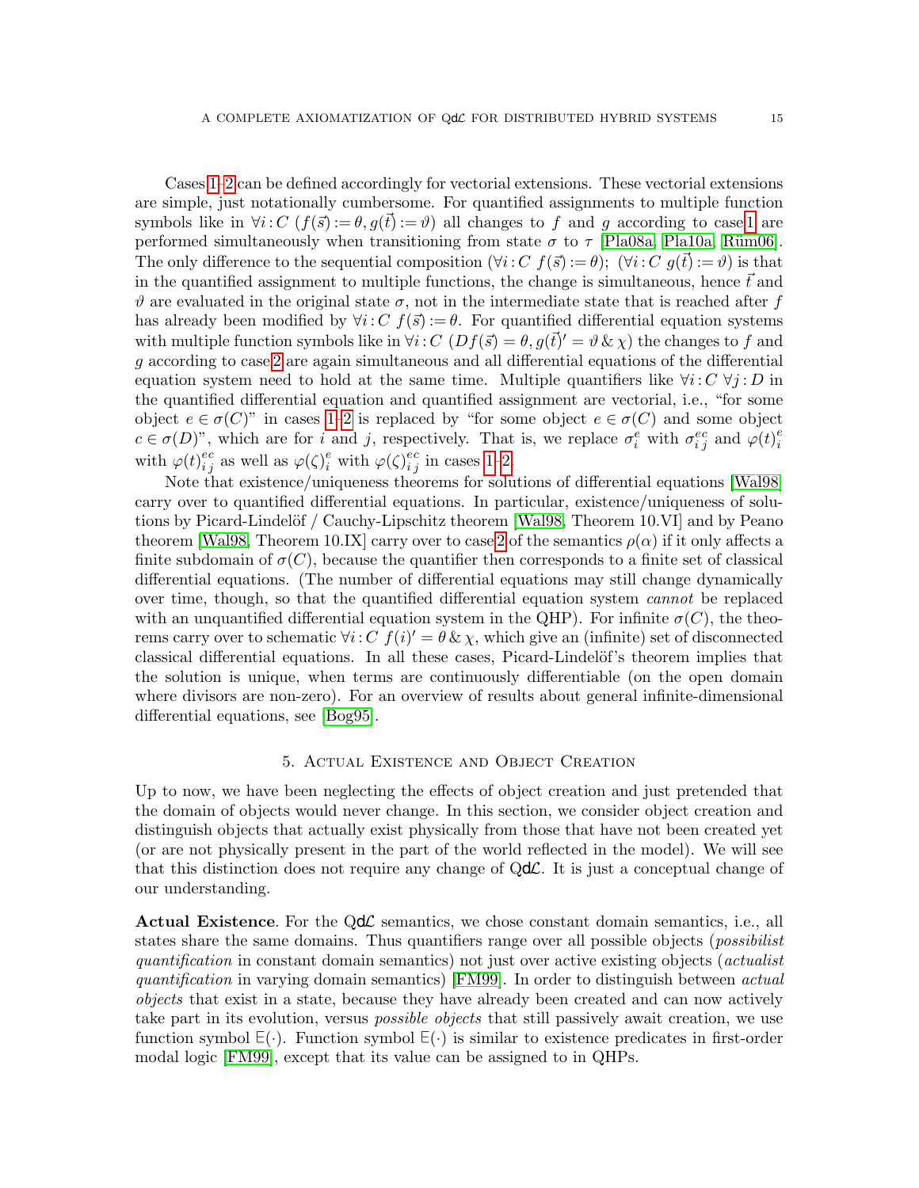Cases 1–2 can be defined accordingly for vectorial extensions. These vectorial extensions are simple, just notationally cumbersome. For quantified assignments to multiple function symbols like in $\forall i\!:\!C\ (f(\vec{s}) := \theta, g(\vec{t}) := \vartheta)$ all changes to $f$ and $g$ according to case 1 are performed simultaneously when transitioning from state $\sigma$ to $\tau$ [Pla08a, Pla10a, Rüm06]. The only difference to the sequential composition $(\forall i\!:\!C\ f(\vec{s}) := \theta);\ (\forall i\!:\!C\ g(\vec{t}) := \vartheta)$ is that in the quantified assignment to multiple functions, the change is simultaneous, hence $\vec{t}$ and $\vartheta$ are evaluated in the original state $\sigma$, not in the intermediate state that is reached after $f$ has already been modified by $\forall i\!:\!C\ f(\vec{s}) := \theta$. For quantified differential equation systems with multiple function symbols like in $\forall i\!:\!C\ (Df(\vec{s}) = \theta, g(\vec{t})' = \vartheta \,\&\, \chi)$ the changes to $f$ and $g$ according to case 2 are again simultaneous and all differential equations of the differential equation system need to hold at the same time. Multiple quantifiers like $\forall i\!:\!C\ \forall j\!:\!D$ in the quantified differential equation and quantified assignment are vectorial, i.e., "for some object $e \in \sigma(C)$" in cases 1–2 is replaced by "for some object $e \in \sigma(C)$ and some object $c \in \sigma(D)$", which are for $i$ and $j$, respectively. That is, we replace $\sigma_i^e$ with $\sigma_{i\,j}^{e\,c}$ and $\varphi(t)_i^e$ with $\varphi(t)_{i\,j}^{e\,c}$ as well as $\varphi(\zeta)_i^e$ with $\varphi(\zeta)_{i\,j}^{e\,c}$ in cases 1–2.

Note that existence/uniqueness theorems for solutions of differential equations [Wal98] carry over to quantified differential equations. In particular, existence/uniqueness of solutions by Picard-Lindelöf / Cauchy-Lipschitz theorem [Wal98, Theorem 10.VI] and by Peano theorem [Wal98, Theorem 10.IX] carry over to case 2 of the semantics $\rho(\alpha)$ if it only affects a finite subdomain of $\sigma(C)$, because the quantifier then corresponds to a finite set of classical differential equations. (The number of differential equations may still change dynamically over time, though, so that the quantified differential equation system *cannot* be replaced with an unquantified differential equation system in the QHP). For infinite $\sigma(C)$, the theorems carry over to schematic $\forall i\!:\!C\ f(i)' = \theta \,\&\, \chi$, which give an (infinite) set of disconnected classical differential equations. In all these cases, Picard-Lindelöf's theorem implies that the solution is unique, when terms are continuously differentiable (on the open domain where divisors are non-zero). For an overview of results about general infinite-dimensional differential equations, see [Bog95].

## 5. Actual Existence and Object Creation

Up to now, we have been neglecting the effects of object creation and just pretended that the domain of objects would never change. In this section, we consider object creation and distinguish objects that actually exist physically from those that have not been created yet (or are not physically present in the part of the world reflected in the model). We will see that this distinction does not require any change of Q$d\mathcal{L}$. It is just a conceptual change of our understanding.

**Actual Existence**. For the Q$d\mathcal{L}$ semantics, we chose constant domain semantics, i.e., all states share the same domains. Thus quantifiers range over all possible objects (*possibilist quantification* in constant domain semantics) not just over active existing objects (*actualist quantification* in varying domain semantics) [FM99]. In order to distinguish between *actual objects* that exist in a state, because they have already been created and can now actively take part in its evolution, versus *possible objects* that still passively await creation, we use function symbol $\mathsf{E}(\cdot)$. Function symbol $\mathsf{E}(\cdot)$ is similar to existence predicates in first-order modal logic [FM99], except that its value can be assigned to in QHPs.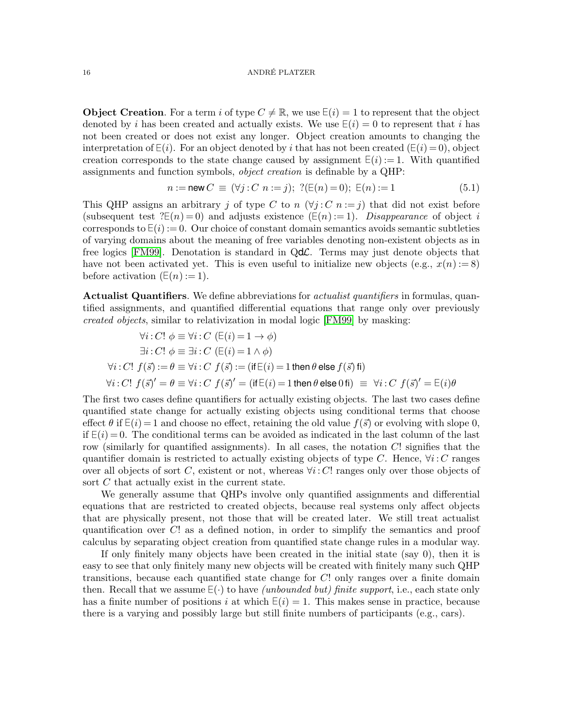**Object Creation**. For a term $i$ of type $C \neq \mathbb{R}$, we use $\mathsf{E}(i) = 1$ to represent that the object denoted by $i$ has been created and actually exists. We use $\mathsf{E}(i) = 0$ to represent that $i$ has not been created or does not exist any longer. Object creation amounts to changing the interpretation of $\mathsf{E}(i)$. For an object denoted by $i$ that has not been created ($\mathsf{E}(i) = 0$), object creation corresponds to the state change caused by assignment $\mathsf{E}(i) := 1$. With quantified assignments and function symbols, *object creation* is definable by a QHP:

$$n := \mathsf{new}\, C \equiv (\forall j : C\ n := j);\ ?(\mathsf{E}(n) = 0);\ \mathsf{E}(n) := 1 \tag{5.1}$$

This QHP assigns an arbitrary $j$ of type $C$ to $n$ ($\forall j : C\ n := j$) that did not exist before (subsequent test $?\mathsf{E}(n) = 0$) and adjusts existence ($\mathsf{E}(n) := 1$). *Disappearance* of object $i$ corresponds to $\mathsf{E}(i) := 0$. Our choice of constant domain semantics avoids semantic subtleties of varying domains about the meaning of free variables denoting non-existent objects as in free logics [FM99]. Denotation is standard in Qd$\mathcal{L}$. Terms may just denote objects that have not been activated yet. This is even useful to initialize new objects (e.g., $x(n) := 8$) before activation ($\mathsf{E}(n) := 1$).

**Actualist Quantifiers**. We define abbreviations for *actualist quantifiers* in formulas, quantified assignments, and quantified differential equations that range only over previously *created objects*, similar to relativization in modal logic [FM99] by masking:

$$\forall i : C!\ \phi \equiv \forall i : C\ (\mathsf{E}(i) = 1 \to \phi)$$
$$\exists i : C!\ \phi \equiv \exists i : C\ (\mathsf{E}(i) = 1 \land \phi)$$
$$\forall i : C!\ f(\vec{s}) := \theta \equiv \forall i : C\ f(\vec{s}) := (\mathsf{if}\ \mathsf{E}(i) = 1\ \mathsf{then}\ \theta\ \mathsf{else}\ f(\vec{s})\ \mathsf{fi})$$
$$\forall i : C!\ f(\vec{s})' = \theta \equiv \forall i : C\ f(\vec{s})' = (\mathsf{if}\ \mathsf{E}(i) = 1\ \mathsf{then}\ \theta\ \mathsf{else}\ 0\ \mathsf{fi})\ \equiv\ \forall i : C\ f(\vec{s})' = \mathsf{E}(i)\theta$$

The first two cases define quantifiers for actually existing objects. The last two cases define quantified state change for actually existing objects using conditional terms that choose effect $\theta$ if $\mathsf{E}(i) = 1$ and choose no effect, retaining the old value $f(\vec{s})$ or evolving with slope 0, if $\mathsf{E}(i) = 0$. The conditional terms can be avoided as indicated in the last column of the last row (similarly for quantified assignments). In all cases, the notation $C!$ signifies that the quantifier domain is restricted to actually existing objects of type $C$. Hence, $\forall i : C$ ranges over all objects of sort $C$, existent or not, whereas $\forall i : C!$ ranges only over those objects of sort $C$ that actually exist in the current state.

We generally assume that QHPs involve only quantified assignments and differential equations that are restricted to created objects, because real systems only affect objects that are physically present, not those that will be created later. We still treat actualist quantification over $C!$ as a defined notion, in order to simplify the semantics and proof calculus by separating object creation from quantified state change rules in a modular way.

If only finitely many objects have been created in the initial state (say 0), then it is easy to see that only finitely many new objects will be created with finitely many such QHP transitions, because each quantified state change for $C!$ only ranges over a finite domain then. Recall that we assume $\mathsf{E}(\cdot)$ to have *(unbounded but) finite support*, i.e., each state only has a finite number of positions $i$ at which $\mathsf{E}(i) = 1$. This makes sense in practice, because there is a varying and possibly large but still finite numbers of participants (e.g., cars).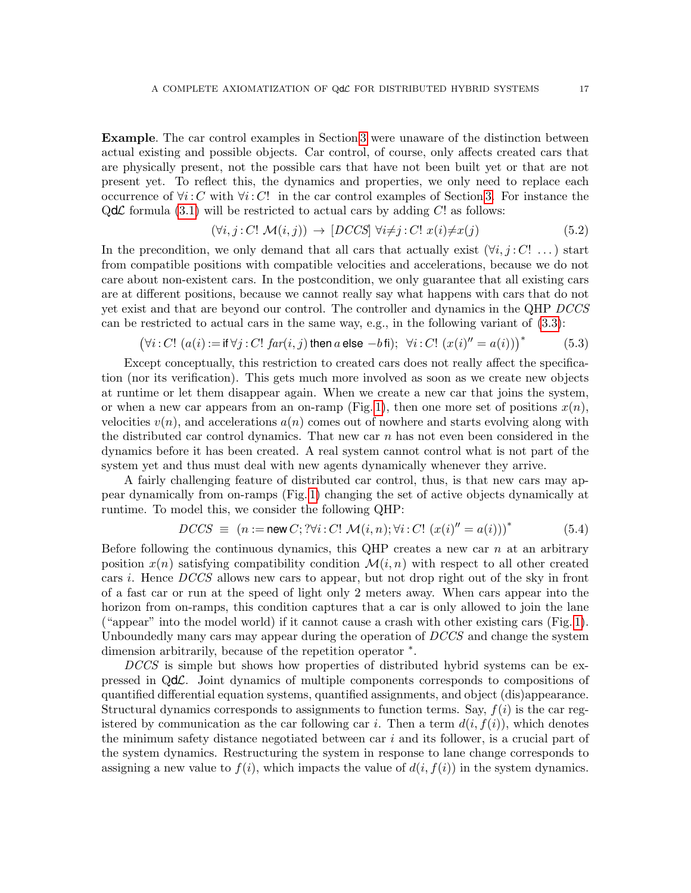**Example**. The car control examples in Section 3 were unaware of the distinction between actual existing and possible objects. Car control, of course, only affects created cars that are physically present, not the possible cars that have not been built yet or that are not present yet. To reflect this, the dynamics and properties, we only need to replace each occurrence of $\forall i\,{:}\,C$ with $\forall i\,{:}\,C!$ in the car control examples of Section 3. For instance the Q$\mathsf{d}\mathcal{L}$ formula (3.1) will be restricted to actual cars by adding $C!$ as follows:

$$(\forall i,j\,{:}\,C!\ \mathcal{M}(i,j)) \rightarrow [DCCS]\ \forall i{\neq}j\,{:}\,C!\ x(i){\neq}x(j) \tag{5.2}$$

In the precondition, we only demand that all cars that actually exist ($\forall i,j\,{:}\,C!\ \dots$) start from compatible positions with compatible velocities and accelerations, because we do not care about non-existent cars. In the postcondition, we only guarantee that all existing cars are at different positions, because we cannot really say what happens with cars that do not yet exist and that are beyond our control. The controller and dynamics in the QHP *DCCS* can be restricted to actual cars in the same way, e.g., in the following variant of (3.3):

$$\big(\forall i\,{:}\,C!\ (a(i) := \mathsf{if}\,\forall j\,{:}\,C!\ \mathit{far}(i,j)\,\mathsf{then}\,a\,\mathsf{else}\,-b\,\mathsf{fi});\ \ \forall i\,{:}\,C!\ (x(i)'' = a(i))\big)^* \tag{5.3}$$

Except conceptually, this restriction to created cars does not really affect the specification (nor its verification). This gets much more involved as soon as we create new objects at runtime or let them disappear again. When we create a new car that joins the system, or when a new car appears from an on-ramp (Fig. 1), then one more set of positions $x(n)$, velocities $v(n)$, and accelerations $a(n)$ comes out of nowhere and starts evolving along with the distributed car control dynamics. That new car $n$ has not even been considered in the dynamics before it has been created. A real system cannot control what is not part of the system yet and thus must deal with new agents dynamically whenever they arrive.

A fairly challenging feature of distributed car control, thus, is that new cars may appear dynamically from on-ramps (Fig. 1) changing the set of active objects dynamically at runtime. To model this, we consider the following QHP:

$$DCCS\ \equiv\ (n := \mathsf{new}\,C;\, ?\forall i\,{:}\,C!\ \mathcal{M}(i,n);\, \forall i\,{:}\,C!\ (x(i)'' = a(i)))^* \tag{5.4}$$

Before following the continuous dynamics, this QHP creates a new car $n$ at an arbitrary position $x(n)$ satisfying compatibility condition $\mathcal{M}(i,n)$ with respect to all other created cars $i$. Hence *DCCS* allows new cars to appear, but not drop right out of the sky in front of a fast car or run at the speed of light only 2 meters away. When cars appear into the horizon from on-ramps, this condition captures that a car is only allowed to join the lane ("appear" into the model world) if it cannot cause a crash with other existing cars (Fig. 1). Unboundedly many cars may appear during the operation of *DCCS* and change the system dimension arbitrarily, because of the repetition operator $^*$.

*DCCS* is simple but shows how properties of distributed hybrid systems can be expressed in Q$\mathsf{d}\mathcal{L}$. Joint dynamics of multiple components corresponds to compositions of quantified differential equation systems, quantified assignments, and object (dis)appearance. Structural dynamics corresponds to assignments to function terms. Say, $f(i)$ is the car registered by communication as the car following car $i$. Then a term $d(i, f(i))$, which denotes the minimum safety distance negotiated between car $i$ and its follower, is a crucial part of the system dynamics. Restructuring the system in response to lane change corresponds to assigning a new value to $f(i)$, which impacts the value of $d(i, f(i))$ in the system dynamics.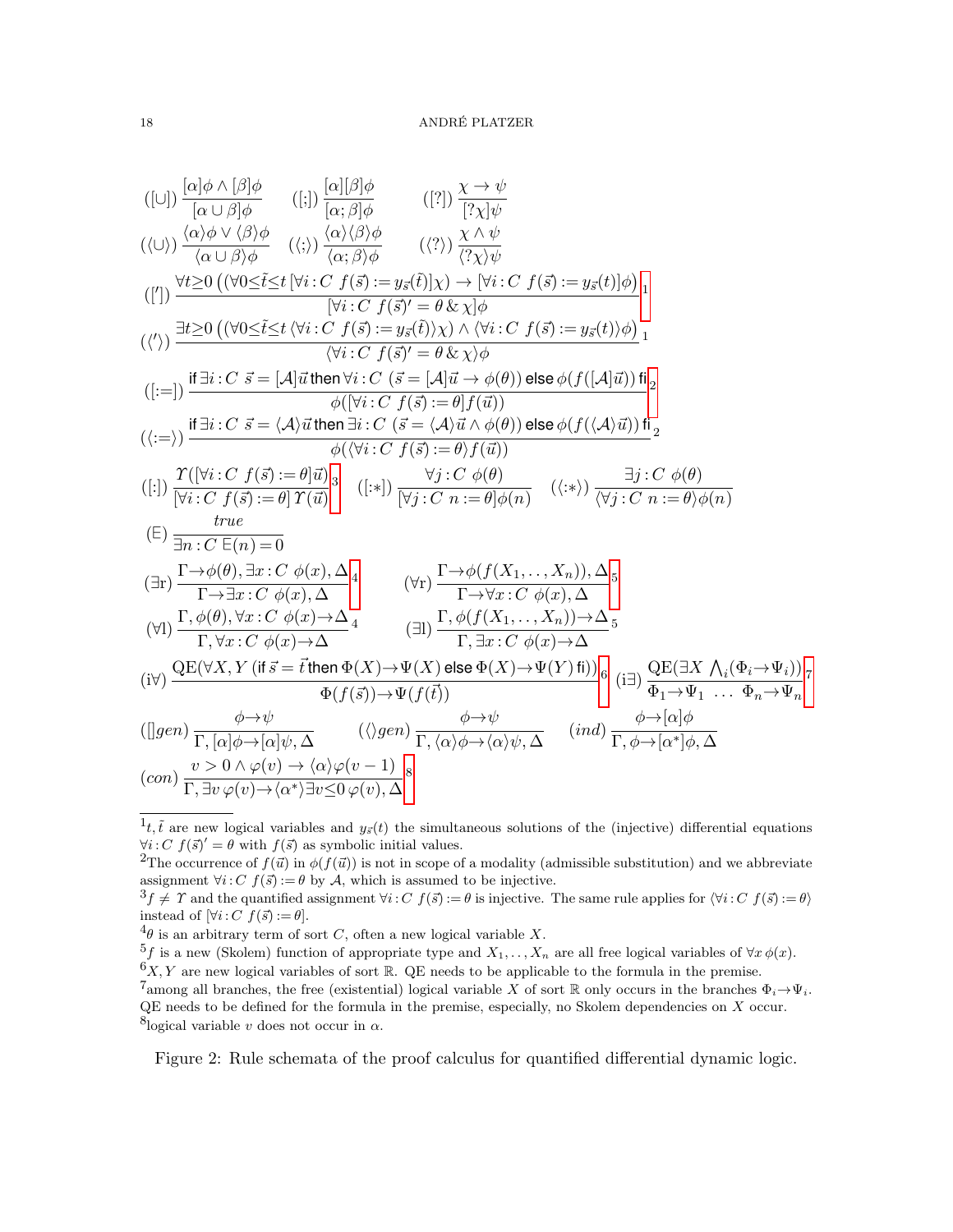$$([\cup])\ \frac{[\alpha]\phi \land [\beta]\phi}{[\alpha \cup \beta]\phi} \qquad ([;])\ \frac{[\alpha][\beta]\phi}{[\alpha;\beta]\phi} \qquad ([?])\ \frac{\chi \to \psi}{[?\chi]\psi}$$

$$(\langle\cup\rangle)\ \frac{\langle\alpha\rangle\phi \lor \langle\beta\rangle\phi}{\langle\alpha \cup \beta\rangle\phi} \qquad (\langle;\rangle)\ \frac{\langle\alpha\rangle\langle\beta\rangle\phi}{\langle\alpha;\beta\rangle\phi} \qquad (\langle?\rangle)\ \frac{\chi \land \psi}{\langle?\chi\rangle\psi}$$

$$(['])\ \frac{\forall t{\ge}0\,\big((\forall 0{\le}\tilde{t}{\le}t\,[\forall i\,{:}\,C\ f(\vec{s}) := y_{\vec{s}}(\tilde{t})]\chi) \to [\forall i\,{:}\,C\ f(\vec{s}) := y_{\vec{s}}(t)]\phi\big)}{[\forall i\,{:}\,C\ f(\vec{s})' = \theta \,\&\, \chi]\phi}\,{}^{1}$$

$$(\langle'\rangle)\ \frac{\exists t{\ge}0\,\big((\forall 0{\le}\tilde{t}{\le}t\,\langle\forall i\,{:}\,C\ f(\vec{s}) := y_{\vec{s}}(\tilde{t})\rangle\chi) \land \langle\forall i\,{:}\,C\ f(\vec{s}) := y_{\vec{s}}(t)\rangle\phi\big)}{\langle\forall i\,{:}\,C\ f(\vec{s})' = \theta \,\&\, \chi\rangle\phi}\,{}^{1}$$

$$([:=])\ \frac{\textsf{if}\ \exists i\,{:}\,C\ \vec{s} = [\mathcal{A}]\vec{u}\ \textsf{then}\ \forall i\,{:}\,C\ (\vec{s} = [\mathcal{A}]\vec{u} \to \phi(\theta))\ \textsf{else}\ \phi(f([\mathcal{A}]\vec{u}))\ \textsf{fi}}{\phi([\forall i\,{:}\,C\ f(\vec{s}) := \theta] f(\vec{u}))}\,{}^{2}$$

$$(\langle:=\rangle)\ \frac{\textsf{if}\ \exists i\,{:}\,C\ \vec{s} = \langle\mathcal{A}\rangle\vec{u}\ \textsf{then}\ \exists i\,{:}\,C\ (\vec{s} = \langle\mathcal{A}\rangle\vec{u} \land \phi(\theta))\ \textsf{else}\ \phi(f(\langle\mathcal{A}\rangle\vec{u}))\ \textsf{fi}}{\phi(\langle\forall i\,{:}\,C\ f(\vec{s}) := \theta\rangle f(\vec{u}))}\,{}^{2}$$

$$([:])\ \frac{\Upsilon([\forall i\,{:}\,C\ f(\vec{s}) := \theta]\vec{u})}{[\forall i\,{:}\,C\ f(\vec{s}) := \theta]\,\Upsilon(\vec{u})}\,{}^{3} \qquad ([:*])\ \frac{\forall j\,{:}\,C\ \phi(\theta)}{[\forall j\,{:}\,C\ n := \theta]\phi(n)} \qquad (\langle:*\rangle)\ \frac{\exists j\,{:}\,C\ \phi(\theta)}{\langle\forall j\,{:}\,C\ n := \theta\rangle\phi(n)}$$

$$(\mathsf{E})\ \frac{\mathit{true}}{\exists n\,{:}\,C\ \mathsf{E}(n) = 0}$$

$$(\exists\mathrm{r})\ \frac{\Gamma \to \phi(\theta), \exists x\,{:}\,C\ \phi(x), \Delta}{\Gamma \to \exists x\,{:}\,C\ \phi(x), \Delta}\,{}^{4} \qquad (\forall\mathrm{r})\ \frac{\Gamma \to \phi(f(X_1,\dots,X_n)), \Delta}{\Gamma \to \forall x\,{:}\,C\ \phi(x), \Delta}\,{}^{5}$$

$$(\forall\mathrm{l})\ \frac{\Gamma, \phi(\theta), \forall x\,{:}\,C\ \phi(x) \to \Delta}{\Gamma, \forall x\,{:}\,C\ \phi(x) \to \Delta}\,{}^{4} \qquad (\exists\mathrm{l})\ \frac{\Gamma, \phi(f(X_1,\dots,X_n)) \to \Delta}{\Gamma, \exists x\,{:}\,C\ \phi(x) \to \Delta}\,{}^{5}$$

$$(\mathrm{i}\forall)\ \frac{\mathrm{QE}(\forall X, Y\ (\textsf{if}\ \vec{s} = \vec{t}\ \textsf{then}\ \Phi(X) \to \Psi(X)\ \textsf{else}\ \Phi(X) \to \Psi(Y)\ \textsf{fi}))}{\Phi(f(\vec{s})) \to \Psi(f(\vec{t}))}\,{}^{6} \quad (\mathrm{i}\exists)\ \frac{\mathrm{QE}(\exists X\ \bigwedge_i(\Phi_i \to \Psi_i))}{\Phi_1 \to \Psi_1\ \ \dots\ \ \Phi_n \to \Psi_n}\,{}^{7}$$

$$([]gen)\ \frac{\phi \to \psi}{\Gamma, [\alpha]\phi \to [\alpha]\psi, \Delta} \qquad (\langle\rangle gen)\ \frac{\phi \to \psi}{\Gamma, \langle\alpha\rangle\phi \to \langle\alpha\rangle\psi, \Delta} \qquad (ind)\ \frac{\phi \to [\alpha]\phi}{\Gamma, \phi \to [\alpha^*]\phi, \Delta}$$

$$(con)\ \frac{v > 0 \land \varphi(v) \to \langle\alpha\rangle\varphi(v-1)}{\Gamma, \exists v\,\varphi(v) \to \langle\alpha^*\rangle \exists v{\le}0\,\varphi(v), \Delta}\,{}^{8}$$

[1] $t, \tilde{t}$ are new logical variables and $y_{\vec{s}}(t)$ the simultaneous solutions of the (injective) differential equations $\forall i\,{:}\,C\ f(\vec{s})' = \theta$ with $f(\vec{s})$ as symbolic initial values.

[2] The occurrence of $f(\vec{u})$ in $\phi(f(\vec{u}))$ is not in scope of a modality (admissible substitution) and we abbreviate assignment $\forall i\,{:}\,C\ f(\vec{s}) := \theta$ by $\mathcal{A}$, which is assumed to be injective.

[3] $f \neq \Upsilon$ and the quantified assignment $\forall i\,{:}\,C\ f(\vec{s}) := \theta$ is injective. The same rule applies for $\langle\forall i\,{:}\,C\ f(\vec{s}) := \theta\rangle$ instead of $[\forall i\,{:}\,C\ f(\vec{s}) := \theta]$.

[4] $\theta$ is an arbitrary term of sort $C$, often a new logical variable $X$.

[5] $f$ is a new (Skolem) function of appropriate type and $X_1, \dots, X_n$ are all free logical variables of $\forall x\,\phi(x)$.

[6] $X, Y$ are new logical variables of sort $\mathbb{R}$. QE needs to be applicable to the formula in the premise.

[7] among all branches, the free (existential) logical variable $X$ of sort $\mathbb{R}$ only occurs in the branches $\Phi_i \to \Psi_i$. QE needs to be defined for the formula in the premise, especially, no Skolem dependencies on $X$ occur.

[8] logical variable $v$ does not occur in $\alpha$.

Figure 2: Rule schemata of the proof calculus for quantified differential dynamic logic.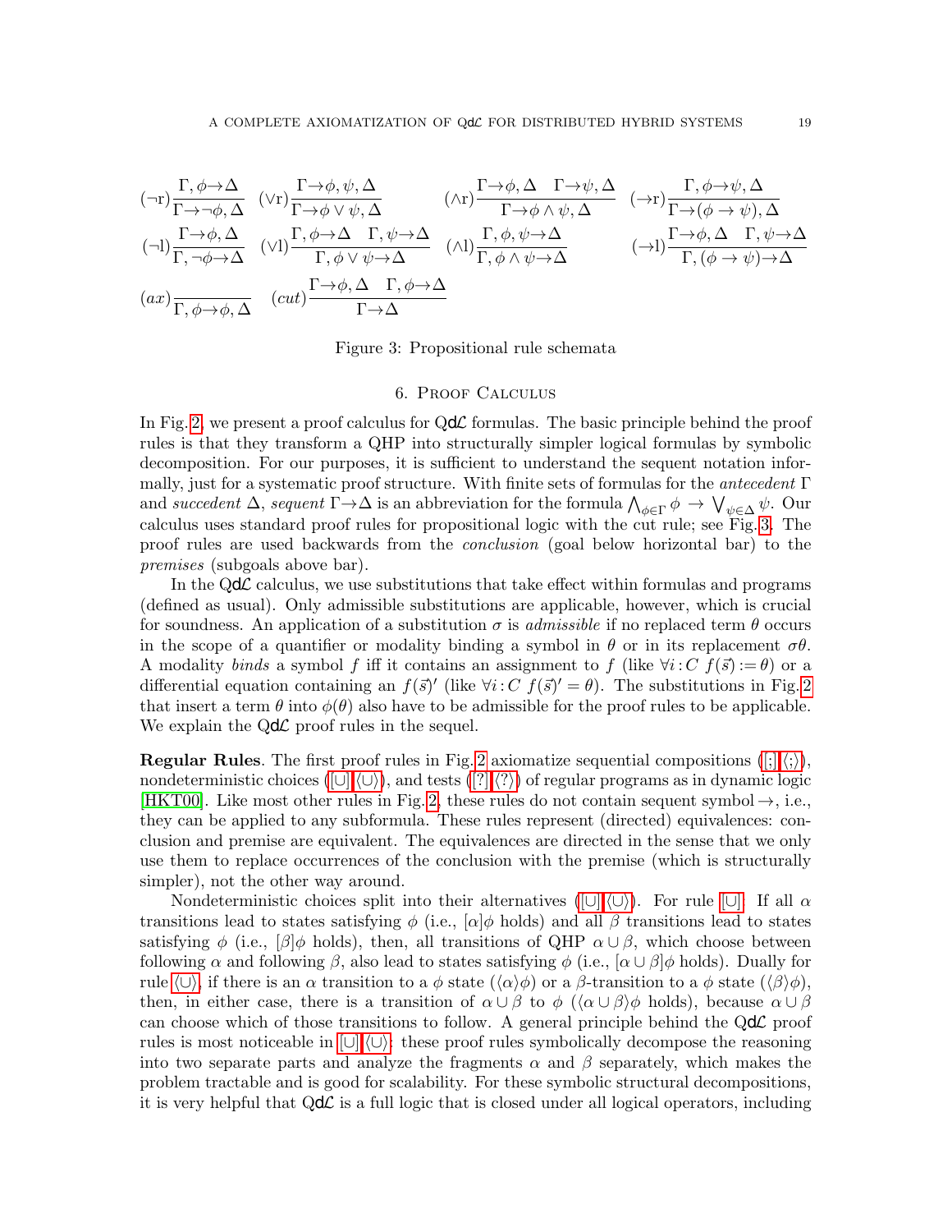$$
(\neg r)\frac{\Gamma, \phi \to \Delta}{\Gamma \to \neg\phi, \Delta} \quad (\vee r)\frac{\Gamma \to \phi, \psi, \Delta}{\Gamma \to \phi \vee \psi, \Delta} \quad (\wedge r)\frac{\Gamma \to \phi, \Delta \quad \Gamma \to \psi, \Delta}{\Gamma \to \phi \wedge \psi, \Delta} \quad (\to r)\frac{\Gamma, \phi \to \psi, \Delta}{\Gamma \to (\phi \to \psi), \Delta}
$$

$$
(\neg l)\frac{\Gamma \to \phi, \Delta}{\Gamma, \neg\phi \to \Delta} \quad (\vee l)\frac{\Gamma, \phi \to \Delta \quad \Gamma, \psi \to \Delta}{\Gamma, \phi \vee \psi \to \Delta} \quad (\wedge l)\frac{\Gamma, \phi, \psi \to \Delta}{\Gamma, \phi \wedge \psi \to \Delta} \quad (\to l)\frac{\Gamma \to \phi, \Delta \quad \Gamma, \psi \to \Delta}{\Gamma, (\phi \to \psi) \to \Delta}
$$

$$
(ax)\frac{}{\Gamma, \phi \to \phi, \Delta} \quad (cut)\frac{\Gamma \to \phi, \Delta \quad \Gamma, \phi \to \Delta}{\Gamma \to \Delta}
$$

Figure 3: Propositional rule schemata

## 6. Proof Calculus

In Fig. 2, we present a proof calculus for QdL formulas. The basic principle behind the proof rules is that they transform a QHP into structurally simpler logical formulas by symbolic decomposition. For our purposes, it is sufficient to understand the sequent notation informally, just for a systematic proof structure. With finite sets of formulas for the *antecedent* $\Gamma$ and *succedent* $\Delta$, *sequent* $\Gamma \to \Delta$ is an abbreviation for the formula $\bigwedge_{\phi \in \Gamma} \phi \to \bigvee_{\psi \in \Delta} \psi$. Our calculus uses standard proof rules for propositional logic with the cut rule; see Fig. 3. The proof rules are used backwards from the *conclusion* (goal below horizontal bar) to the *premises* (subgoals above bar).

In the QdL calculus, we use substitutions that take effect within formulas and programs (defined as usual). Only admissible substitutions are applicable, however, which is crucial for soundness. An application of a substitution $\sigma$ is *admissible* if no replaced term $\theta$ occurs in the scope of a quantifier or modality binding a symbol in $\theta$ or in its replacement $\sigma\theta$. A modality *binds* a symbol $f$ iff it contains an assignment to $f$ (like $\forall i{:}C\ f(\vec{s}) := \theta$) or a differential equation containing an $f(\vec{s})'$ (like $\forall i{:}C\ f(\vec{s})' = \theta$). The substitutions in Fig. 2 that insert a term $\theta$ into $\phi(\theta)$ also have to be admissible for the proof rules to be applicable. We explain the QdL proof rules in the sequel.

**Regular Rules**. The first proof rules in Fig. 2 axiomatize sequential compositions ([;],⟨;⟩), nondeterministic choices ([∪],⟨∪⟩), and tests ([?],⟨?⟩) of regular programs as in dynamic logic [HKT00]. Like most other rules in Fig. 2, these rules do not contain sequent symbol $\to$, i.e., they can be applied to any subformula. These rules represent (directed) equivalences: conclusion and premise are equivalent. The equivalences are directed in the sense that we only use them to replace occurrences of the conclusion with the premise (which is structurally simpler), not the other way around.

Nondeterministic choices split into their alternatives ([∪],⟨∪⟩). For rule [∪]: If all $\alpha$ transitions lead to states satisfying $\phi$ (i.e., $[\alpha]\phi$ holds) and all $\beta$ transitions lead to states satisfying $\phi$ (i.e., $[\beta]\phi$ holds), then, all transitions of QHP $\alpha \cup \beta$, which choose between following $\alpha$ and following $\beta$, also lead to states satisfying $\phi$ (i.e., $[\alpha \cup \beta]\phi$ holds). Dually for rule ⟨∪⟩, if there is an $\alpha$ transition to a $\phi$ state ($\langle\alpha\rangle\phi$) or a $\beta$-transition to a $\phi$ state ($\langle\beta\rangle\phi$), then, in either case, there is a transition of $\alpha \cup \beta$ to $\phi$ ($\langle\alpha \cup \beta\rangle\phi$ holds), because $\alpha \cup \beta$ can choose which of those transitions to follow. A general principle behind the QdL proof rules is most noticeable in [∪],⟨∪⟩: these proof rules symbolically decompose the reasoning into two separate parts and analyze the fragments $\alpha$ and $\beta$ separately, which makes the problem tractable and is good for scalability. For these symbolic structural decompositions, it is very helpful that QdL is a full logic that is closed under all logical operators, including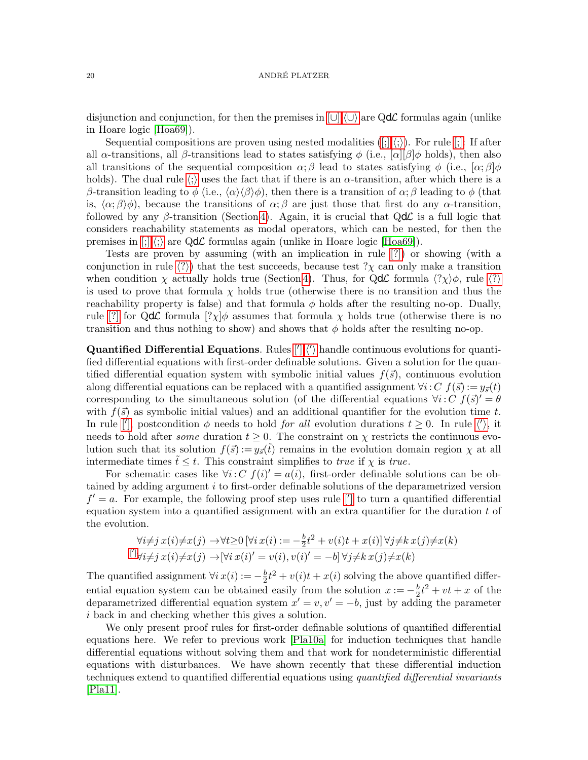disjunction and conjunction, for then the premises in [∪],⟨∪⟩ are QdL formulas again (unlike in Hoare logic [Hoa69]).

Sequential compositions are proven using nested modalities ([;],⟨;⟩). For rule [;]: If after all $\alpha$-transitions, all $\beta$-transitions lead to states satisfying $\phi$ (i.e., $[\alpha][\beta]\phi$ holds), then also all transitions of the sequential composition $\alpha;\beta$ lead to states satisfying $\phi$ (i.e., $[\alpha;\beta]\phi$ holds). The dual rule ⟨;⟩ uses the fact that if there is an $\alpha$-transition, after which there is a $\beta$-transition leading to $\phi$ (i.e., $\langle\alpha\rangle\langle\beta\rangle\phi$), then there is a transition of $\alpha;\beta$ leading to $\phi$ (that is, $\langle\alpha;\beta\rangle\phi$), because the transitions of $\alpha;\beta$ are just those that first do any $\alpha$-transition, followed by any $\beta$-transition (Section 4). Again, it is crucial that QdL is a full logic that considers reachability statements as modal operators, which can be nested, for then the premises in [;],⟨;⟩ are QdL formulas again (unlike in Hoare logic [Hoa69]).

Tests are proven by assuming (with an implication in rule [?]) or showing (with a conjunction in rule ⟨?⟩) that the test succeeds, because test $?\chi$ can only make a transition when condition $\chi$ actually holds true (Section 4). Thus, for QdL formula $\langle ?\chi\rangle\phi$, rule ⟨?⟩ is used to prove that formula $\chi$ holds true (otherwise there is no transition and thus the reachability property is false) and that formula $\phi$ holds after the resulting no-op. Dually, rule [?] for QdL formula $[?\chi]\phi$ assumes that formula $\chi$ holds true (otherwise there is no transition and thus nothing to show) and shows that $\phi$ holds after the resulting no-op.

**Quantified Differential Equations**. Rules ['],⟨'⟩ handle continuous evolutions for quantified differential equations with first-order definable solutions. Given a solution for the quantified differential equation system with symbolic initial values $f(\vec{s})$, continuous evolution along differential equations can be replaced with a quantified assignment $\forall i\!:\!C\ f(\vec{s}) := y_{\vec{s}}(t)$ corresponding to the simultaneous solution (of the differential equations $\forall i\!:\!C\ f(\vec{s})' = \theta$ with $f(\vec{s})$ as symbolic initial values) and an additional quantifier for the evolution time $t$. In rule ['], postcondition $\phi$ needs to hold *for all* evolution durations $t \geq 0$. In rule ⟨'⟩, it needs to hold after *some* duration $t \geq 0$. The constraint on $\chi$ restricts the continuous evolution such that its solution $f(\vec{s}) := y_{\vec{s}}(\tilde{t})$ remains in the evolution domain region $\chi$ at all intermediate times $\tilde{t} \leq t$. This constraint simplifies to *true* if $\chi$ is *true*.

For schematic cases like $\forall i\!:\!C\ f(i)' = a(i)$, first-order definable solutions can be obtained by adding argument $i$ to first-order definable solutions of the deparametrized version $f' = a$. For example, the following proof step uses rule ['] to turn a quantified differential equation system into a quantified assignment with an extra quantifier for the duration $t$ of the evolution.

$$
\frac{\forall i{\neq}j\, x(i){\neq}x(j) \;\rightarrow \forall t{\geq}0\, [\forall i\, x(i) := -\tfrac{b}{2}t^2 + v(i)t + x(i)]\, \forall j{\neq}k\, x(j){\neq}x(k)}{\forall i{\neq}j\, x(i){\neq}x(j) \;\rightarrow [\forall i\, x(i)' = v(i), v(i)' = -b]\, \forall j{\neq}k\, x(j){\neq}x(k)}\;[']
$$

The quantified assignment $\forall i\, x(i) := -\frac{b}{2}t^2 + v(i)t + x(i)$ solving the above quantified differential equation system can be obtained easily from the solution $x := -\frac{b}{2}t^2 + vt + x$ of the deparametrized differential equation system $x' = v, v' = -b$, just by adding the parameter $i$ back in and checking whether this gives a solution.

We only present proof rules for first-order definable solutions of quantified differential equations here. We refer to previous work [Pla10a] for induction techniques that handle differential equations without solving them and that work for nondeterministic differential equations with disturbances. We have shown recently that these differential induction techniques extend to quantified differential equations using *quantified differential invariants* [Pla11].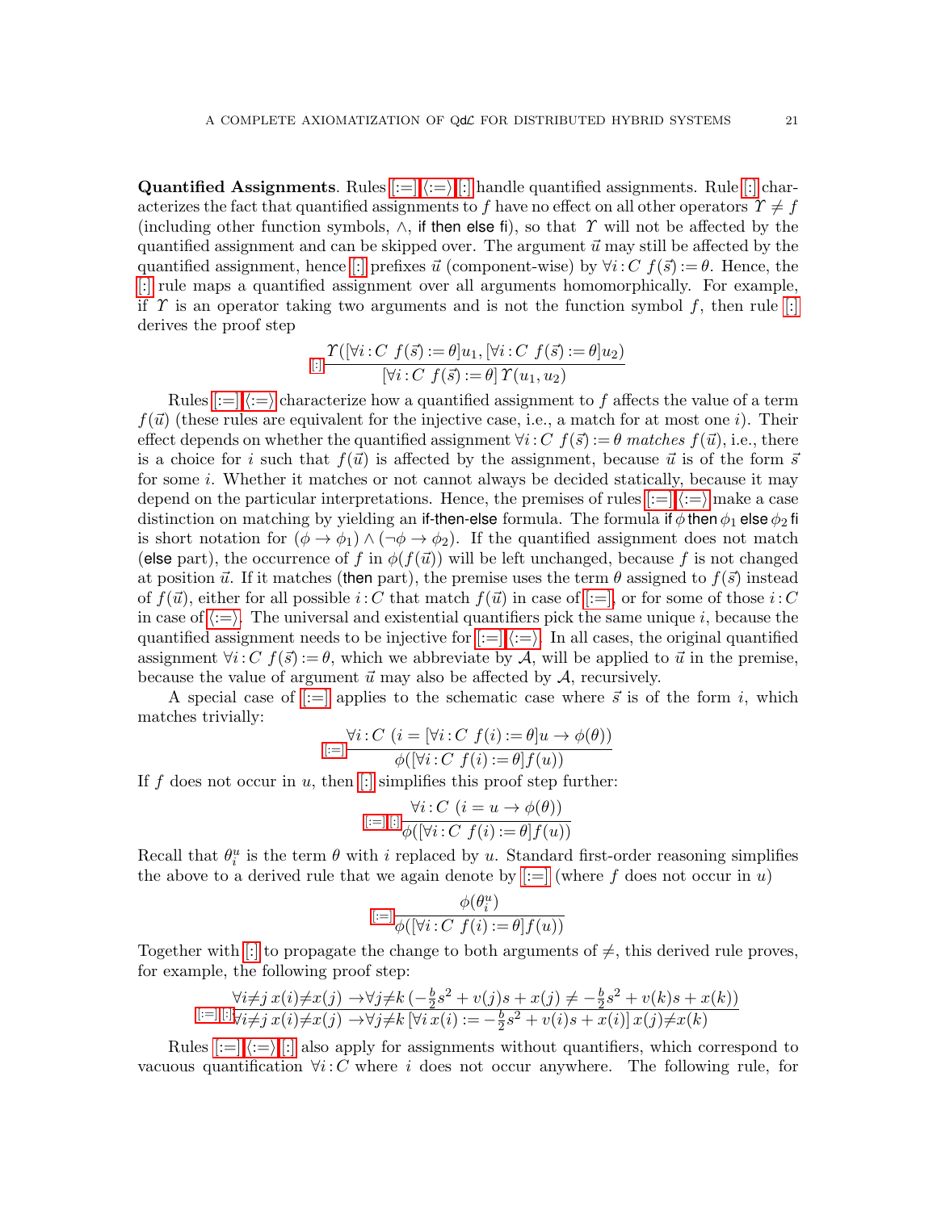**Quantified Assignments**. Rules [:=] ⟨:=⟩ [:] handle quantified assignments. Rule [:] characterizes the fact that quantified assignments to $f$ have no effect on all other operators $\Upsilon \neq f$ (including other function symbols, $\wedge$, if then else fi), so that $\Upsilon$ will not be affected by the quantified assignment and can be skipped over. The argument $\vec{u}$ may still be affected by the quantified assignment, hence [:] prefixes $\vec{u}$ (component-wise) by $\forall i : C\ f(\vec{s}) := \theta$. Hence, the [:] rule maps a quantified assignment over all arguments homomorphically. For example, if $\Upsilon$ is an operator taking two arguments and is not the function symbol $f$, then rule [:] derives the proof step

$$
\text{[:]}\ \frac{\Upsilon([\forall i : C\ f(\vec{s}) := \theta]u_1, [\forall i : C\ f(\vec{s}) := \theta]u_2)}{[\forall i : C\ f(\vec{s}) := \theta]\,\Upsilon(u_1, u_2)}
$$

Rules [:=] ⟨:=⟩ characterize how a quantified assignment to $f$ affects the value of a term $f(\vec{u})$ (these rules are equivalent for the injective case, i.e., a match for at most one $i$). Their effect depends on whether the quantified assignment $\forall i : C\ f(\vec{s}) := \theta$ *matches* $f(\vec{u})$, i.e., there is a choice for $i$ such that $f(\vec{u})$ is affected by the assignment, because $\vec{u}$ is of the form $\vec{s}$ for some $i$. Whether it matches or not cannot always be decided statically, because it may depend on the particular interpretations. Hence, the premises of rules [:=] ⟨:=⟩ make a case distinction on matching by yielding an if-then-else formula. The formula if $\phi$ then $\phi_1$ else $\phi_2$ fi is short notation for $(\phi \to \phi_1) \wedge (\neg\phi \to \phi_2)$. If the quantified assignment does not match (else part), the occurrence of $f$ in $\phi(f(\vec{u}))$ will be left unchanged, because $f$ is not changed at position $\vec{u}$. If it matches (then part), the premise uses the term $\theta$ assigned to $f(\vec{s})$ instead of $f(\vec{u})$, either for all possible $i : C$ that match $f(\vec{u})$ in case of [:=], or for some of those $i : C$ in case of ⟨:=⟩. The universal and existential quantifiers pick the same unique $i$, because the quantified assignment needs to be injective for [:=] ⟨:=⟩. In all cases, the original quantified assignment $\forall i : C\ f(\vec{s}) := \theta$, which we abbreviate by $\mathcal{A}$, will be applied to $\vec{u}$ in the premise, because the value of argument $\vec{u}$ may also be affected by $\mathcal{A}$, recursively.

A special case of [:=] applies to the schematic case where $\vec{s}$ is of the form $i$, which matches trivially:

$$
\text{[:=]}\ \frac{\forall i : C\ (i = [\forall i : C\ f(i) := \theta]u \to \phi(\theta))}{\phi([\forall i : C\ f(i) := \theta]f(u))}
$$

If $f$ does not occur in $u$, then [:] simplifies this proof step further:

$$
\text{[:=][:]}\ \frac{\forall i : C\ (i = u \to \phi(\theta))}{\phi([\forall i : C\ f(i) := \theta]f(u))}
$$

Recall that $\theta_i^u$ is the term $\theta$ with $i$ replaced by $u$. Standard first-order reasoning simplifies the above to a derived rule that we again denote by [:=] (where $f$ does not occur in $u$)

$$
\text{[:=]}\ \frac{\phi(\theta_i^u)}{\phi([\forall i : C\ f(i) := \theta]f(u))}
$$

Together with [:] to propagate the change to both arguments of $\neq$, this derived rule proves, for example, the following proof step:

$$
\text{[:=][:]}\ \frac{\forall i{\neq}j\ x(i){\neq}x(j)\ \to \forall j{\neq}k\ (-\frac{b}{2}s^2 + v(j)s + x(j) \neq -\frac{b}{2}s^2 + v(k)s + x(k))}{\forall i{\neq}j\ x(i){\neq}x(j)\ \to \forall j{\neq}k\ [\forall i\ x(i) := -\frac{b}{2}s^2 + v(i)s + x(i)]\ x(j){\neq}x(k)}
$$

Rules [:=] ⟨:=⟩ [:] also apply for assignments without quantifiers, which correspond to vacuous quantification $\forall i : C$ where $i$ does not occur anywhere. The following rule, for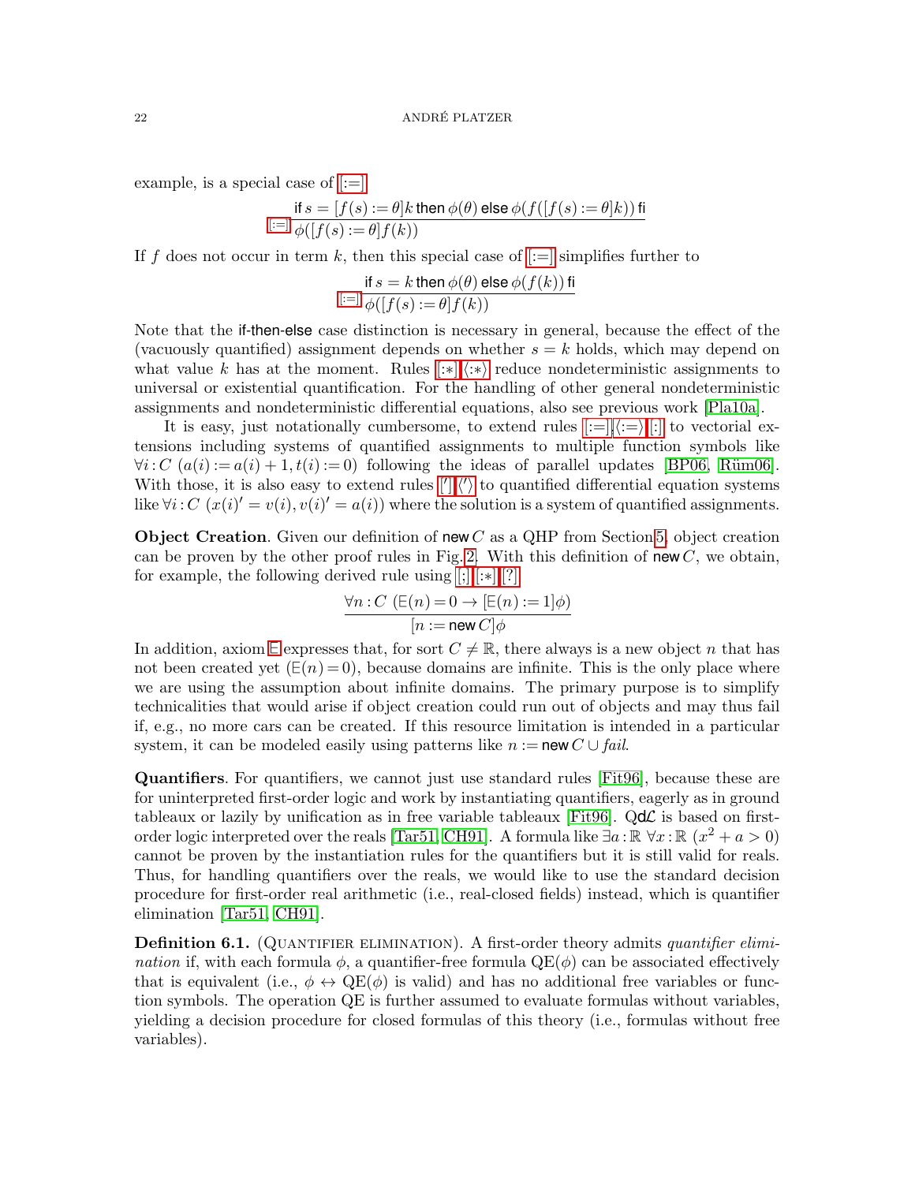example, is a special case of [:=]

$$\text{[:=]}\ \frac{\textsf{if}\ s = [f(s) := \theta]k\ \textsf{then}\ \phi(\theta)\ \textsf{else}\ \phi(f([f(s) := \theta]k))\ \textsf{fi}}{\phi([f(s) := \theta]f(k))}$$

If $f$ does not occur in term $k$, then this special case of [:=] simplifies further to

$$\text{[:=]}\ \frac{\textsf{if}\ s = k\ \textsf{then}\ \phi(\theta)\ \textsf{else}\ \phi(f(k))\ \textsf{fi}}{\phi([f(s) := \theta]f(k))}$$

Note that the if-then-else case distinction is necessary in general, because the effect of the (vacuously quantified) assignment depends on whether $s = k$ holds, which may depend on what value $k$ has at the moment. Rules [:∗],⟨:∗⟩ reduce nondeterministic assignments to universal or existential quantification. For the handling of other general nondeterministic assignments and nondeterministic differential equations, also see previous work [Pla10a].

It is easy, just notationally cumbersome, to extend rules [:=],⟨:=⟩,[:] to vectorial extensions including systems of quantified assignments to multiple function symbols like $\forall i : C\ (a(i) := a(i) + 1, t(i) := 0)$ following the ideas of parallel updates [BP06, Rüm06]. With those, it is also easy to extend rules ['],⟨'⟩ to quantified differential equation systems like $\forall i : C\ (x(i)' = v(i), v(i)' = a(i))$ where the solution is a system of quantified assignments.

**Object Creation**. Given our definition of $\textsf{new}\,C$ as a QHP from Section 5, object creation can be proven by the other proof rules in Fig. 2. With this definition of $\textsf{new}\,C$, we obtain, for example, the following derived rule using [;],[:∗],[?]

$$\frac{\forall n : C\ (\mathsf{E}(n) = 0 \to [\mathsf{E}(n) := 1]\phi)}{[n := \textsf{new}\,C]\phi}$$

In addition, axiom E expresses that, for sort $C \neq \mathbb{R}$, there always is a new object $n$ that has not been created yet ($\mathsf{E}(n) = 0$), because domains are infinite. This is the only place where we are using the assumption about infinite domains. The primary purpose is to simplify technicalities that would arise if object creation could run out of objects and may thus fail if, e.g., no more cars can be created. If this resource limitation is intended in a particular system, it can be modeled easily using patterns like $n := \textsf{new}\,C \cup \mathit{fail}$.

**Quantifiers**. For quantifiers, we cannot just use standard rules [Fit96], because these are for uninterpreted first-order logic and work by instantiating quantifiers, eagerly as in ground tableaux or lazily by unification as in free variable tableaux [Fit96]. Q$\mathsf{d}\mathcal{L}$ is based on first-order logic interpreted over the reals [Tar51, CH91]. A formula like $\exists a : \mathbb{R}\ \forall x : \mathbb{R}\ (x^2 + a > 0)$ cannot be proven by the instantiation rules for the quantifiers but it is still valid for reals. Thus, for handling quantifiers over the reals, we would like to use the standard decision procedure for first-order real arithmetic (i.e., real-closed fields) instead, which is quantifier elimination [Tar51, CH91].

**Definition 6.1.** (Quantifier elimination). A first-order theory admits *quantifier elimination* if, with each formula $\phi$, a quantifier-free formula $\mathrm{QE}(\phi)$ can be associated effectively that is equivalent (i.e., $\phi \leftrightarrow \mathrm{QE}(\phi)$ is valid) and has no additional free variables or function symbols. The operation QE is further assumed to evaluate formulas without variables, yielding a decision procedure for closed formulas of this theory (i.e., formulas without free variables).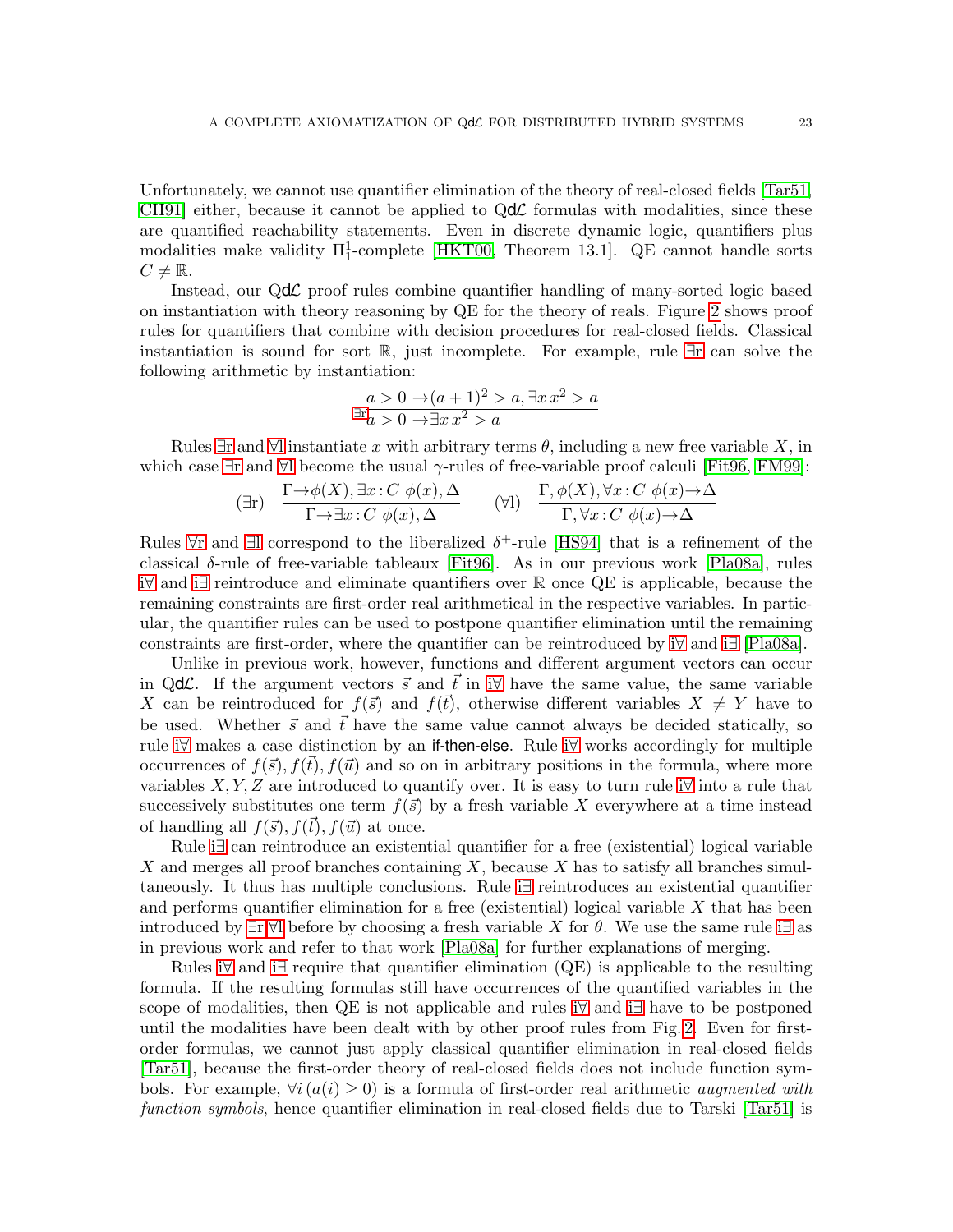Unfortunately, we cannot use quantifier elimination of the theory of real-closed fields [Tar51, CH91] either, because it cannot be applied to Q$d\mathcal{L}$ formulas with modalities, since these are quantified reachability statements. Even in discrete dynamic logic, quantifiers plus modalities make validity $\Pi^1_1$-complete [HKT00, Theorem 13.1]. QE cannot handle sorts $C \neq \mathbb{R}$.

Instead, our Q$d\mathcal{L}$ proof rules combine quantifier handling of many-sorted logic based on instantiation with theory reasoning by QE for the theory of reals. Figure 2 shows proof rules for quantifiers that combine with decision procedures for real-closed fields. Classical instantiation is sound for sort $\mathbb{R}$, just incomplete. For example, rule ∃r can solve the following arithmetic by instantiation:

$$\exists\text{r}\ \frac{a > 0 \rightarrow (a+1)^2 > a, \exists x\, x^2 > a}{a > 0 \rightarrow \exists x\, x^2 > a}$$

Rules ∃r and ∀l instantiate $x$ with arbitrary terms $\theta$, including a new free variable $X$, in which case ∃r and ∀l become the usual $\gamma$-rules of free-variable proof calculi [Fit96, FM99]:

$$(\exists\text{r})\quad \frac{\Gamma \rightarrow \phi(X), \exists x\!:\!C\ \phi(x), \Delta}{\Gamma \rightarrow \exists x\!:\!C\ \phi(x), \Delta} \qquad (\forall\text{l})\quad \frac{\Gamma, \phi(X), \forall x\!:\!C\ \phi(x) \rightarrow \Delta}{\Gamma, \forall x\!:\!C\ \phi(x) \rightarrow \Delta}$$

Rules ∀r and ∃l correspond to the liberalized $\delta^+$-rule [HS94] that is a refinement of the classical $\delta$-rule of free-variable tableaux [Fit96]. As in our previous work [Pla08a], rules i∀ and i∃ reintroduce and eliminate quantifiers over $\mathbb{R}$ once QE is applicable, because the remaining constraints are first-order real arithmetical in the respective variables. In particular, the quantifier rules can be used to postpone quantifier elimination until the remaining constraints are first-order, where the quantifier can be reintroduced by i∀ and i∃ [Pla08a].

Unlike in previous work, however, functions and different argument vectors can occur in Q$d\mathcal{L}$. If the argument vectors $\vec{s}$ and $\vec{t}$ in i∀ have the same value, the same variable $X$ can be reintroduced for $f(\vec{s})$ and $f(\vec{t})$, otherwise different variables $X \neq Y$ have to be used. Whether $\vec{s}$ and $\vec{t}$ have the same value cannot always be decided statically, so rule i∀ makes a case distinction by an if-then-else. Rule i∀ works accordingly for multiple occurrences of $f(\vec{s}), f(\vec{t}), f(\vec{u})$ and so on in arbitrary positions in the formula, where more variables $X, Y, Z$ are introduced to quantify over. It is easy to turn rule i∀ into a rule that successively substitutes one term $f(\vec{s})$ by a fresh variable $X$ everywhere at a time instead of handling all $f(\vec{s}), f(\vec{t}), f(\vec{u})$ at once.

Rule i∃ can reintroduce an existential quantifier for a free (existential) logical variable $X$ and merges all proof branches containing $X$, because $X$ has to satisfy all branches simultaneously. It thus has multiple conclusions. Rule i∃ reintroduces an existential quantifier and performs quantifier elimination for a free (existential) logical variable $X$ that has been introduced by ∃r,∀l before by choosing a fresh variable $X$ for $\theta$. We use the same rule i∃ as in previous work and refer to that work [Pla08a] for further explanations of merging.

Rules i∀ and i∃ require that quantifier elimination (QE) is applicable to the resulting formula. If the resulting formulas still have occurrences of the quantified variables in the scope of modalities, then QE is not applicable and rules i∀ and i∃ have to be postponed until the modalities have been dealt with by other proof rules from Fig. 2. Even for first-order formulas, we cannot just apply classical quantifier elimination in real-closed fields [Tar51], because the first-order theory of real-closed fields does not include function symbols. For example, $\forall i\, (a(i) \geq 0)$ is a formula of first-order real arithmetic *augmented with function symbols*, hence quantifier elimination in real-closed fields due to Tarski [Tar51] is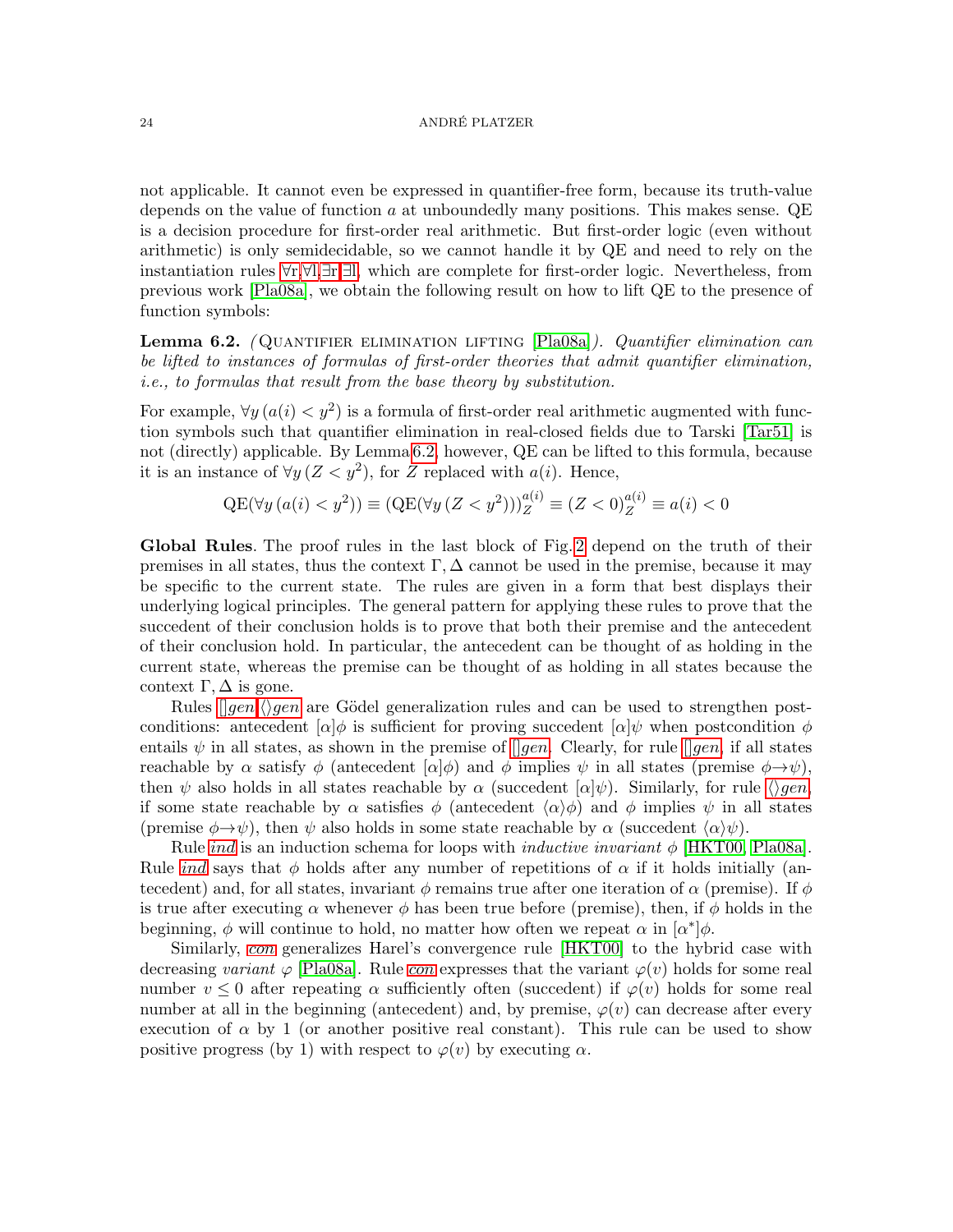not applicable. It cannot even be expressed in quantifier-free form, because its truth-value depends on the value of function $a$ at unboundedly many positions. This makes sense. QE is a decision procedure for first-order real arithmetic. But first-order logic (even without arithmetic) is only semidecidable, so we cannot handle it by QE and need to rely on the instantiation rules $\forall r$,$\forall l$,$\exists r$,$\exists l$, which are complete for first-order logic. Nevertheless, from previous work [Pla08a], we obtain the following result on how to lift QE to the presence of function symbols:

**Lemma 6.2.** *(*Quantifier elimination lifting *[Pla08a]). Quantifier elimination can be lifted to instances of formulas of first-order theories that admit quantifier elimination, i.e., to formulas that result from the base theory by substitution.*

For example, $\forall y\,(a(i) < y^2)$ is a formula of first-order real arithmetic augmented with function symbols such that quantifier elimination in real-closed fields due to Tarski [Tar51] is not (directly) applicable. By Lemma 6.2, however, QE can be lifted to this formula, because it is an instance of $\forall y\,(Z < y^2)$, for $Z$ replaced with $a(i)$. Hence,

$$\mathrm{QE}(\forall y\,(a(i) < y^2)) \equiv (\mathrm{QE}(\forall y\,(Z < y^2)))_Z^{a(i)} \equiv (Z < 0)_Z^{a(i)} \equiv a(i) < 0$$

**Global Rules**. The proof rules in the last block of Fig. 2 depend on the truth of their premises in all states, thus the context $\Gamma, \Delta$ cannot be used in the premise, because it may be specific to the current state. The rules are given in a form that best displays their underlying logical principles. The general pattern for applying these rules to prove that the succedent of their conclusion holds is to prove that both their premise and the antecedent of their conclusion hold. In particular, the antecedent can be thought of as holding in the current state, whereas the premise can be thought of as holding in all states because the context $\Gamma, \Delta$ is gone.

Rules $[]gen$,$\langle\rangle gen$ are Gödel generalization rules and can be used to strengthen postconditions: antecedent $[\alpha]\phi$ is sufficient for proving succedent $[\alpha]\psi$ when postcondition $\phi$ entails $\psi$ in all states, as shown in the premise of $[]gen$. Clearly, for rule $[]gen$, if all states reachable by $\alpha$ satisfy $\phi$ (antecedent $[\alpha]\phi$) and $\phi$ implies $\psi$ in all states (premise $\phi\rightarrow\psi$), then $\psi$ also holds in all states reachable by $\alpha$ (succedent $[\alpha]\psi$). Similarly, for rule $\langle\rangle gen$, if some state reachable by $\alpha$ satisfies $\phi$ (antecedent $\langle\alpha\rangle\phi$) and $\phi$ implies $\psi$ in all states (premise $\phi\rightarrow\psi$), then $\psi$ also holds in some state reachable by $\alpha$ (succedent $\langle\alpha\rangle\psi$).

Rule *ind* is an induction schema for loops with *inductive invariant* $\phi$ [HKT00, Pla08a]. Rule *ind* says that $\phi$ holds after any number of repetitions of $\alpha$ if it holds initially (antecedent) and, for all states, invariant $\phi$ remains true after one iteration of $\alpha$ (premise). If $\phi$ is true after executing $\alpha$ whenever $\phi$ has been true before (premise), then, if $\phi$ holds in the beginning, $\phi$ will continue to hold, no matter how often we repeat $\alpha$ in $[\alpha^*]\phi$.

Similarly, *con* generalizes Harel's convergence rule [HKT00] to the hybrid case with decreasing *variant* $\varphi$ [Pla08a]. Rule *con* expresses that the variant $\varphi(v)$ holds for some real number $v \leq 0$ after repeating $\alpha$ sufficiently often (succedent) if $\varphi(v)$ holds for some real number at all in the beginning (antecedent) and, by premise, $\varphi(v)$ can decrease after every execution of $\alpha$ by 1 (or another positive real constant). This rule can be used to show positive progress (by 1) with respect to $\varphi(v)$ by executing $\alpha$.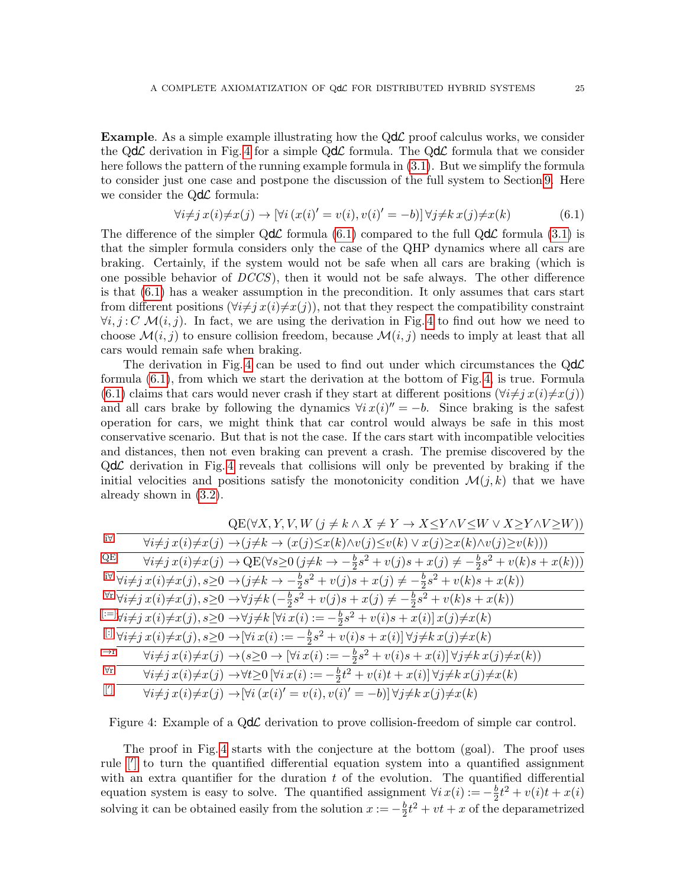**Example**. As a simple example illustrating how the Q$d\mathcal{L}$ proof calculus works, we consider the Q$d\mathcal{L}$ derivation in Fig. 4 for a simple Q$d\mathcal{L}$ formula. The Q$d\mathcal{L}$ formula that we consider here follows the pattern of the running example formula in (3.1). But we simplify the formula to consider just one case and postpone the discussion of the full system to Section 9. Here we consider the Q$d\mathcal{L}$ formula:

$$\forall i{\neq}j\, x(i){\neq}x(j) \rightarrow [\forall i\, (x(i)' = v(i), v(i)' = -b)]\, \forall j{\neq}k\, x(j){\neq}x(k) \tag{6.1}$$

The difference of the simpler Q$d\mathcal{L}$ formula (6.1) compared to the full Q$d\mathcal{L}$ formula (3.1) is that the simpler formula considers only the case of the QHP dynamics where all cars are braking. Certainly, if the system would not be safe when all cars are braking (which is one possible behavior of $DCCS$), then it would not be safe always. The other difference is that (6.1) has a weaker assumption in the precondition. It only assumes that cars start from different positions ($\forall i{\neq}j\, x(i){\neq}x(j)$), not that they respect the compatibility constraint $\forall i, j : C\ \mathcal{M}(i, j)$. In fact, we are using the derivation in Fig. 4 to find out how we need to choose $\mathcal{M}(i, j)$ to ensure collision freedom, because $\mathcal{M}(i, j)$ needs to imply at least that all cars would remain safe when braking.

The derivation in Fig. 4 can be used to find out under which circumstances the Q$d\mathcal{L}$ formula (6.1), from which we start the derivation at the bottom of Fig. 4, is true. Formula (6.1) claims that cars would never crash if they start at different positions ($\forall i{\neq}j\, x(i){\neq}x(j)$) and all cars brake by following the dynamics $\forall i\, x(i)'' = -b$. Since braking is the safest operation for cars, we might think that car control would always be safe in this most conservative scenario. But that is not the case. If the cars start with incompatible velocities and distances, then not even braking can prevent a crash. The premise discovered by the Q$d\mathcal{L}$ derivation in Fig. 4 reveals that collisions will only be prevented by braking if the initial velocities and positions satisfy the monotonicity condition $\mathcal{M}(j, k)$ that we have already shown in (3.2).

$$\dfrac{\dfrac{\dfrac{\dfrac{\dfrac{\dfrac{\dfrac{\dfrac{\dfrac{\mathrm{QE}(\forall X, Y, V, W\, (j \neq k \wedge X \neq Y \rightarrow X{\leq}Y{\wedge}V{\leq}W \vee X{\geq}Y{\wedge}V{\geq}W))}{\forall i{\neq}j\, x(i){\neq}x(j) \rightarrow (j{\neq}k \rightarrow (x(j){\leq}x(k){\wedge}v(j){\leq}v(k) \vee x(j){\geq}x(k){\wedge}v(j){\geq}v(k)))}\text{i}\forall}{\forall i{\neq}j\, x(i){\neq}x(j) \rightarrow \mathrm{QE}(\forall s{\geq}0\, (j{\neq}k \rightarrow -\frac{b}{2}s^2 + v(j)s + x(j) \neq -\frac{b}{2}s^2 + v(k)s + x(k)))}\text{QE}}{\forall i{\neq}j\, x(i){\neq}x(j), s{\geq}0 \rightarrow (j{\neq}k \rightarrow -\frac{b}{2}s^2 + v(j)s + x(j) \neq -\frac{b}{2}s^2 + v(k)s + x(k))}\text{i}\forall}{\forall i{\neq}j\, x(i){\neq}x(j), s{\geq}0 \rightarrow \forall j{\neq}k\, (-\frac{b}{2}s^2 + v(j)s + x(j) \neq -\frac{b}{2}s^2 + v(k)s + x(k))}\forall\text{r}}{\forall i{\neq}j\, x(i){\neq}x(j), s{\geq}0 \rightarrow \forall j{\neq}k\, [\forall i\, x(i) := -\frac{b}{2}s^2 + v(i)s + x(i)]\, x(j){\neq}x(k)}[:=]}{\forall i{\neq}j\, x(i){\neq}x(j), s{\geq}0 \rightarrow [\forall i\, x(i) := -\frac{b}{2}s^2 + v(i)s + x(i)]\, \forall j{\neq}k\, x(j){\neq}x(k)}[:]}{\forall i{\neq}j\, x(i){\neq}x(j) \rightarrow (s{\geq}0 \rightarrow [\forall i\, x(i) := -\frac{b}{2}s^2 + v(i)s + x(i)]\, \forall j{\neq}k\, x(j){\neq}x(k))}{\rightarrow}\text{r}}{\forall i{\neq}j\, x(i){\neq}x(j) \rightarrow \forall t{\geq}0\, [\forall i\, x(i) := -\frac{b}{2}t^2 + v(i)t + x(i)]\, \forall j{\neq}k\, x(j){\neq}x(k)}\forall\text{r}}{\forall i{\neq}j\, x(i){\neq}x(j) \rightarrow [\forall i\, (x(i)' = v(i), v(i)' = -b)]\, \forall j{\neq}k\, x(j){\neq}x(k)}['']$$

Figure 4: Example of a Q$d\mathcal{L}$ derivation to prove collision-freedom of simple car control.

The proof in Fig. 4 starts with the conjecture at the bottom (goal). The proof uses rule ['] to turn the quantified differential equation system into a quantified assignment with an extra quantifier for the duration $t$ of the evolution. The quantified differential equation system is easy to solve. The quantified assignment $\forall i\, x(i) := -\frac{b}{2}t^2 + v(i)t + x(i)$ solving it can be obtained easily from the solution $x := -\frac{b}{2}t^2 + vt + x$ of the deparametrized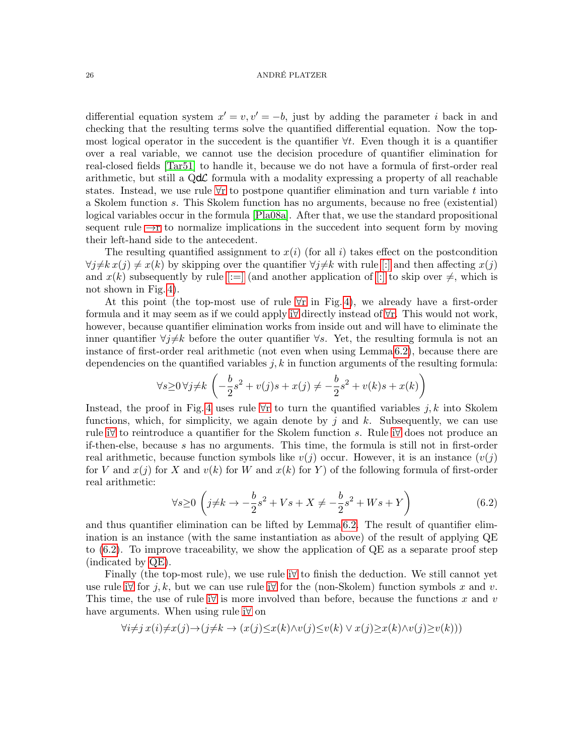differential equation system $x' = v, v' = -b$, just by adding the parameter $i$ back in and checking that the resulting terms solve the quantified differential equation. Now the top-most logical operator in the succedent is the quantifier $\forall t$. Even though it is a quantifier over a real variable, we cannot use the decision procedure of quantifier elimination for real-closed fields [Tar51] to handle it, because we do not have a formula of first-order real arithmetic, but still a Q$\mathsf{d}\mathcal{L}$ formula with a modality expressing a property of all reachable states. Instead, we use rule $\forall$r to postpone quantifier elimination and turn variable $t$ into a Skolem function $s$. This Skolem function has no arguments, because no free (existential) logical variables occur in the formula [Pla08a]. After that, we use the standard propositional sequent rule $\rightarrow$r to normalize implications in the succedent into sequent form by moving their left-hand side to the antecedent.

The resulting quantified assignment to $x(i)$ (for all $i$) takes effect on the postcondition $\forall j{\neq}k\, x(j) \neq x(k)$ by skipping over the quantifier $\forall j{\neq}k$ with rule [:] and then affecting $x(j)$ and $x(k)$ subsequently by rule [:=] (and another application of [:] to skip over $\neq$, which is not shown in Fig. 4).

At this point (the top-most use of rule $\forall$r in Fig. 4), we already have a first-order formula and it may seem as if we could apply i$\forall$ directly instead of $\forall$r. This would not work, however, because quantifier elimination works from inside out and will have to eliminate the inner quantifier $\forall j{\neq}k$ before the outer quantifier $\forall s$. Yet, the resulting formula is not an instance of first-order real arithmetic (not even when using Lemma 6.2), because there are dependencies on the quantified variables $j, k$ in function arguments of the resulting formula:

$$\forall s{\geq}0\, \forall j{\neq}k \left( -\frac{b}{2}s^2 + v(j)s + x(j) \neq -\frac{b}{2}s^2 + v(k)s + x(k) \right)$$

Instead, the proof in Fig. 4 uses rule $\forall$r to turn the quantified variables $j, k$ into Skolem functions, which, for simplicity, we again denote by $j$ and $k$. Subsequently, we can use rule i$\forall$ to reintroduce a quantifier for the Skolem function $s$. Rule i$\forall$ does not produce an if-then-else, because $s$ has no arguments. This time, the formula is still not in first-order real arithmetic, because function symbols like $v(j)$ occur. However, it is an instance ($v(j)$ for $V$ and $x(j)$ for $X$ and $v(k)$ for $W$ and $x(k)$ for $Y$) of the following formula of first-order real arithmetic:

$$\forall s{\geq}0 \left( j{\neq}k \rightarrow -\frac{b}{2}s^2 + Vs + X \neq -\frac{b}{2}s^2 + Ws + Y \right) \tag{6.2}$$

and thus quantifier elimination can be lifted by Lemma 6.2. The result of quantifier elimination is an instance (with the same instantiation as above) of the result of applying QE to (6.2). To improve traceability, we show the application of QE as a separate proof step (indicated by QE).

Finally (the top-most rule), we use rule i$\forall$ to finish the deduction. We still cannot yet use rule i$\forall$ for $j, k$, but we can use rule i$\forall$ for the (non-Skolem) function symbols $x$ and $v$. This time, the use of rule i$\forall$ is more involved than before, because the functions $x$ and $v$ have arguments. When using rule i$\forall$ on

$$\forall i{\neq}j\, x(i){\neq}x(j){\rightarrow}(j{\neq}k \rightarrow (x(j){\leq}x(k){\wedge}v(j){\leq}v(k) \vee x(j){\geq}x(k){\wedge}v(j){\geq}v(k)))$$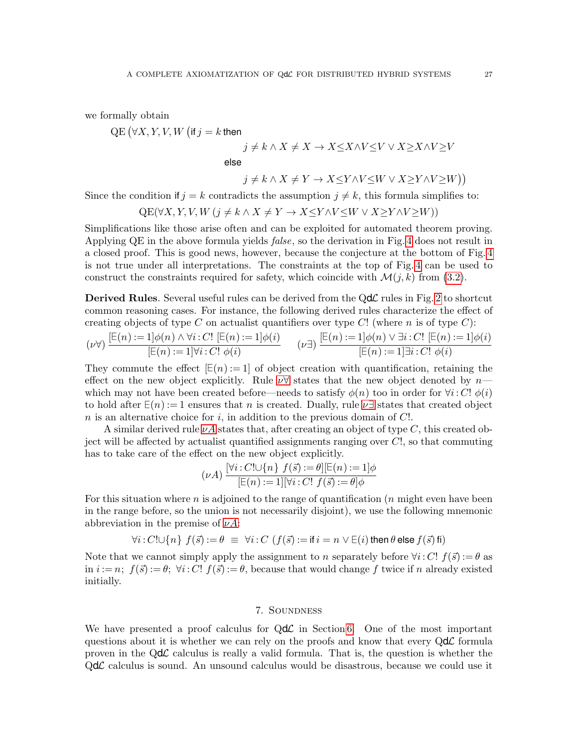we formally obtain

$$\mathrm{QE}\big(\forall X,Y,V,W\,\big(\text{if } j=k \text{ then}$$
$$j\neq k\wedge X\neq X\rightarrow X{\leq}X{\wedge}V{\leq}V\vee X{\geq}X{\wedge}V{\geq}V$$
$$\text{else}$$
$$j\neq k\wedge X\neq Y\rightarrow X{\leq}Y{\wedge}V{\leq}W\vee X{\geq}Y{\wedge}V{\geq}W\big)\big)$$

Since the condition if $j=k$ contradicts the assumption $j\neq k$, this formula simplifies to:

$$\mathrm{QE}(\forall X,Y,V,W\,(j\neq k\wedge X\neq Y\rightarrow X{\leq}Y{\wedge}V{\leq}W\vee X{\geq}Y{\wedge}V{\geq}W))$$

Simplifications like those arise often and can be exploited for automated theorem proving. Applying QE in the above formula yields *false*, so the derivation in Fig. 4 does not result in a closed proof. This is good news, however, because the conjecture at the bottom of Fig. 4 is not true under all interpretations. The constraints at the top of Fig. 4 can be used to construct the constraints required for safety, which coincide with $\mathcal{M}(j,k)$ from (3.2).

**Derived Rules**. Several useful rules can be derived from the QdL rules in Fig. 2 to shortcut common reasoning cases. For instance, the following derived rules characterize the effect of creating objects of type $C$ on actualist quantifiers over type $C!$ (where $n$ is of type $C$):

$$(\nu\forall)\ \frac{[\mathsf{E}(n):=1]\phi(n)\wedge\forall i:C!\ [\mathsf{E}(n):=1]\phi(i)}{[\mathsf{E}(n):=1]\forall i:C!\ \phi(i)}\qquad(\nu\exists)\ \frac{[\mathsf{E}(n):=1]\phi(n)\vee\exists i:C!\ [\mathsf{E}(n):=1]\phi(i)}{[\mathsf{E}(n):=1]\exists i:C!\ \phi(i)}$$

They commute the effect $[\mathsf{E}(n):=1]$ of object creation with quantification, retaining the effect on the new object explicitly. Rule $\nu\forall$ states that the new object denoted by $n$—which may not have been created before—needs to satisfy $\phi(n)$ too in order for $\forall i:C!\ \phi(i)$ to hold after $\mathsf{E}(n):=1$ ensures that $n$ is created. Dually, rule $\nu\exists$ states that created object $n$ is an alternative choice for $i$, in addition to the previous domain of $C!$.

A similar derived rule $\nu A$ states that, after creating an object of type $C$, this created object will be affected by actualist quantified assignments ranging over $C!$, so that commuting has to take care of the effect on the new object explicitly.

$$(\nu A)\ \frac{[\forall i:C!{\cup}\{n\}\ f(\vec{s}):=\theta][\mathsf{E}(n):=1]\phi}{[\mathsf{E}(n):=1][\forall i:C!\ f(\vec{s}):=\theta]\phi}$$

For this situation where $n$ is adjoined to the range of quantification ($n$ might even have been in the range before, so the union is not necessarily disjoint), we use the following mnemonic abbreviation in the premise of $\nu A$:

$$\forall i:C!{\cup}\{n\}\ f(\vec{s}):=\theta\ \equiv\ \forall i:C\ (f(\vec{s}):=\text{if } i=n\vee\mathsf{E}(i)\text{ then }\theta\text{ else }f(\vec{s})\text{ fi})$$

Note that we cannot simply apply the assignment to $n$ separately before $\forall i:C!\ f(\vec{s}):=\theta$ as in $i:=n;\ f(\vec{s}):=\theta;\ \forall i:C!\ f(\vec{s}):=\theta$, because that would change $f$ twice if $n$ already existed initially.

## 7. Soundness

We have presented a proof calculus for QdL in Section 6. One of the most important questions about it is whether we can rely on the proofs and know that every QdL formula proven in the QdL calculus is really a valid formula. That is, the question is whether the QdL calculus is sound. An unsound calculus would be disastrous, because we could use it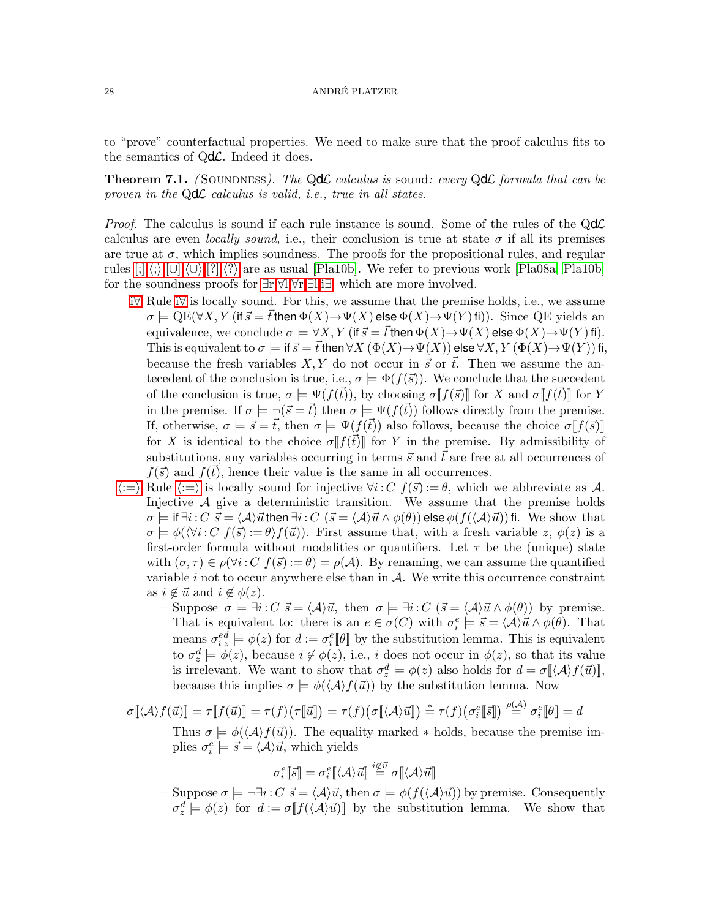to "prove" counterfactual properties. We need to make sure that the proof calculus fits to the semantics of Q$\mathsf{d}\mathcal{L}$. Indeed it does.

**Theorem 7.1.** *(Soundness). The* Q$\mathsf{d}\mathcal{L}$ *calculus is* sound*: every* Q$\mathsf{d}\mathcal{L}$ *formula that can be proven in the* Q$\mathsf{d}\mathcal{L}$ *calculus is valid, i.e., true in all states.*

*Proof.* The calculus is sound if each rule instance is sound. Some of the rules of the Q$\mathsf{d}\mathcal{L}$ calculus are even *locally sound*, i.e., their conclusion is true at state $\sigma$ if all its premises are true at $\sigma$, which implies soundness. The proofs for the propositional rules, and regular rules [;] $\langle;\rangle$ $[\cup]$ $\langle\cup\rangle$ [?] $\langle?\rangle$ are as usual [Pla10b]. We refer to previous work [Pla08a, Pla10b] for the soundness proofs for $\exists$r $\forall$l $\forall$r $\exists$l i$\exists$, which are more involved.

i$\forall$ Rule i$\forall$ is locally sound. For this, we assume that the premise holds, i.e., we assume $\sigma \models \mathrm{QE}(\forall X, Y\ (\text{if } \vec{s} = \vec{t} \text{ then } \Phi(X) \to \Psi(X) \text{ else } \Phi(X) \to \Psi(Y) \text{ fi}))$. Since QE yields an equivalence, we conclude $\sigma \models \forall X, Y\ (\text{if } \vec{s} = \vec{t} \text{ then } \Phi(X) \to \Psi(X) \text{ else } \Phi(X) \to \Psi(Y) \text{ fi})$. This is equivalent to $\sigma \models \text{if } \vec{s} = \vec{t} \text{ then } \forall X\ (\Phi(X) \to \Psi(X)) \text{ else } \forall X, Y\ (\Phi(X) \to \Psi(Y)) \text{ fi}$, because the fresh variables $X, Y$ do not occur in $\vec{s}$ or $\vec{t}$. Then we assume the antecedent of the conclusion is true, i.e., $\sigma \models \Phi(f(\vec{s}))$. We conclude that the succedent of the conclusion is true, $\sigma \models \Psi(f(\vec{t}))$, by choosing $\sigma[\![f(\vec{s})]\!]$ for $X$ and $\sigma[\![f(\vec{t})]\!]$ for $Y$ in the premise. If $\sigma \models \neg(\vec{s} = \vec{t})$ then $\sigma \models \Psi(f(\vec{t}))$ follows directly from the premise. If, otherwise, $\sigma \models \vec{s} = \vec{t}$, then $\sigma \models \Psi(f(\vec{t}))$ also follows, because the choice $\sigma[\![f(\vec{s})]\!]$ for $X$ is identical to the choice $\sigma[\![f(\vec{t})]\!]$ for $Y$ in the premise. By admissibility of substitutions, any variables occurring in terms $\vec{s}$ and $\vec{t}$ are free at all occurrences of $f(\vec{s})$ and $f(\vec{t})$, hence their value is the same in all occurrences.

$\langle:=\rangle$ Rule $\langle:=\rangle$ is locally sound for injective $\forall i\!:\!C\ f(\vec{s}) := \theta$, which we abbreviate as $\mathcal{A}$. Injective $\mathcal{A}$ give a deterministic transition. We assume that the premise holds $\sigma \models \text{if } \exists i\!:\!C\ \vec{s} = \langle\mathcal{A}\rangle\vec{u} \text{ then } \exists i\!:\!C\ (\vec{s} = \langle\mathcal{A}\rangle\vec{u} \land \phi(\theta)) \text{ else } \phi(f(\langle\mathcal{A}\rangle\vec{u})) \text{ fi}$. We show that $\sigma \models \phi(\langle\forall i\!:\!C\ f(\vec{s}) := \theta\rangle f(\vec{u}))$. First assume that, with a fresh variable $z$, $\phi(z)$ is a first-order formula without modalities or quantifiers. Let $\tau$ be the (unique) state with $(\sigma, \tau) \in \rho(\forall i\!:\!C\ f(\vec{s}) := \theta) = \rho(\mathcal{A})$. By renaming, we can assume the quantified variable $i$ not to occur anywhere else than in $\mathcal{A}$. We write this occurrence constraint as $i \notin \vec{u}$ and $i \notin \phi(z)$.

- Suppose $\sigma \models \exists i\!:\!C\ \vec{s} = \langle\mathcal{A}\rangle\vec{u}$, then $\sigma \models \exists i\!:\!C\ (\vec{s} = \langle\mathcal{A}\rangle\vec{u} \land \phi(\theta))$ by premise. That is equivalent to: there is an $e \in \sigma(C)$ with $\sigma_i^e \models \vec{s} = \langle\mathcal{A}\rangle\vec{u} \land \phi(\theta)$. That means $\sigma_{i\,z}^{e\,d} \models \phi(z)$ for $d := \sigma_i^e[\![\theta]\!]$ by the substitution lemma. This is equivalent to $\sigma_z^d \models \phi(z)$, because $i \notin \phi(z)$, i.e., $i$ does not occur in $\phi(z)$, so that its value is irrelevant. We want to show that $\sigma_z^d \models \phi(z)$ also holds for $d = \sigma[\![\langle\mathcal{A}\rangle f(\vec{u})]\!]$, because this implies $\sigma \models \phi(\langle\mathcal{A}\rangle f(\vec{u}))$ by the substitution lemma. Now

$$\sigma[\![\langle\mathcal{A}\rangle f(\vec{u})]\!] = \tau[\![f(\vec{u})]\!] = \tau(f)\big(\tau[\![\vec{u}]\!]\big) = \tau(f)\big(\sigma[\![\langle\mathcal{A}\rangle\vec{u}]\!]\big) \overset{*}{=} \tau(f)\big(\sigma_i^e[\![\vec{s}]\!]\big) \overset{\rho(\mathcal{A})}{=} \sigma_i^e[\![\theta]\!] = d$$

  Thus $\sigma \models \phi(\langle\mathcal{A}\rangle f(\vec{u}))$. The equality marked $*$ holds, because the premise implies $\sigma_i^e \models \vec{s} = \langle\mathcal{A}\rangle\vec{u}$, which yields

$$\sigma_i^e[\![\vec{s}]\!] = \sigma_i^e[\![\langle\mathcal{A}\rangle\vec{u}]\!] \overset{i \notin \vec{u}}{=} \sigma[\![\langle\mathcal{A}\rangle\vec{u}]\!]$$

- Suppose $\sigma \models \neg\exists i\!:\!C\ \vec{s} = \langle\mathcal{A}\rangle\vec{u}$, then $\sigma \models \phi(f(\langle\mathcal{A}\rangle\vec{u}))$ by premise. Consequently $\sigma_z^d \models \phi(z)$ for $d := \sigma[\![f(\langle\mathcal{A}\rangle\vec{u})]\!]$ by the substitution lemma. We show that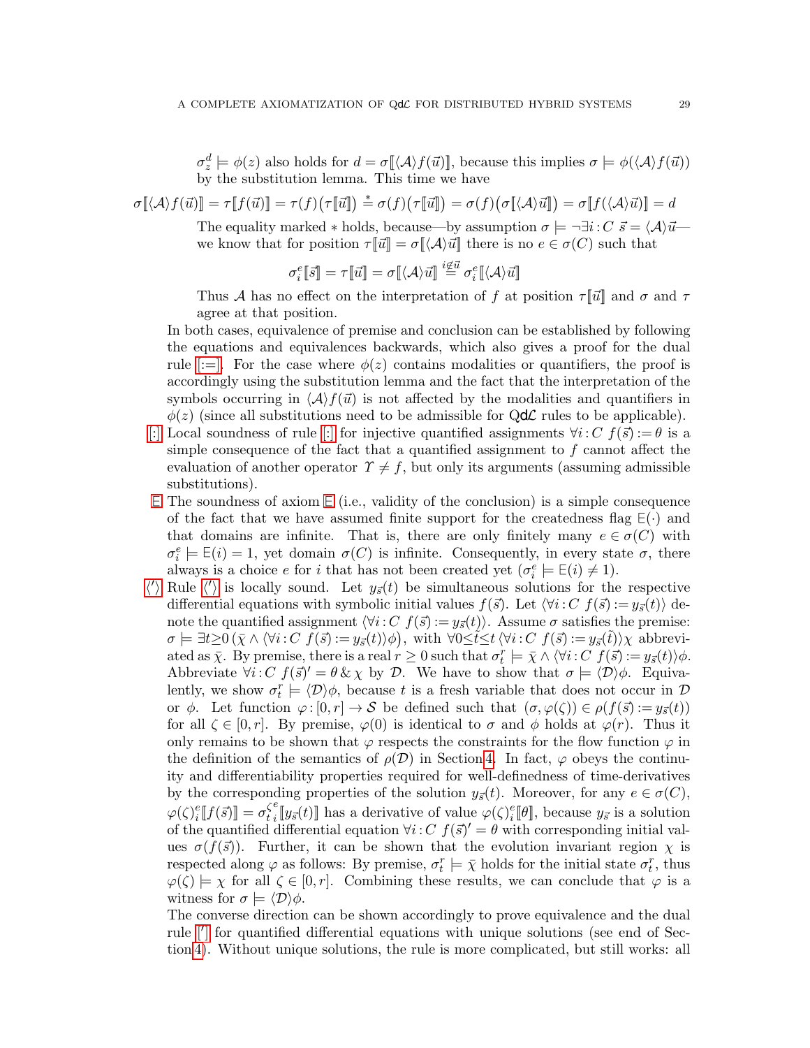$\sigma_z^d \models \phi(z)$ also holds for $d = \sigma[\![\langle\mathcal{A}\rangle f(\vec{u})]\!]$, because this implies $\sigma \models \phi(\langle\mathcal{A}\rangle f(\vec{u}))$ by the substitution lemma. This time we have

$$\sigma[\![\langle\mathcal{A}\rangle f(\vec{u})]\!] = \tau[\![f(\vec{u})]\!] = \tau(f)\big(\tau[\![\vec{u}]\!]\big) \overset{*}{=} \sigma(f)\big(\tau[\![\vec{u}]\!]\big) = \sigma(f)\big(\sigma[\![\langle\mathcal{A}\rangle\vec{u}]\!]\big) = \sigma[\![f(\langle\mathcal{A}\rangle\vec{u})]\!] = d$$

The equality marked $*$ holds, because—by assumption $\sigma \models \neg\exists i\!:\!C\ \vec{s} = \langle\mathcal{A}\rangle\vec{u}$—we know that for position $\tau[\![\vec{u}]\!] = \sigma[\![\langle\mathcal{A}\rangle\vec{u}]\!]$ there is no $e \in \sigma(C)$ such that

$$\sigma_i^e[\![\vec{s}]\!] = \tau[\![\vec{u}]\!] = \sigma[\![\langle\mathcal{A}\rangle\vec{u}]\!] \overset{i\not\in\vec{u}}{=} \sigma_i^e[\![\langle\mathcal{A}\rangle\vec{u}]\!]$$

Thus $\mathcal{A}$ has no effect on the interpretation of $f$ at position $\tau[\![\vec{u}]\!]$ and $\sigma$ and $\tau$ agree at that position.

In both cases, equivalence of premise and conclusion can be established by following the equations and equivalences backwards, which also gives a proof for the dual rule [:=]. For the case where $\phi(z)$ contains modalities or quantifiers, the proof is accordingly using the substitution lemma and the fact that the interpretation of the symbols occurring in $\langle\mathcal{A}\rangle f(\vec{u})$ is not affected by the modalities and quantifiers in $\phi(z)$ (since all substitutions need to be admissible for Q**d**$\mathcal{L}$ rules to be applicable).

- [:] Local soundness of rule [:] for injective quantified assignments $\forall i\!:\!C\ f(\vec{s}) := \theta$ is a simple consequence of the fact that a quantified assignment to $f$ cannot affect the evaluation of another operator $\Upsilon \neq f$, but only its arguments (assuming admissible substitutions).
- $\mathsf{E}$ The soundness of axiom $\mathsf{E}$ (i.e., validity of the conclusion) is a simple consequence of the fact that we have assumed finite support for the createdness flag $\mathsf{E}(\cdot)$ and that domains are infinite. That is, there are only finitely many $e \in \sigma(C)$ with $\sigma_i^e \models \mathsf{E}(i) = 1$, yet domain $\sigma(C)$ is infinite. Consequently, in every state $\sigma$, there always is a choice $e$ for $i$ that has not been created yet ($\sigma_i^e \models \mathsf{E}(i) \neq 1$).
- $\langle'\rangle$ Rule $\langle'\rangle$ is locally sound. Let $y_{\vec{s}}(t)$ be simultaneous solutions for the respective differential equations with symbolic initial values $f(\vec{s})$. Let $\langle\forall i\!:\!C\ f(\vec{s}) := y_{\vec{s}}(t)\rangle$ denote the quantified assignment $\langle\forall i\!:\!C\ f(\vec{s}) := y_{\vec{s}}(t)\rangle$. Assume $\sigma$ satisfies the premise: $\sigma \models \exists t{\geq}0\,\big(\bar{\chi} \wedge \langle\forall i\!:\!C\ f(\vec{s}) := y_{\vec{s}}(t)\rangle\phi\big)$, with $\forall 0{\leq}\tilde{t}{\leq}t\,\langle\forall i\!:\!C\ f(\vec{s}) := y_{\vec{s}}(\tilde{t})\rangle\chi$ abbreviated as $\bar{\chi}$. By premise, there is a real $r \geq 0$ such that $\sigma_t^r \models \bar{\chi} \wedge \langle\forall i\!:\!C\ f(\vec{s}) := y_{\vec{s}}(t)\rangle\phi$. Abbreviate $\forall i\!:\!C\ f(\vec{s})' = \theta\,\&\,\chi$ by $\mathcal{D}$. We have to show that $\sigma \models \langle\mathcal{D}\rangle\phi$. Equivalently, we show $\sigma_t^r \models \langle\mathcal{D}\rangle\phi$, because $t$ is a fresh variable that does not occur in $\mathcal{D}$ or $\phi$. Let function $\varphi\!:\![0,r] \to \mathcal{S}$ be defined such that $(\sigma, \varphi(\zeta)) \in \rho(f(\vec{s}) := y_{\vec{s}}(t))$ for all $\zeta \in [0,r]$. By premise, $\varphi(0)$ is identical to $\sigma$ and $\phi$ holds at $\varphi(r)$. Thus it only remains to be shown that $\varphi$ respects the constraints for the flow function $\varphi$ in the definition of the semantics of $\rho(\mathcal{D})$ in Section 4. In fact, $\varphi$ obeys the continuity and differentiability properties required for well-definedness of time-derivatives by the corresponding properties of the solution $y_{\vec{s}}(t)$. Moreover, for any $e \in \sigma(C)$, $\varphi(\zeta)_i^e[\![f(\vec{s})]\!] = \sigma_t^{\zeta}{}_i^e[\![y_{\vec{s}}(t)]\!]$ has a derivative of value $\varphi(\zeta)_i^e[\![\theta]\!]$, because $y_{\vec{s}}$ is a solution of the quantified differential equation $\forall i\!:\!C\ f(\vec{s})' = \theta$ with corresponding initial values $\sigma(f(\vec{s}))$. Further, it can be shown that the evolution invariant region $\chi$ is respected along $\varphi$ as follows: By premise, $\sigma_t^r \models \bar{\chi}$ holds for the initial state $\sigma_t^r$, thus $\varphi(\zeta) \models \chi$ for all $\zeta \in [0,r]$. Combining these results, we can conclude that $\varphi$ is a witness for $\sigma \models \langle\mathcal{D}\rangle\phi$.

The converse direction can be shown accordingly to prove equivalence and the dual rule $[']$ for quantified differential equations with unique solutions (see end of Section 4). Without unique solutions, the rule is more complicated, but still works: all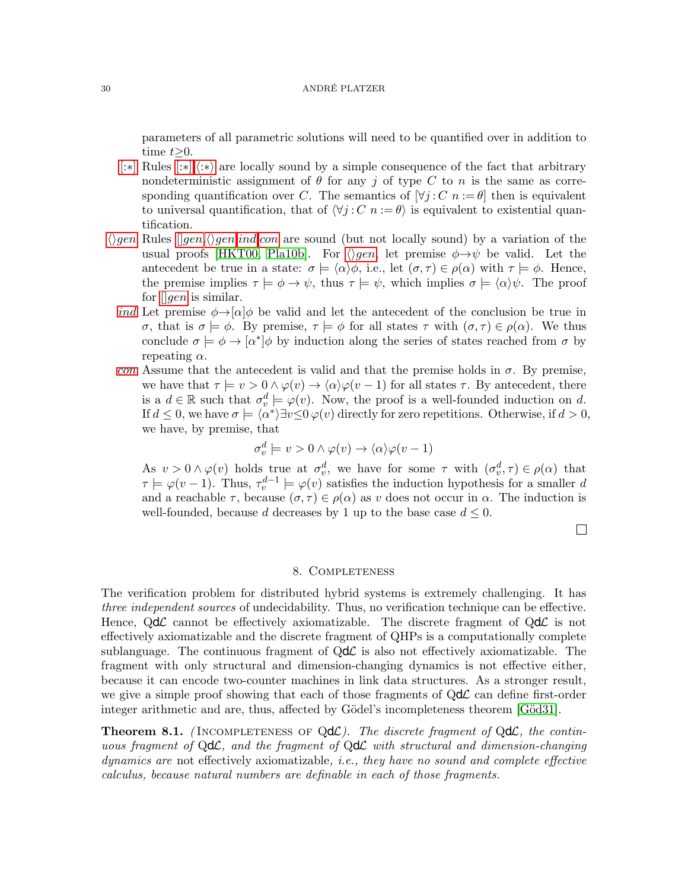parameters of all parametric solutions will need to be quantified over in addition to time $t{\geq}0$.

[:*] Rules [:*],⟨:*⟩ are locally sound by a simple consequence of the fact that arbitrary nondeterministic assignment of $\theta$ for any $j$ of type $C$ to $n$ is the same as corresponding quantification over $C$. The semantics of $[\forall j{:}C\ n := \theta]$ then is equivalent to universal quantification, that of $\langle\forall j{:}C\ n := \theta\rangle$ is equivalent to existential quantification.

⟨⟩*gen* Rules []*gen*,⟨⟩*gen*,*ind*,*con* are sound (but not locally sound) by a variation of the usual proofs [HKT00, Pla10b]. For ⟨⟩*gen*, let premise $\phi{\rightarrow}\psi$ be valid. Let the antecedent be true in a state: $\sigma \models \langle\alpha\rangle\phi$, i.e., let $(\sigma,\tau) \in \rho(\alpha)$ with $\tau \models \phi$. Hence, the premise implies $\tau \models \phi \rightarrow \psi$, thus $\tau \models \psi$, which implies $\sigma \models \langle\alpha\rangle\psi$. The proof for []*gen* is similar.

*ind* Let premise $\phi{\rightarrow}[\alpha]\phi$ be valid and let the antecedent of the conclusion be true in $\sigma$, that is $\sigma \models \phi$. By premise, $\tau \models \phi$ for all states $\tau$ with $(\sigma,\tau) \in \rho(\alpha)$. We thus conclude $\sigma \models \phi \rightarrow [\alpha^*]\phi$ by induction along the series of states reached from $\sigma$ by repeating $\alpha$.

*con* Assume that the antecedent is valid and that the premise holds in $\sigma$. By premise, we have that $\tau \models v > 0 \wedge \varphi(v) \rightarrow \langle\alpha\rangle\varphi(v-1)$ for all states $\tau$. By antecedent, there is a $d \in \mathbb{R}$ such that $\sigma_v^d \models \varphi(v)$. Now, the proof is a well-founded induction on $d$. If $d \leq 0$, we have $\sigma \models \langle\alpha^*\rangle\exists v{\leq}0\, \varphi(v)$ directly for zero repetitions. Otherwise, if $d > 0$, we have, by premise, that

$$\sigma_v^d \models v > 0 \wedge \varphi(v) \rightarrow \langle\alpha\rangle\varphi(v-1)$$

As $v > 0 \wedge \varphi(v)$ holds true at $\sigma_v^d$, we have for some $\tau$ with $(\sigma_v^d,\tau) \in \rho(\alpha)$ that $\tau \models \varphi(v-1)$. Thus, $\tau_v^{d-1} \models \varphi(v)$ satisfies the induction hypothesis for a smaller $d$ and a reachable $\tau$, because $(\sigma,\tau) \in \rho(\alpha)$ as $v$ does not occur in $\alpha$. The induction is well-founded, because $d$ decreases by 1 up to the base case $d \leq 0$.

□

## 8. Completeness

The verification problem for distributed hybrid systems is extremely challenging. It has *three independent sources* of undecidability. Thus, no verification technique can be effective. Hence, Q$\mathsf{d}\mathcal{L}$ cannot be effectively axiomatizable. The discrete fragment of Q$\mathsf{d}\mathcal{L}$ is not effectively axiomatizable and the discrete fragment of QHPs is a computationally complete sublanguage. The continuous fragment of Q$\mathsf{d}\mathcal{L}$ is also not effectively axiomatizable. The fragment with only structural and dimension-changing dynamics is not effective either, because it can encode two-counter machines in link data structures. As a stronger result, we give a simple proof showing that each of those fragments of Q$\mathsf{d}\mathcal{L}$ can define first-order integer arithmetic and are, thus, affected by Gödel's incompleteness theorem [Göd31].

**Theorem 8.1.** (Incompleteness of Q$\mathsf{d}\mathcal{L}$). *The discrete fragment of* Q$\mathsf{d}\mathcal{L}$*, the continuous fragment of* Q$\mathsf{d}\mathcal{L}$*, and the fragment of* Q$\mathsf{d}\mathcal{L}$ *with structural and dimension-changing dynamics are* not effectively axiomatizable*, i.e., they have no sound and complete effective calculus, because natural numbers are definable in each of those fragments.*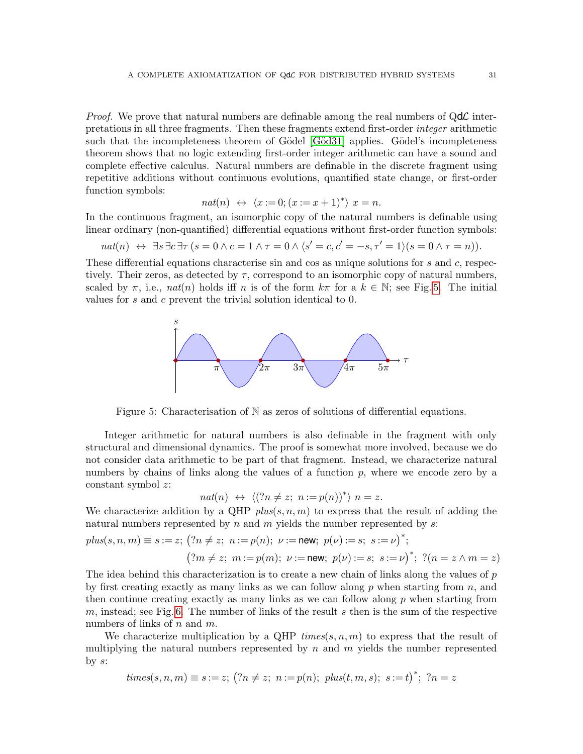*Proof.* We prove that natural numbers are definable among the real numbers of QdL interpretations in all three fragments. Then these fragments extend first-order *integer* arithmetic such that the incompleteness theorem of Gödel [Göd31] applies. Gödel's incompleteness theorem shows that no logic extending first-order integer arithmetic can have a sound and complete effective calculus. Natural numbers are definable in the discrete fragment using repetitive additions without continuous evolutions, quantified state change, or first-order function symbols:

$$nat(n) \;\leftrightarrow\; \langle x := 0; (x := x + 1)^* \rangle\; x = n.$$

In the continuous fragment, an isomorphic copy of the natural numbers is definable using linear ordinary (non-quantified) differential equations without first-order function symbols:

$$nat(n) \;\leftrightarrow\; \exists s\, \exists c\, \exists \tau\, (s = 0 \land c = 1 \land \tau = 0 \land \langle s' = c, c' = -s, \tau' = 1 \rangle (s = 0 \land \tau = n)).$$

These differential equations characterise sin and cos as unique solutions for $s$ and $c$, respectively. Their zeros, as detected by $\tau$, correspond to an isomorphic copy of natural numbers, scaled by $\pi$, i.e., $nat(n)$ holds iff $n$ is of the form $k\pi$ for a $k \in \mathbb{N}$; see Fig. 5. The initial values for $s$ and $c$ prevent the trivial solution identical to 0.

Figure 5: Characterisation of $\mathbb{N}$ as zeros of solutions of differential equations.

Integer arithmetic for natural numbers is also definable in the fragment with only structural and dimensional dynamics. The proof is somewhat more involved, because we do not consider data arithmetic to be part of that fragment. Instead, we characterize natural numbers by chains of links along the values of a function $p$, where we encode zero by a constant symbol $z$:

$$nat(n) \;\leftrightarrow\; \langle (?n \neq z;\; n := p(n))^* \rangle\; n = z.$$

We characterize addition by a QHP $plus(s, n, m)$ to express that the result of adding the natural numbers represented by $n$ and $m$ yields the number represented by $s$:

$$\begin{aligned} plus(s, n, m) \equiv\; & s := z;\; \big(?n \neq z;\; n := p(n);\; \nu := \mathsf{new};\; p(\nu) := s;\; s := \nu\big)^*; \\ & \big(?m \neq z;\; m := p(m);\; \nu := \mathsf{new};\; p(\nu) := s;\; s := \nu\big)^*;\; ?(n = z \land m = z) \end{aligned}$$

The idea behind this characterization is to create a new chain of links along the values of $p$ by first creating exactly as many links as we can follow along $p$ when starting from $n$, and then continue creating exactly as many links as we can follow along $p$ when starting from $m$, instead; see Fig. 6. The number of links of the result $s$ then is the sum of the respective numbers of links of $n$ and $m$.

We characterize multiplication by a QHP $times(s, n, m)$ to express that the result of multiplying the natural numbers represented by $n$ and $m$ yields the number represented by $s$:

$$times(s, n, m) \equiv s := z;\; \big(?n \neq z;\; n := p(n);\; plus(t, m, s);\; s := t\big)^*;\; ?n = z$$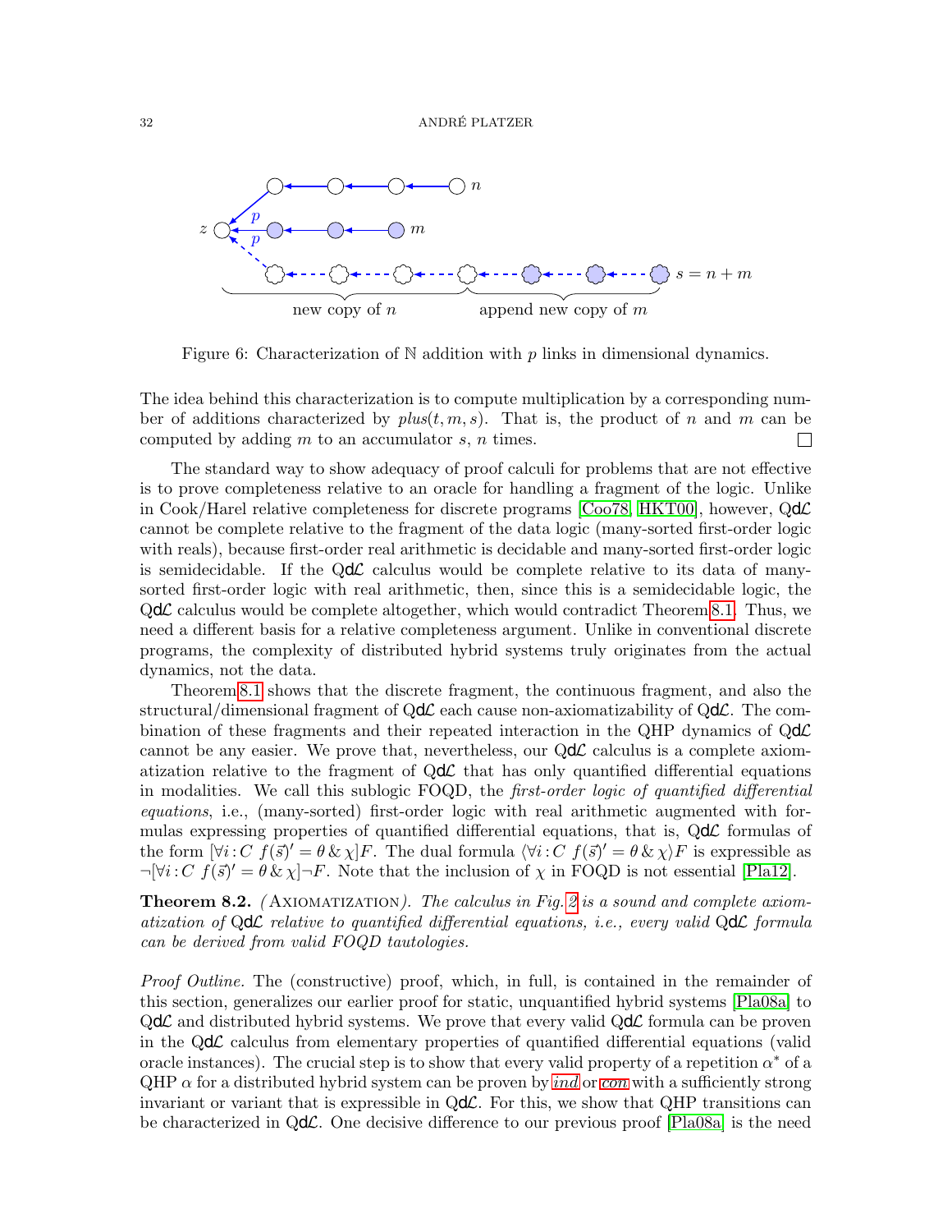Figure 6: Characterization of $\mathbb{N}$ addition with $p$ links in dimensional dynamics.

The idea behind this characterization is to compute multiplication by a corresponding number of additions characterized by $plus(t, m, s)$. That is, the product of $n$ and $m$ can be computed by adding $m$ to an accumulator $s$, $n$ times. □

The standard way to show adequacy of proof calculi for problems that are not effective is to prove completeness relative to an oracle for handling a fragment of the logic. Unlike in Cook/Harel relative completeness for discrete programs [Coo78, HKT00], however, Q$d\mathcal{L}$ cannot be complete relative to the fragment of the data logic (many-sorted first-order logic with reals), because first-order real arithmetic is decidable and many-sorted first-order logic is semidecidable. If the Q$d\mathcal{L}$ calculus would be complete relative to its data of many-sorted first-order logic with real arithmetic, then, since this is a semidecidable logic, the Q$d\mathcal{L}$ calculus would be complete altogether, which would contradict Theorem 8.1. Thus, we need a different basis for a relative completeness argument. Unlike in conventional discrete programs, the complexity of distributed hybrid systems truly originates from the actual dynamics, not the data.

Theorem 8.1 shows that the discrete fragment, the continuous fragment, and also the structural/dimensional fragment of Q$d\mathcal{L}$ each cause non-axiomatizability of Q$d\mathcal{L}$. The combination of these fragments and their repeated interaction in the QHP dynamics of Q$d\mathcal{L}$ cannot be any easier. We prove that, nevertheless, our Q$d\mathcal{L}$ calculus is a complete axiomatization relative to the fragment of Q$d\mathcal{L}$ that has only quantified differential equations in modalities. We call this sublogic FOQD, the *first-order logic of quantified differential equations*, i.e., (many-sorted) first-order logic with real arithmetic augmented with formulas expressing properties of quantified differential equations, that is, Q$d\mathcal{L}$ formulas of the form $[\forall i{:}C\ f(\vec{s})' = \theta \,\&\, \chi]F$. The dual formula $\langle\forall i{:}C\ f(\vec{s})' = \theta \,\&\, \chi\rangle F$ is expressible as $\neg[\forall i{:}C\ f(\vec{s})' = \theta \,\&\, \chi]\neg F$. Note that the inclusion of $\chi$ in FOQD is not essential [Pla12].

**Theorem 8.2.** *(*AXIOMATIZATION*). The calculus in Fig. 2 is a sound and complete axiomatization of* Q$d\mathcal{L}$ *relative to quantified differential equations, i.e., every valid* Q$d\mathcal{L}$ *formula can be derived from valid FOQD tautologies.*

*Proof Outline.* The (constructive) proof, which, in full, is contained in the remainder of this section, generalizes our earlier proof for static, unquantified hybrid systems [Pla08a] to Q$d\mathcal{L}$ and distributed hybrid systems. We prove that every valid Q$d\mathcal{L}$ formula can be proven in the Q$d\mathcal{L}$ calculus from elementary properties of quantified differential equations (valid oracle instances). The crucial step is to show that every valid property of a repetition $\alpha^*$ of a QHP $\alpha$ for a distributed hybrid system can be proven by *ind* or *con* with a sufficiently strong invariant or variant that is expressible in Q$d\mathcal{L}$. For this, we show that QHP transitions can be characterized in Q$d\mathcal{L}$. One decisive difference to our previous proof [Pla08a] is the need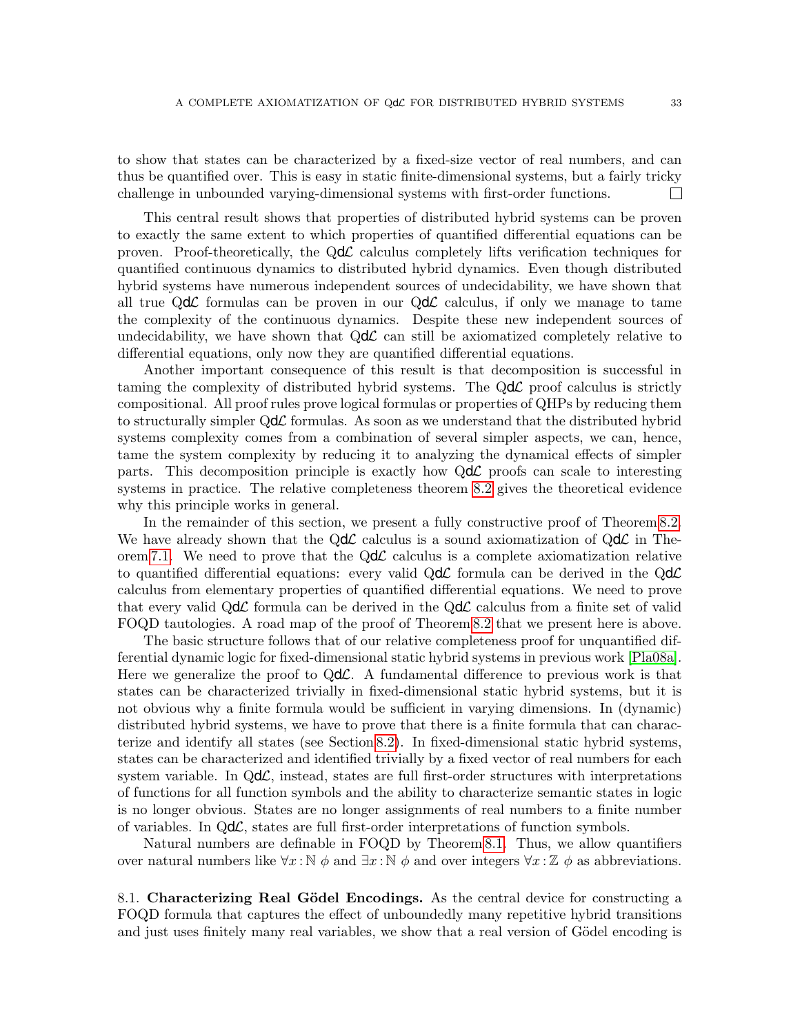to show that states can be characterized by a fixed-size vector of real numbers, and can thus be quantified over. This is easy in static finite-dimensional systems, but a fairly tricky challenge in unbounded varying-dimensional systems with first-order functions. □

This central result shows that properties of distributed hybrid systems can be proven to exactly the same extent to which properties of quantified differential equations can be proven. Proof-theoretically, the QdL calculus completely lifts verification techniques for quantified continuous dynamics to distributed hybrid dynamics. Even though distributed hybrid systems have numerous independent sources of undecidability, we have shown that all true QdL formulas can be proven in our QdL calculus, if only we manage to tame the complexity of the continuous dynamics. Despite these new independent sources of undecidability, we have shown that QdL can still be axiomatized completely relative to differential equations, only now they are quantified differential equations.

Another important consequence of this result is that decomposition is successful in taming the complexity of distributed hybrid systems. The QdL proof calculus is strictly compositional. All proof rules prove logical formulas or properties of QHPs by reducing them to structurally simpler QdL formulas. As soon as we understand that the distributed hybrid systems complexity comes from a combination of several simpler aspects, we can, hence, tame the system complexity by reducing it to analyzing the dynamical effects of simpler parts. This decomposition principle is exactly how QdL proofs can scale to interesting systems in practice. The relative completeness theorem 8.2 gives the theoretical evidence why this principle works in general.

In the remainder of this section, we present a fully constructive proof of Theorem 8.2. We have already shown that the QdL calculus is a sound axiomatization of QdL in Theorem 7.1. We need to prove that the QdL calculus is a complete axiomatization relative to quantified differential equations: every valid QdL formula can be derived in the QdL calculus from elementary properties of quantified differential equations. We need to prove that every valid QdL formula can be derived in the QdL calculus from a finite set of valid FOQD tautologies. A road map of the proof of Theorem 8.2 that we present here is above.

The basic structure follows that of our relative completeness proof for unquantified differential dynamic logic for fixed-dimensional static hybrid systems in previous work [Pla08a]. Here we generalize the proof to QdL. A fundamental difference to previous work is that states can be characterized trivially in fixed-dimensional static hybrid systems, but it is not obvious why a finite formula would be sufficient in varying dimensions. In (dynamic) distributed hybrid systems, we have to prove that there is a finite formula that can characterize and identify all states (see Section 8.2). In fixed-dimensional static hybrid systems, states can be characterized and identified trivially by a fixed vector of real numbers for each system variable. In QdL, instead, states are full first-order structures with interpretations of functions for all function symbols and the ability to characterize semantic states in logic is no longer obvious. States are no longer assignments of real numbers to a finite number of variables. In QdL, states are full first-order interpretations of function symbols.

Natural numbers are definable in FOQD by Theorem 8.1. Thus, we allow quantifiers over natural numbers like $\forall x : \mathbb{N}\ \phi$ and $\exists x : \mathbb{N}\ \phi$ and over integers $\forall x : \mathbb{Z}\ \phi$ as abbreviations.

8.1. **Characterizing Real Gödel Encodings.** As the central device for constructing a FOQD formula that captures the effect of unboundedly many repetitive hybrid transitions and just uses finitely many real variables, we show that a real version of Gödel encoding is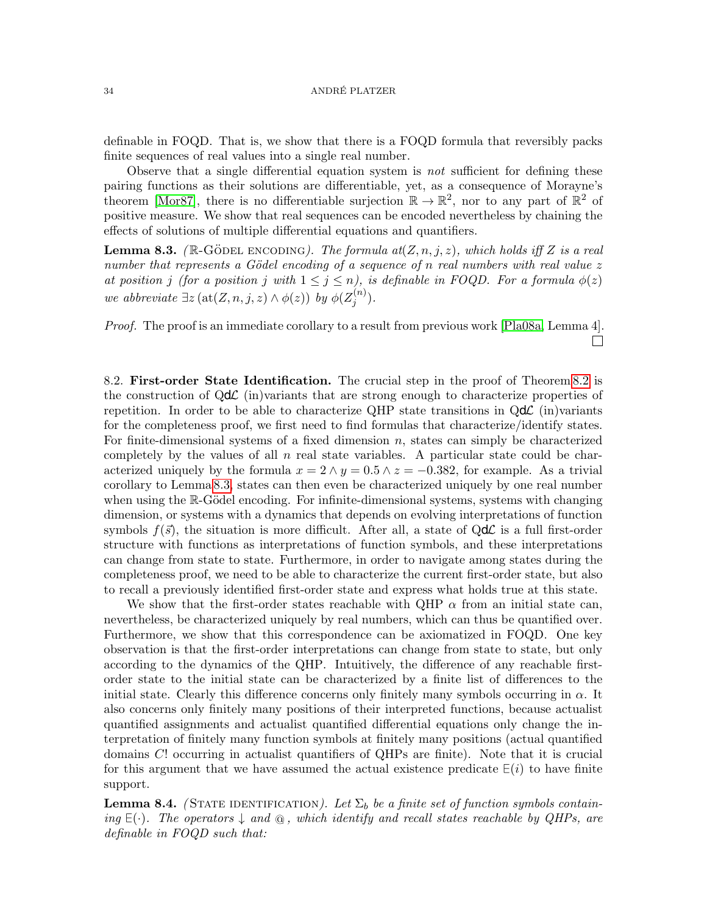definable in FOQD. That is, we show that there is a FOQD formula that reversibly packs finite sequences of real values into a single real number.

Observe that a single differential equation system is *not* sufficient for defining these pairing functions as their solutions are differentiable, yet, as a consequence of Morayne's theorem [Mor87], there is no differentiable surjection $\mathbb{R} \to \mathbb{R}^2$, nor to any part of $\mathbb{R}^2$ of positive measure. We show that real sequences can be encoded nevertheless by chaining the effects of solutions of multiple differential equations and quantifiers.

**Lemma 8.3.** *($\mathbb{R}$-Gödel encoding). The formula $at(Z, n, j, z)$, which holds iff $Z$ is a real number that represents a Gödel encoding of a sequence of $n$ real numbers with real value $z$ at position $j$ (for a position $j$ with $1 \le j \le n$), is definable in FOQD. For a formula $\phi(z)$ we abbreviate $\exists z\, (\mathrm{at}(Z, n, j, z) \wedge \phi(z))$ by $\phi(Z_j^{(n)})$.*

*Proof.* The proof is an immediate corollary to a result from previous work [Pla08a, Lemma 4]. □

## 8.2. First-order State Identification.

The crucial step in the proof of Theorem 8.2 is the construction of Q$\mathsf{d}\mathcal{L}$ (in)variants that are strong enough to characterize properties of repetition. In order to be able to characterize QHP state transitions in Q$\mathsf{d}\mathcal{L}$ (in)variants for the completeness proof, we first need to find formulas that characterize/identify states. For finite-dimensional systems of a fixed dimension $n$, states can simply be characterized completely by the values of all $n$ real state variables. A particular state could be characterized uniquely by the formula $x = 2 \wedge y = 0.5 \wedge z = -0.382$, for example. As a trivial corollary to Lemma 8.3, states can then even be characterized uniquely by one real number when using the $\mathbb{R}$-Gödel encoding. For infinite-dimensional systems, systems with changing dimension, or systems with a dynamics that depends on evolving interpretations of function symbols $f(\vec{s})$, the situation is more difficult. After all, a state of Q$\mathsf{d}\mathcal{L}$ is a full first-order structure with functions as interpretations of function symbols, and these interpretations can change from state to state. Furthermore, in order to navigate among states during the completeness proof, we need to be able to characterize the current first-order state, but also to recall a previously identified first-order state and express what holds true at this state.

We show that the first-order states reachable with QHP $\alpha$ from an initial state can, nevertheless, be characterized uniquely by real numbers, which can thus be quantified over. Furthermore, we show that this correspondence can be axiomatized in FOQD. One key observation is that the first-order interpretations can change from state to state, but only according to the dynamics of the QHP. Intuitively, the difference of any reachable first-order state to the initial state can be characterized by a finite list of differences to the initial state. Clearly this difference concerns only finitely many symbols occurring in $\alpha$. It also concerns only finitely many positions of their interpreted functions, because actualist quantified assignments and actualist quantified differential equations only change the interpretation of finitely many function symbols at finitely many positions (actual quantified domains $C!$ occurring in actualist quantifiers of QHPs are finite). Note that it is crucial for this argument that we have assumed the actual existence predicate $\mathsf{E}(i)$ to have finite support.

**Lemma 8.4.** *(State identification). Let $\Sigma_b$ be a finite set of function symbols containing $\mathsf{E}(\cdot)$. The operators $\downarrow$ and $@$, which identify and recall states reachable by QHPs, are definable in FOQD such that:*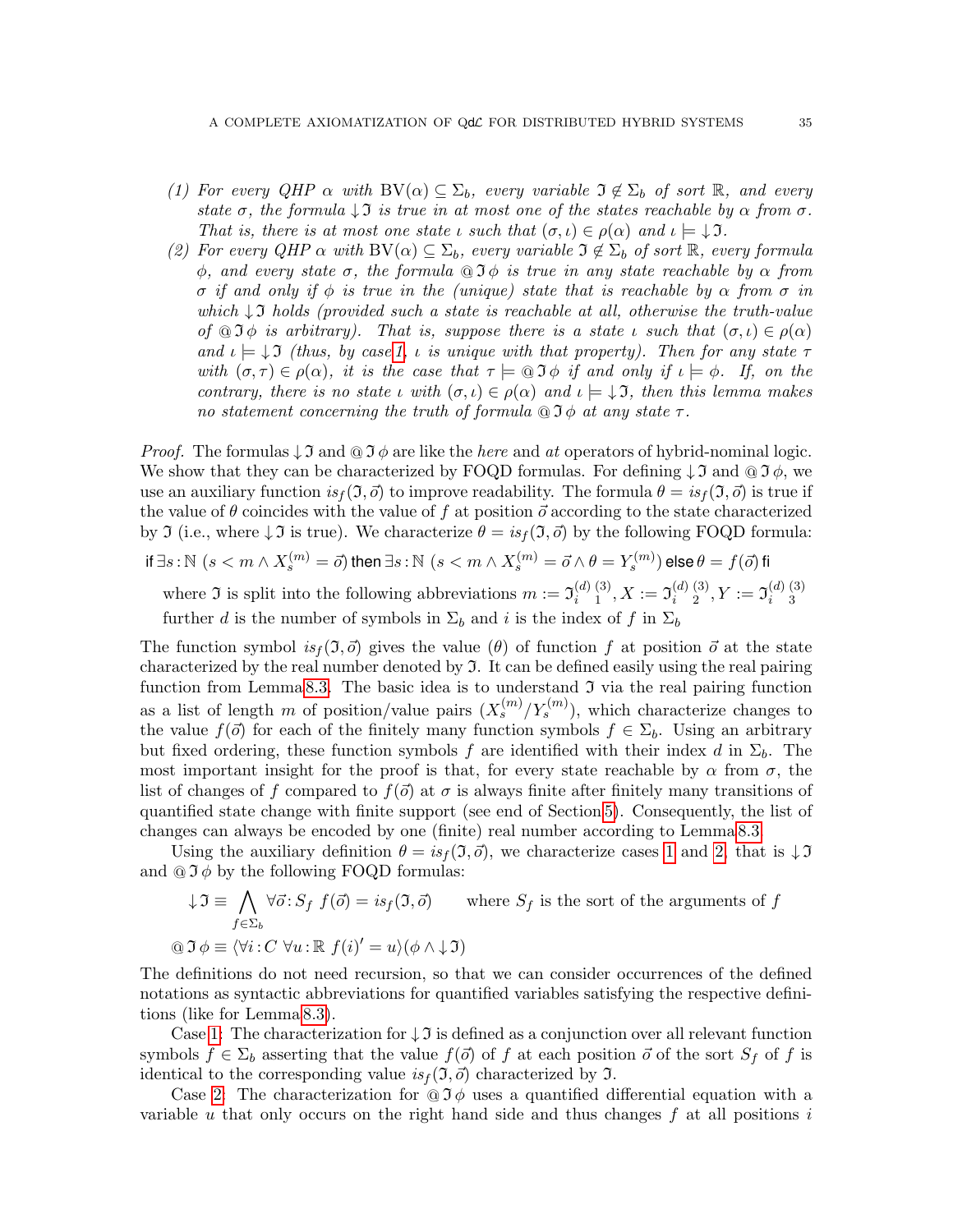(1) *For every QHP $\alpha$ with $\mathrm{BV}(\alpha) \subseteq \Sigma_b$, every variable $\mathfrak{I} \notin \Sigma_b$ of sort $\mathbb{R}$, and every state $\sigma$, the formula $\downarrow \mathfrak{I}$ is true in at most one of the states reachable by $\alpha$ from $\sigma$. That is, there is at most one state $\iota$ such that $(\sigma, \iota) \in \rho(\alpha)$ and $\iota \models \downarrow \mathfrak{I}$.*

(2) *For every QHP $\alpha$ with $\mathrm{BV}(\alpha) \subseteq \Sigma_b$, every variable $\mathfrak{I} \notin \Sigma_b$ of sort $\mathbb{R}$, every formula $\phi$, and every state $\sigma$, the formula $@\,\mathfrak{I}\,\phi$ is true in any state reachable by $\alpha$ from $\sigma$ if and only if $\phi$ is true in the (unique) state that is reachable by $\alpha$ from $\sigma$ in which $\downarrow \mathfrak{I}$ holds (provided such a state is reachable at all, otherwise the truth-value of $@\,\mathfrak{I}\,\phi$ is arbitrary). That is, suppose there is a state $\iota$ such that $(\sigma, \iota) \in \rho(\alpha)$ and $\iota \models \downarrow \mathfrak{I}$ (thus, by case 1, $\iota$ is unique with that property). Then for any state $\tau$ with $(\sigma, \tau) \in \rho(\alpha)$, it is the case that $\tau \models @\,\mathfrak{I}\,\phi$ if and only if $\iota \models \phi$. If, on the contrary, there is no state $\iota$ with $(\sigma, \iota) \in \rho(\alpha)$ and $\iota \models \downarrow \mathfrak{I}$, then this lemma makes no statement concerning the truth of formula $@\,\mathfrak{I}\,\phi$ at any state $\tau$.*

*Proof.* The formulas $\downarrow \mathfrak{I}$ and $@\,\mathfrak{I}\,\phi$ are like the *here* and *at* operators of hybrid-nominal logic. We show that they can be characterized by FOQD formulas. For defining $\downarrow \mathfrak{I}$ and $@\,\mathfrak{I}\,\phi$, we use an auxiliary function $is_f(\mathfrak{I}, \vec{o})$ to improve readability. The formula $\theta = is_f(\mathfrak{I}, \vec{o})$ is true if the value of $\theta$ coincides with the value of $f$ at position $\vec{o}$ according to the state characterized by $\mathfrak{I}$ (i.e., where $\downarrow \mathfrak{I}$ is true). We characterize $\theta = is_f(\mathfrak{I}, \vec{o})$ by the following FOQD formula:

$$\textsf{if}\ \exists s\,{:}\,\mathbb{N}\ (s < m \land X_s^{(m)} = \vec{o})\ \textsf{then}\ \exists s\,{:}\,\mathbb{N}\ (s < m \land X_s^{(m)} = \vec{o} \land \theta = Y_s^{(m)})\ \textsf{else}\ \theta = f(\vec{o})\ \textsf{fi}$$

where $\mathfrak{I}$ is split into the following abbreviations $m := \mathfrak{I}_i^{(d)}{}_1^{(3)}, X := \mathfrak{I}_i^{(d)}{}_2^{(3)}, Y := \mathfrak{I}_i^{(d)}{}_3^{(3)}$ further $d$ is the number of symbols in $\Sigma_b$ and $i$ is the index of $f$ in $\Sigma_b$

The function symbol $is_f(\mathfrak{I}, \vec{o})$ gives the value ($\theta$) of function $f$ at position $\vec{o}$ at the state characterized by the real number denoted by $\mathfrak{I}$. It can be defined easily using the real pairing function from Lemma 8.3. The basic idea is to understand $\mathfrak{I}$ via the real pairing function as a list of length $m$ of position/value pairs $(X_s^{(m)}/Y_s^{(m)})$, which characterize changes to the value $f(\vec{o})$ for each of the finitely many function symbols $f \in \Sigma_b$. Using an arbitrary but fixed ordering, these function symbols $f$ are identified with their index $d$ in $\Sigma_b$. The most important insight for the proof is that, for every state reachable by $\alpha$ from $\sigma$, the list of changes of $f$ compared to $f(\vec{o})$ at $\sigma$ is always finite after finitely many transitions of quantified state change with finite support (see end of Section 5). Consequently, the list of changes can always be encoded by one (finite) real number according to Lemma 8.3.

Using the auxiliary definition $\theta = is_f(\mathfrak{I}, \vec{o})$, we characterize cases 1 and 2, that is $\downarrow \mathfrak{I}$ and $@\,\mathfrak{I}\,\phi$ by the following FOQD formulas:

$$\downarrow \mathfrak{I} \equiv \bigwedge_{f \in \Sigma_b} \forall \vec{o}\,{:}\,S_f\ f(\vec{o}) = is_f(\mathfrak{I}, \vec{o}) \qquad \text{where } S_f \text{ is the sort of the arguments of } f$$

$$@\,\mathfrak{I}\,\phi \equiv \langle \forall i\,{:}\,C\ \forall u\,{:}\,\mathbb{R}\ f(i)' = u \rangle (\phi \land \downarrow \mathfrak{I})$$

The definitions do not need recursion, so that we can consider occurrences of the defined notations as syntactic abbreviations for quantified variables satisfying the respective definitions (like for Lemma 8.3).

Case 1: The characterization for $\downarrow \mathfrak{I}$ is defined as a conjunction over all relevant function symbols $f \in \Sigma_b$ asserting that the value $f(\vec{o})$ of $f$ at each position $\vec{o}$ of the sort $S_f$ of $f$ is identical to the corresponding value $is_f(\mathfrak{I}, \vec{o})$ characterized by $\mathfrak{I}$.

Case 2: The characterization for $@\,\mathfrak{I}\,\phi$ uses a quantified differential equation with a variable $u$ that only occurs on the right hand side and thus changes $f$ at all positions $i$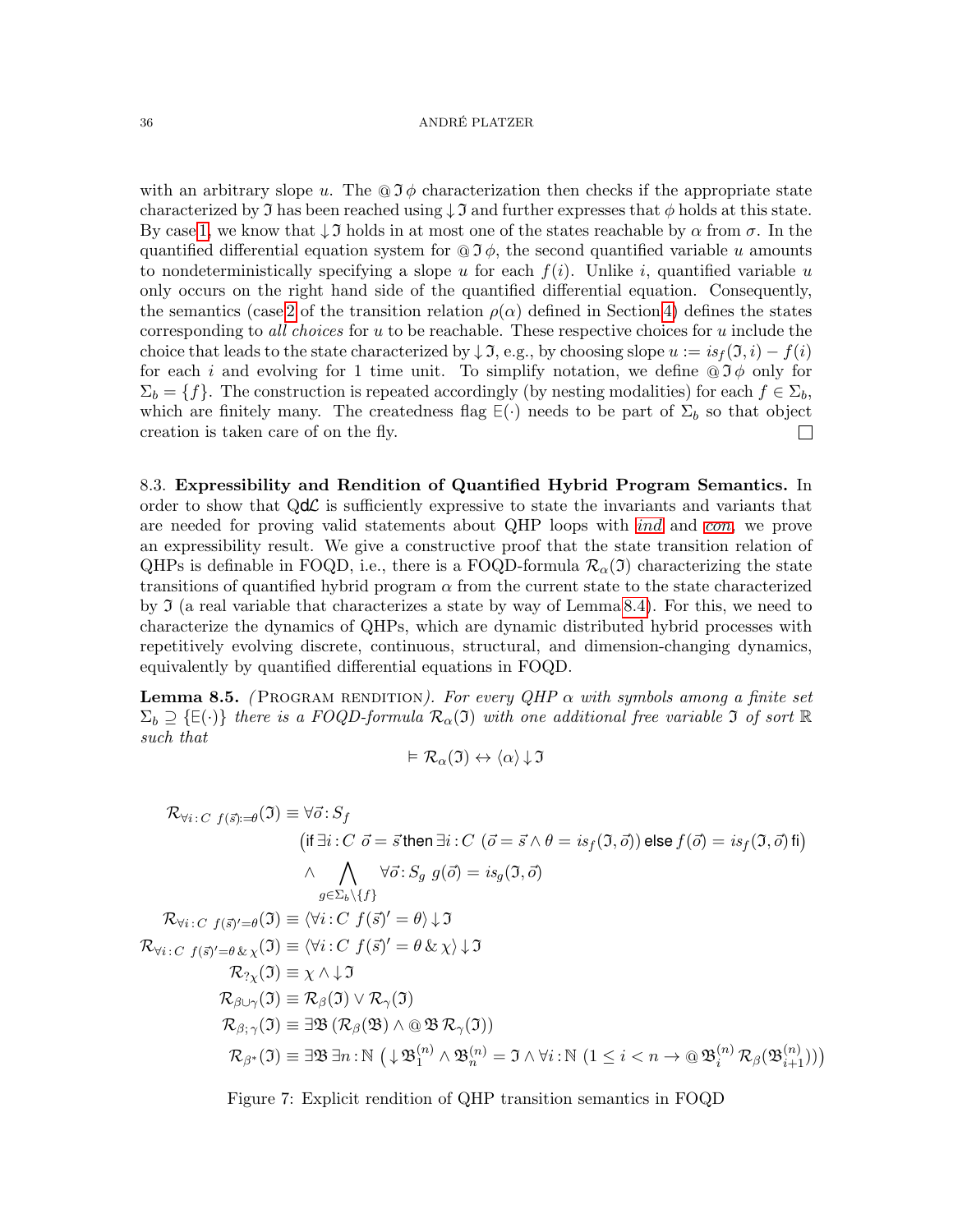with an arbitrary slope $u$. The $@\,\mathfrak{I}\,\phi$ characterization then checks if the appropriate state characterized by $\mathfrak{I}$ has been reached using $\downarrow\mathfrak{I}$ and further expresses that $\phi$ holds at this state. By case 1, we know that $\downarrow\mathfrak{I}$ holds in at most one of the states reachable by $\alpha$ from $\sigma$. In the quantified differential equation system for $@\,\mathfrak{I}\,\phi$, the second quantified variable $u$ amounts to nondeterministically specifying a slope $u$ for each $f(i)$. Unlike $i$, quantified variable $u$ only occurs on the right hand side of the quantified differential equation. Consequently, the semantics (case 2 of the transition relation $\rho(\alpha)$ defined in Section 4) defines the states corresponding to *all choices* for $u$ to be reachable. These respective choices for $u$ include the choice that leads to the state characterized by $\downarrow\mathfrak{I}$, e.g., by choosing slope $u := is_f(\mathfrak{I}, i) - f(i)$ for each $i$ and evolving for 1 time unit. To simplify notation, we define $@\,\mathfrak{I}\,\phi$ only for $\Sigma_b = \{f\}$. The construction is repeated accordingly (by nesting modalities) for each $f \in \Sigma_b$, which are finitely many. The createdness flag $\mathsf{E}(\cdot)$ needs to be part of $\Sigma_b$ so that object creation is taken care of on the fly. □

### 8.3. Expressibility and Rendition of Quantified Hybrid Program Semantics.

In order to show that Qd$\mathcal{L}$ is sufficiently expressive to state the invariants and variants that are needed for proving valid statements about QHP loops with *ind* and *con*, we prove an expressibility result. We give a constructive proof that the state transition relation of QHPs is definable in FOQD, i.e., there is a FOQD-formula $\mathcal{R}_\alpha(\mathfrak{I})$ characterizing the state transitions of quantified hybrid program $\alpha$ from the current state to the state characterized by $\mathfrak{I}$ (a real variable that characterizes a state by way of Lemma 8.4). For this, we need to characterize the dynamics of QHPs, which are dynamic distributed hybrid processes with repetitively evolving discrete, continuous, structural, and dimension-changing dynamics, equivalently by quantified differential equations in FOQD.

**Lemma 8.5.** *(*Program rendition*). For every QHP $\alpha$ with symbols among a finite set $\Sigma_b \supseteq \{\mathsf{E}(\cdot)\}$ there is a FOQD-formula $\mathcal{R}_\alpha(\mathfrak{I})$ with one additional free variable $\mathfrak{I}$ of sort $\mathbb{R}$ such that*

$$\vDash \mathcal{R}_\alpha(\mathfrak{I}) \leftrightarrow \langle\alpha\rangle\downarrow\mathfrak{I}$$

$$
\begin{aligned}
\mathcal{R}_{\forall i:C\ f(\vec{s}):=\theta}(\mathfrak{I}) &\equiv \forall\vec{o}:S_f\\
&\qquad \big(\text{if}\ \exists i:C\ \vec{o}=\vec{s}\ \text{then}\ \exists i:C\ (\vec{o}=\vec{s}\wedge\theta=is_f(\mathfrak{I},\vec{o}))\ \text{else}\ f(\vec{o})=is_f(\mathfrak{I},\vec{o})\ \text{fi}\big)\\
&\qquad \wedge \bigwedge_{g\in\Sigma_b\setminus\{f\}} \forall\vec{o}:S_g\ g(\vec{o})=is_g(\mathfrak{I},\vec{o})\\
\mathcal{R}_{\forall i:C\ f(\vec{s})'=\theta}(\mathfrak{I}) &\equiv \langle\forall i:C\ f(\vec{s})'=\theta\rangle\downarrow\mathfrak{I}\\
\mathcal{R}_{\forall i:C\ f(\vec{s})'=\theta\,\&\,\chi}(\mathfrak{I}) &\equiv \langle\forall i:C\ f(\vec{s})'=\theta\,\&\,\chi\rangle\downarrow\mathfrak{I}\\
\mathcal{R}_{?\chi}(\mathfrak{I}) &\equiv \chi\wedge\downarrow\mathfrak{I}\\
\mathcal{R}_{\beta\cup\gamma}(\mathfrak{I}) &\equiv \mathcal{R}_\beta(\mathfrak{I})\vee\mathcal{R}_\gamma(\mathfrak{I})\\
\mathcal{R}_{\beta;\,\gamma}(\mathfrak{I}) &\equiv \exists\mathfrak{B}\,(\mathcal{R}_\beta(\mathfrak{B})\wedge @\,\mathfrak{B}\,\mathcal{R}_\gamma(\mathfrak{I}))\\
\mathcal{R}_{\beta^*}(\mathfrak{I}) &\equiv \exists\mathfrak{B}\,\exists n:\mathbb{N}\,\big(\downarrow\mathfrak{B}^{(n)}_1\wedge\mathfrak{B}^{(n)}_n=\mathfrak{I}\wedge\forall i:\mathbb{N}\,(1\le i<n\to @\,\mathfrak{B}^{(n)}_i\,\mathcal{R}_\beta(\mathfrak{B}^{(n)}_{i+1}))\big)
\end{aligned}
$$

Figure 7: Explicit rendition of QHP transition semantics in FOQD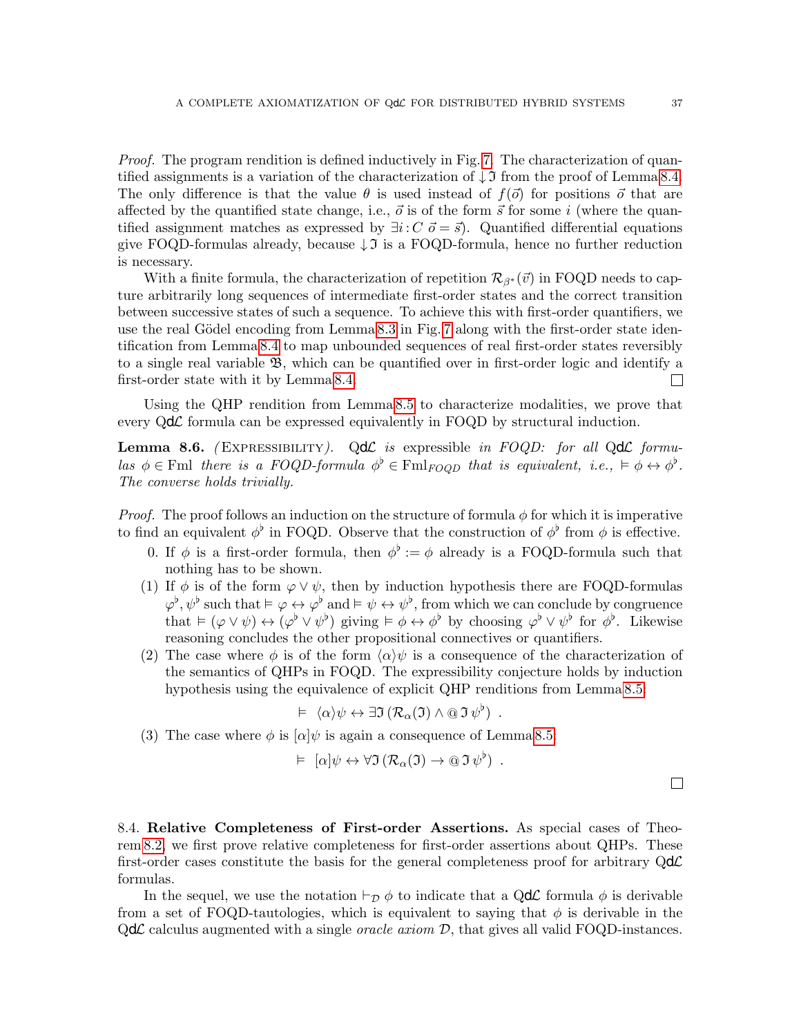*Proof.* The program rendition is defined inductively in Fig. 7. The characterization of quantified assignments is a variation of the characterization of $\downarrow\mathfrak{I}$ from the proof of Lemma 8.4. The only difference is that the value $\theta$ is used instead of $f(\vec{o})$ for positions $\vec{o}$ that are affected by the quantified state change, i.e., $\vec{o}$ is of the form $\vec{s}$ for some $i$ (where the quantified assignment matches as expressed by $\exists i : C\ \vec{o} = \vec{s}$). Quantified differential equations give FOQD-formulas already, because $\downarrow\mathfrak{I}$ is a FOQD-formula, hence no further reduction is necessary.

With a finite formula, the characterization of repetition $\mathcal{R}_{\beta^*}(\vec{v})$ in FOQD needs to capture arbitrarily long sequences of intermediate first-order states and the correct transition between successive states of such a sequence. To achieve this with first-order quantifiers, we use the real Gödel encoding from Lemma 8.3 in Fig. 7 along with the first-order state identification from Lemma 8.4 to map unbounded sequences of real first-order states reversibly to a single real variable $\mathfrak{B}$, which can be quantified over in first-order logic and identify a first-order state with it by Lemma 8.4. ☐

Using the QHP rendition from Lemma 8.5 to characterize modalities, we prove that every Q$d\mathcal{L}$ formula can be expressed equivalently in FOQD by structural induction.

**Lemma 8.6.** *(*Expressibility*).* Q$d\mathcal{L}$ *is* expressible *in FOQD: for all* Q$d\mathcal{L}$ *formulas $\phi \in \mathrm{Fml}$ there is a FOQD-formula $\phi^\flat \in \mathrm{Fml}_{FOQD}$ that is equivalent, i.e., $\vDash \phi \leftrightarrow \phi^\flat$. The converse holds trivially.*

*Proof.* The proof follows an induction on the structure of formula $\phi$ for which it is imperative to find an equivalent $\phi^\flat$ in FOQD. Observe that the construction of $\phi^\flat$ from $\phi$ is effective.

0. If $\phi$ is a first-order formula, then $\phi^\flat := \phi$ already is a FOQD-formula such that nothing has to be shown.

(1) If $\phi$ is of the form $\varphi \vee \psi$, then by induction hypothesis there are FOQD-formulas $\varphi^\flat, \psi^\flat$ such that $\vDash \varphi \leftrightarrow \varphi^\flat$ and $\vDash \psi \leftrightarrow \psi^\flat$, from which we can conclude by congruence that $\vDash (\varphi \vee \psi) \leftrightarrow (\varphi^\flat \vee \psi^\flat)$ giving $\vDash \phi \leftrightarrow \phi^\flat$ by choosing $\varphi^\flat \vee \psi^\flat$ for $\phi^\flat$. Likewise reasoning concludes the other propositional connectives or quantifiers.

(2) The case where $\phi$ is of the form $\langle\alpha\rangle\psi$ is a consequence of the characterization of the semantics of QHPs in FOQD. The expressibility conjecture holds by induction hypothesis using the equivalence of explicit QHP renditions from Lemma 8.5:

$$\vDash\ \langle\alpha\rangle\psi \leftrightarrow \exists\mathfrak{I}\,(\mathcal{R}_\alpha(\mathfrak{I}) \wedge @\,\mathfrak{I}\,\psi^\flat)\ .$$

(3) The case where $\phi$ is $[\alpha]\psi$ is again a consequence of Lemma 8.5:

$$\vDash\ [\alpha]\psi \leftrightarrow \forall\mathfrak{I}\,(\mathcal{R}_\alpha(\mathfrak{I}) \rightarrow @\,\mathfrak{I}\,\psi^\flat)\ .$$

☐

8.4. **Relative Completeness of First-order Assertions.** As special cases of Theorem 8.2, we first prove relative completeness for first-order assertions about QHPs. These first-order cases constitute the basis for the general completeness proof for arbitrary Q$d\mathcal{L}$ formulas.

In the sequel, we use the notation $\vdash_{\mathcal{D}} \phi$ to indicate that a Q$d\mathcal{L}$ formula $\phi$ is derivable from a set of FOQD-tautologies, which is equivalent to saying that $\phi$ is derivable in the Q$d\mathcal{L}$ calculus augmented with a single *oracle axiom* $\mathcal{D}$, that gives all valid FOQD-instances.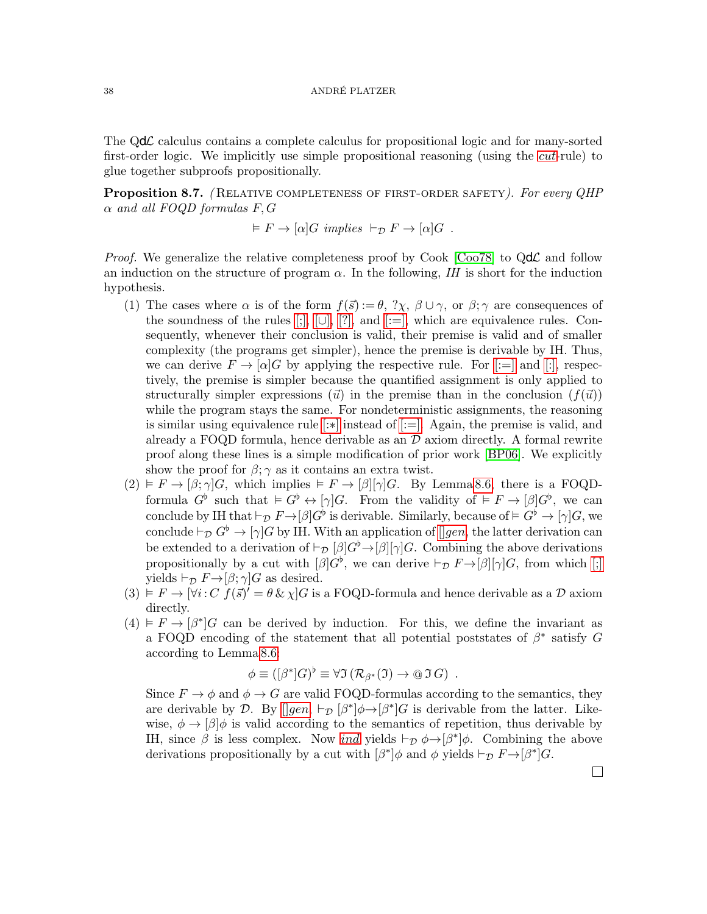The Q$\mathsf{d}\mathcal{L}$ calculus contains a complete calculus for propositional logic and for many-sorted first-order logic. We implicitly use simple propositional reasoning (using the *cut*-rule) to glue together subproofs propositionally.

**Proposition 8.7.** *(Relative completeness of first-order safety). For every QHP $\alpha$ and all FOQD formulas $F, G$*

$$\vDash F \to [\alpha]G \text{ implies } \vdash_{\mathcal{D}} F \to [\alpha]G \enspace .$$

*Proof.* We generalize the relative completeness proof by Cook [Coo78] to Q$\mathsf{d}\mathcal{L}$ and follow an induction on the structure of program $\alpha$. In the following, *IH* is short for the induction hypothesis.

1. The cases where $\alpha$ is of the form $f(\vec{s}) := \theta$, $?\chi$, $\beta \cup \gamma$, or $\beta;\gamma$ are consequences of the soundness of the rules [;], [$\cup$], [?], and [:=], which are equivalence rules. Consequently, whenever their conclusion is valid, their premise is valid and of smaller complexity (the programs get simpler), hence the premise is derivable by IH. Thus, we can derive $F \to [\alpha]G$ by applying the respective rule. For [:=] and [:], respectively, the premise is simpler because the quantified assignment is only applied to structurally simpler expressions ($\vec{u}$) in the premise than in the conclusion ($f(\vec{u})$) while the program stays the same. For nondeterministic assignments, the reasoning is similar using equivalence rule [:$*$] instead of [:=]. Again, the premise is valid, and already a FOQD formula, hence derivable as an $\mathcal{D}$ axiom directly. A formal rewrite proof along these lines is a simple modification of prior work [BP06]. We explicitly show the proof for $\beta;\gamma$ as it contains an extra twist.
2. $\vDash F \to [\beta;\gamma]G$, which implies $\vDash F \to [\beta][\gamma]G$. By Lemma 8.6 there is a FOQD-formula $G^\flat$ such that $\vDash G^\flat \leftrightarrow [\gamma]G$. From the validity of $\vDash F \to [\beta]G^\flat$, we can conclude by IH that $\vdash_{\mathcal{D}} F \to [\beta]G^\flat$ is derivable. Similarly, because of $\vDash G^\flat \to [\gamma]G$, we conclude $\vdash_{\mathcal{D}} G^\flat \to [\gamma]G$ by IH. With an application of []*gen*, the latter derivation can be extended to a derivation of $\vdash_{\mathcal{D}} [\beta]G^\flat \to [\beta][\gamma]G$. Combining the above derivations propositionally by a cut with $[\beta]G^\flat$, we can derive $\vdash_{\mathcal{D}} F \to [\beta][\gamma]G$, from which [;] yields $\vdash_{\mathcal{D}} F \to [\beta;\gamma]G$ as desired.
3. $\vDash F \to [\forall i{:}C\; f(\vec{s})' = \theta \,\&\, \chi]G$ is a FOQD-formula and hence derivable as a $\mathcal{D}$ axiom directly.
4. $\vDash F \to [\beta^*]G$ can be derived by induction. For this, we define the invariant as a FOQD encoding of the statement that all potential poststates of $\beta^*$ satisfy $G$ according to Lemma 8.6:
$$\phi \equiv ([\beta^*]G)^\flat \equiv \forall \mathfrak{I}\, (\mathcal{R}_{\beta^*}(\mathfrak{I}) \to @\,\mathfrak{I}\, G) \enspace .$$
Since $F \to \phi$ and $\phi \to G$ are valid FOQD-formulas according to the semantics, they are derivable by $\mathcal{D}$. By []*gen*, $\vdash_{\mathcal{D}} [\beta^*]\phi \to [\beta^*]G$ is derivable from the latter. Likewise, $\phi \to [\beta]\phi$ is valid according to the semantics of repetition, thus derivable by IH, since $\beta$ is less complex. Now *ind* yields $\vdash_{\mathcal{D}} \phi \to [\beta^*]\phi$. Combining the above derivations propositionally by a cut with $[\beta^*]\phi$ and $\phi$ yields $\vdash_{\mathcal{D}} F \to [\beta^*]G$.

$\square$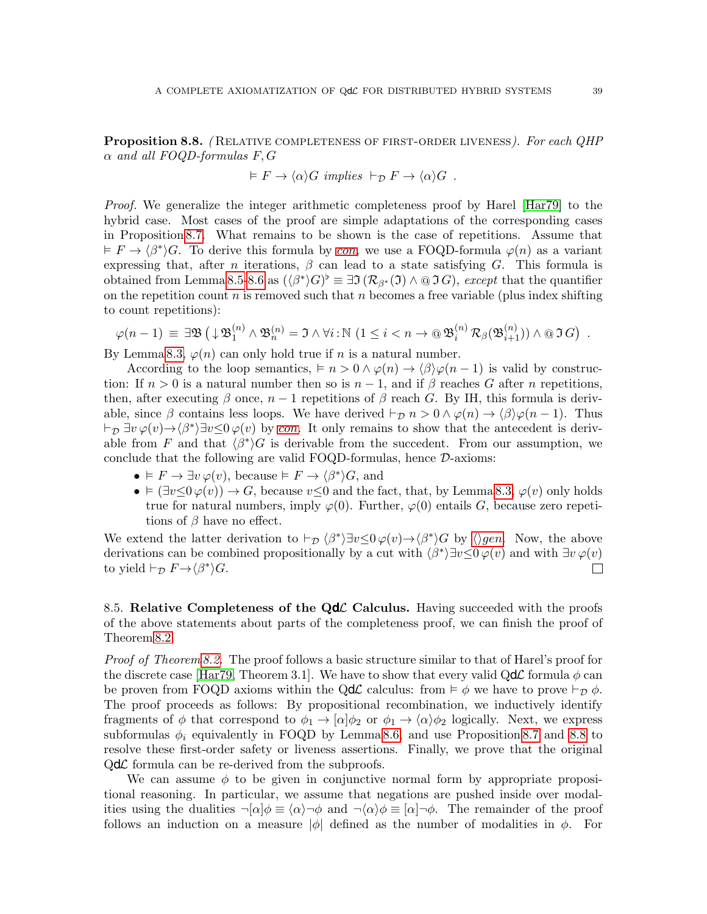**Proposition 8.8.** *(Relative completeness of first-order liveness). For each QHP $\alpha$ and all FOQD-formulas $F, G$*

$$\vDash F \rightarrow \langle\alpha\rangle G \text{ implies } \vdash_{\mathcal{D}} F \rightarrow \langle\alpha\rangle G \ .$$

*Proof.* We generalize the integer arithmetic completeness proof by Harel [Har79] to the hybrid case. Most cases of the proof are simple adaptations of the corresponding cases in Proposition 8.7. What remains to be shown is the case of repetitions. Assume that $\vDash F \rightarrow \langle\beta^*\rangle G$. To derive this formula by *con*, we use a FOQD-formula $\varphi(n)$ as a variant expressing that, after $n$ iterations, $\beta$ can lead to a state satisfying $G$. This formula is obtained from Lemma 8.5–8.6 as $(\langle\beta^*\rangle G)^\flat \equiv \exists\mathfrak{I}\,(\mathcal{R}_{\beta^*}(\mathfrak{I}) \wedge @\,\mathfrak{I}\,G)$, *except* that the quantifier on the repetition count $n$ is removed such that $n$ becomes a free variable (plus index shifting to count repetitions):

$$\varphi(n-1) \equiv \exists\mathfrak{B}\,\big(\downarrow\mathfrak{B}_1^{(n)} \wedge \mathfrak{B}_n^{(n)} = \mathfrak{I} \wedge \forall i\,{:}\,\mathbb{N}\ (1 \leq i < n \rightarrow @\,\mathfrak{B}_i^{(n)}\,\mathcal{R}_\beta(\mathfrak{B}_{i+1}^{(n)})) \wedge @\,\mathfrak{I}\,G\big) \ .$$

By Lemma 8.3, $\varphi(n)$ can only hold true if $n$ is a natural number.

According to the loop semantics, $\vDash n > 0 \wedge \varphi(n) \rightarrow \langle\beta\rangle\varphi(n-1)$ is valid by construction: If $n > 0$ is a natural number then so is $n-1$, and if $\beta$ reaches $G$ after $n$ repetitions, then, after executing $\beta$ once, $n-1$ repetitions of $\beta$ reach $G$. By IH, this formula is derivable, since $\beta$ contains less loops. We have derived $\vdash_{\mathcal{D}} n > 0 \wedge \varphi(n) \rightarrow \langle\beta\rangle\varphi(n-1)$. Thus $\vdash_{\mathcal{D}} \exists v\,\varphi(v) \rightarrow \langle\beta^*\rangle\exists v{\leq}0\,\varphi(v)$ by *con*. It only remains to show that the antecedent is derivable from $F$ and that $\langle\beta^*\rangle G$ is derivable from the succedent. From our assumption, we conclude that the following are valid FOQD-formulas, hence $\mathcal{D}$-axioms:

- $\vDash F \rightarrow \exists v\,\varphi(v)$, because $\vDash F \rightarrow \langle\beta^*\rangle G$, and
- $\vDash (\exists v{\leq}0\,\varphi(v)) \rightarrow G$, because $v{\leq}0$ and the fact, that, by Lemma 8.3, $\varphi(v)$ only holds true for natural numbers, imply $\varphi(0)$. Further, $\varphi(0)$ entails $G$, because zero repetitions of $\beta$ have no effect.

We extend the latter derivation to $\vdash_{\mathcal{D}} \langle\beta^*\rangle\exists v{\leq}0\,\varphi(v) \rightarrow \langle\beta^*\rangle G$ by $\langle\rangle gen$. Now, the above derivations can be combined propositionally by a cut with $\langle\beta^*\rangle\exists v{\leq}0\,\varphi(v)$ and with $\exists v\,\varphi(v)$ to yield $\vdash_{\mathcal{D}} F \rightarrow \langle\beta^*\rangle G$. □

### 8.5. Relative Completeness of the Qd$\mathcal{L}$ Calculus.

Having succeeded with the proofs of the above statements about parts of the completeness proof, we can finish the proof of Theorem 8.2.

*Proof of Theorem 8.2.* The proof follows a basic structure similar to that of Harel's proof for the discrete case [Har79, Theorem 3.1]. We have to show that every valid Qd$\mathcal{L}$ formula $\phi$ can be proven from FOQD axioms within the Qd$\mathcal{L}$ calculus: from $\vDash \phi$ we have to prove $\vdash_{\mathcal{D}} \phi$. The proof proceeds as follows: By propositional recombination, we inductively identify fragments of $\phi$ that correspond to $\phi_1 \rightarrow [\alpha]\phi_2$ or $\phi_1 \rightarrow \langle\alpha\rangle\phi_2$ logically. Next, we express subformulas $\phi_i$ equivalently in FOQD by Lemma 8.6, and use Proposition 8.7 and 8.8 to resolve these first-order safety or liveness assertions. Finally, we prove that the original Qd$\mathcal{L}$ formula can be re-derived from the subproofs.

We can assume $\phi$ to be given in conjunctive normal form by appropriate propositional reasoning. In particular, we assume that negations are pushed inside over modalities using the dualities $\neg[\alpha]\phi \equiv \langle\alpha\rangle\neg\phi$ and $\neg\langle\alpha\rangle\phi \equiv [\alpha]\neg\phi$. The remainder of the proof follows an induction on a measure $|\phi|$ defined as the number of modalities in $\phi$. For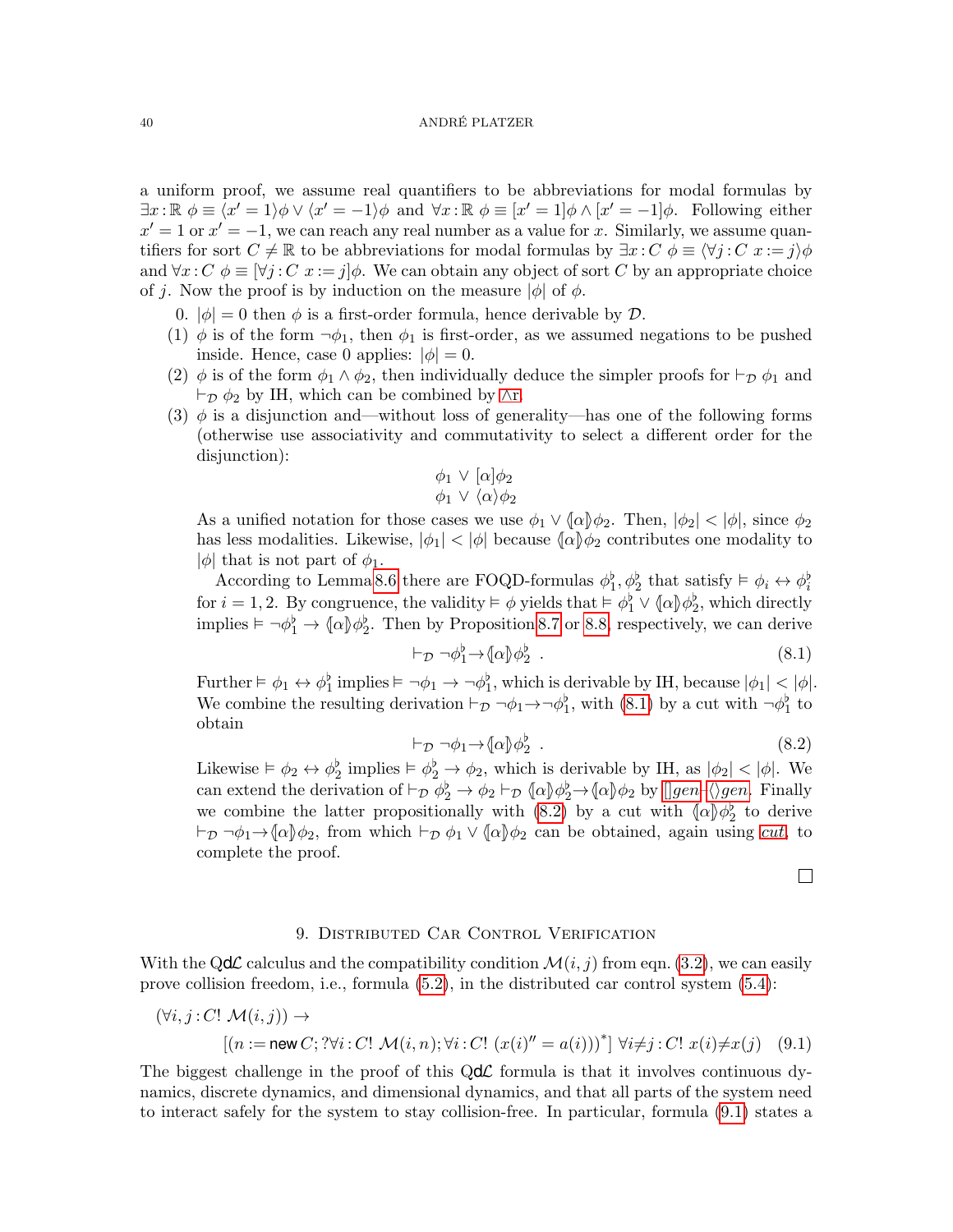a uniform proof, we assume real quantifiers to be abbreviations for modal formulas by $\exists x\!:\!\mathbb{R}\ \phi \equiv \langle x' = 1\rangle\phi \vee \langle x' = -1\rangle\phi$ and $\forall x\!:\!\mathbb{R}\ \phi \equiv [x' = 1]\phi \wedge [x' = -1]\phi$. Following either $x' = 1$ or $x' = -1$, we can reach any real number as a value for $x$. Similarly, we assume quantifiers for sort $C \neq \mathbb{R}$ to be abbreviations for modal formulas by $\exists x\!:\!C\ \phi \equiv \langle \forall j\!:\!C\ x := j\rangle\phi$ and $\forall x\!:\!C\ \phi \equiv [\forall j\!:\!C\ x := j]\phi$. We can obtain any object of sort $C$ by an appropriate choice of $j$. Now the proof is by induction on the measure $|\phi|$ of $\phi$.

0. $|\phi| = 0$ then $\phi$ is a first-order formula, hence derivable by $\mathcal{D}$.
(1) $\phi$ is of the form $\neg\phi_1$, then $\phi_1$ is first-order, as we assumed negations to be pushed inside. Hence, case 0 applies: $|\phi| = 0$.
(2) $\phi$ is of the form $\phi_1 \wedge \phi_2$, then individually deduce the simpler proofs for $\vdash_{\mathcal{D}} \phi_1$ and $\vdash_{\mathcal{D}} \phi_2$ by IH, which can be combined by $\wedge$r.
(3) $\phi$ is a disjunction and—without loss of generality—has one of the following forms (otherwise use associativity and commutativity to select a different order for the disjunction):

$$\phi_1 \vee [\alpha]\phi_2$$
$$\phi_1 \vee \langle\alpha\rangle\phi_2$$

As a unified notation for those cases we use $\phi_1 \vee \langle\!\![\alpha]\!\!\rangle\phi_2$. Then, $|\phi_2| < |\phi|$, since $\phi_2$ has less modalities. Likewise, $|\phi_1| < |\phi|$ because $\langle\!\![\alpha]\!\!\rangle\phi_2$ contributes one modality to $|\phi|$ that is not part of $\phi_1$.

According to Lemma 8.6 there are FOQD-formulas $\phi_1^\flat, \phi_2^\flat$ that satisfy $\vDash \phi_i \leftrightarrow \phi_i^\flat$ for $i = 1, 2$. By congruence, the validity $\vDash \phi$ yields that $\vDash \phi_1^\flat \vee \langle\!\![\alpha]\!\!\rangle\phi_2^\flat$, which directly implies $\vDash \neg\phi_1^\flat \to \langle\!\![\alpha]\!\!\rangle\phi_2^\flat$. Then by Proposition 8.7 or 8.8, respectively, we can derive

$$\vdash_{\mathcal{D}} \neg\phi_1^\flat \to \langle\!\![\alpha]\!\!\rangle\phi_2^\flat\ . \tag{8.1}$$

Further $\vDash \phi_1 \leftrightarrow \phi_1^\flat$ implies $\vDash \neg\phi_1 \to \neg\phi_1^\flat$, which is derivable by IH, because $|\phi_1| < |\phi|$. We combine the resulting derivation $\vdash_{\mathcal{D}} \neg\phi_1 \to \neg\phi_1^\flat$, with (8.1) by a cut with $\neg\phi_1^\flat$ to obtain

$$\vdash_{\mathcal{D}} \neg\phi_1 \to \langle\!\![\alpha]\!\!\rangle\phi_2^\flat\ . \tag{8.2}$$

Likewise $\vDash \phi_2 \leftrightarrow \phi_2^\flat$ implies $\vDash \phi_2^\flat \to \phi_2$, which is derivable by IH, as $|\phi_2| < |\phi|$. We can extend the derivation of $\vdash_{\mathcal{D}} \phi_2^\flat \to \phi_2 \vdash_{\mathcal{D}} \langle\!\![\alpha]\!\!\rangle\phi_2^\flat \to \langle\!\![\alpha]\!\!\rangle\phi_2$ by $[]gen$–$\langle\rangle gen$. Finally we combine the latter propositionally with (8.2) by a cut with $\langle\!\![\alpha]\!\!\rangle\phi_2^\flat$ to derive $\vdash_{\mathcal{D}} \neg\phi_1 \to \langle\!\![\alpha]\!\!\rangle\phi_2$, from which $\vdash_{\mathcal{D}} \phi_1 \vee \langle\!\![\alpha]\!\!\rangle\phi_2$ can be obtained, again using *cut*, to complete the proof.

□

## 9. Distributed Car Control Verification

With the Q$d\mathcal{L}$ calculus and the compatibility condition $\mathcal{M}(i, j)$ from eqn. (3.2), we can easily prove collision freedom, i.e., formula (5.2), in the distributed car control system (5.4):

$$(\forall i, j\!:\!C!\ \mathcal{M}(i, j)) \to \\ [(n := \mathsf{new}\, C; ?\forall i\!:\!C!\ \mathcal{M}(i, n); \forall i\!:\!C!\ (x(i)'' = a(i)))^*]\ \forall i{\neq}j\!:\!C!\ x(i){\neq}x(j) \tag{9.1}$$

The biggest challenge in the proof of this Q$d\mathcal{L}$ formula is that it involves continuous dynamics, discrete dynamics, and dimensional dynamics, and that all parts of the system need to interact safely for the system to stay collision-free. In particular, formula (9.1) states a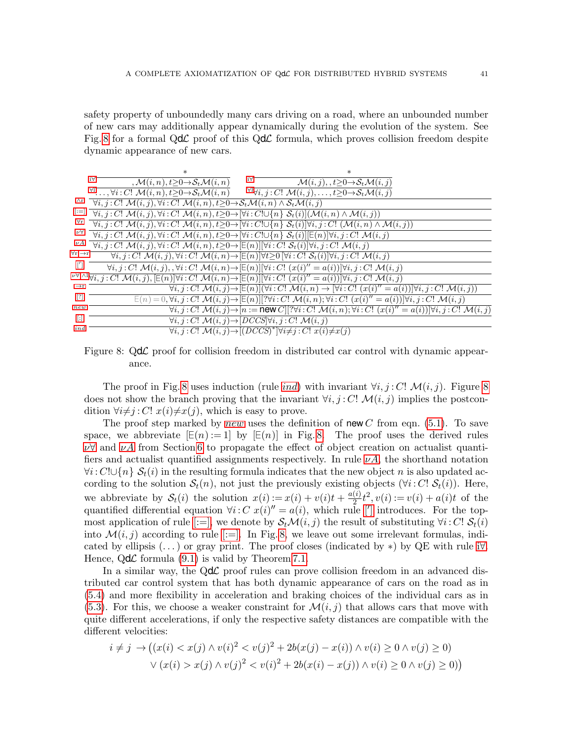safety property of unboundedly many cars driving on a road, where an unbounded number of new cars may additionally appear dynamically during the evolution of the system. See Fig. 8 for a formal QdL proof of this QdL formula, which proves collision freedom despite dynamic appearance of new cars.

$$
\begin{array}{ll}
 & \dfrac{\dfrac{\dfrac{*}{, \mathcal{M}(i,n), t{\geq}0 \to \mathcal{S}_t\mathcal{M}(i,n)}\ \text{i}\forall}{\ldots, \forall i{:}C!\ \mathcal{M}(i,n), t{\geq}0 \to \mathcal{S}_t\mathcal{M}(i,n)}\ \forall\text{l} \qquad \dfrac{\dfrac{*}{\mathcal{M}(i,j), , t{\geq}0 \to \mathcal{S}_t\mathcal{M}(i,j)}\ \text{i}\forall}{\forall i,j{:}C!\ \mathcal{M}(i,j), \ldots, t{\geq}0 \to \mathcal{S}_t\mathcal{M}(i,j)}\ \forall\text{l}}{\forall i,j{:}C!\ \mathcal{M}(i,j), \forall i{:}C!\ \mathcal{M}(i,n), t{\geq}0 \to \mathcal{S}_t\mathcal{M}(i,n) \wedge \mathcal{S}_t\mathcal{M}(i,j)}\ \wedge\text{r} \\
{[:=]} & \forall i,j{:}C!\ \mathcal{M}(i,j), \forall i{:}C!\ \mathcal{M}(i,n), t{\geq}0 \to [\forall i{:}C!{\cup}\{n\}\ \mathcal{S}_t(i)](\mathcal{M}(i,n) \wedge \mathcal{M}(i,j)) \\
\forall\text{r} & \forall i,j{:}C!\ \mathcal{M}(i,j), \forall i{:}C!\ \mathcal{M}(i,n), t{\geq}0 \to [\forall i{:}C!{\cup}\{n\}\ \mathcal{S}_t(i)]\forall i,j{:}C!\ (\mathcal{M}(i,n) \wedge \mathcal{M}(i,j)) \\
\nu\forall & \forall i,j{:}C!\ \mathcal{M}(i,j), \forall i{:}C!\ \mathcal{M}(i,n), t{\geq}0 \to [\forall i{:}C!{\cup}\{n\}\ \mathcal{S}_t(i)][\mathsf{E}(n)]\forall i,j{:}C!\ \mathcal{M}(i,j) \\
\nu A & \forall i,j{:}C!\ \mathcal{M}(i,j), \forall i{:}C!\ \mathcal{M}(i,n), t{\geq}0 \to [\mathsf{E}(n)][\forall i{:}C!\ \mathcal{S}_t(i)]\forall i,j{:}C!\ \mathcal{M}(i,j) \\
\forall\text{r} \to\text{r} & \forall i,j{:}C!\ \mathcal{M}(i,j), \forall i{:}C!\ \mathcal{M}(i,n) \to [\mathsf{E}(n)]\forall t{\geq}0\ [\forall i{:}C!\ \mathcal{S}_t(i)]\forall i,j{:}C!\ \mathcal{M}(i,j) \\
{[']} & \forall i,j{:}C!\ \mathcal{M}(i,j), , \forall i{:}C!\ \mathcal{M}(i,n) \to [\mathsf{E}(n)][\forall i{:}C!\ (x(i)'' = a(i))]\forall i,j{:}C!\ \mathcal{M}(i,j) \\
\nu\forall\wedge\text{l} & \forall i,j{:}C!\ \mathcal{M}(i,j), [\mathsf{E}(n)]\forall i{:}C!\ \mathcal{M}(i,n) \to [\mathsf{E}(n)][\forall i{:}C!\ (x(i)'' = a(i))]\forall i,j{:}C!\ \mathcal{M}(i,j) \\
\to\text{r} & \forall i,j{:}C!\ \mathcal{M}(i,j) \to [\mathsf{E}(n)](\forall i{:}C!\ \mathcal{M}(i,n) \to [\forall i{:}C!\ (x(i)'' = a(i))]\forall i,j{:}C!\ \mathcal{M}(i,j)) \\
{[?]} & \mathsf{E}(n)=0, \forall i,j{:}C!\ \mathcal{M}(i,j) \to [\mathsf{E}(n)][?\forall i{:}C!\ \mathcal{M}(i,n); \forall i{:}C!\ (x(i)'' = a(i))]\forall i,j{:}C!\ \mathcal{M}(i,j) \\
new & \forall i,j{:}C!\ \mathcal{M}(i,j) \to [n := \mathsf{new}\, C][?\forall i{:}C!\ \mathcal{M}(i,n); \forall i{:}C!\ (x(i)'' = a(i))]\forall i,j{:}C!\ \mathcal{M}(i,j) \\
{[;]} & \forall i,j{:}C!\ \mathcal{M}(i,j) \to [DCCS]\forall i,j{:}C!\ \mathcal{M}(i,j) \\
ind & \forall i,j{:}C!\ \mathcal{M}(i,j) \to [(DCCS)^*]\forall i{\neq}j{:}C!\ x(i){\neq}x(j)
\end{array}
$$

Figure 8: QdL proof for collision freedom in distributed car control with dynamic appearance.

The proof in Fig. 8 uses induction (rule *ind*) with invariant $\forall i,j{:}C!\ \mathcal{M}(i,j)$. Figure 8 does not show the branch proving that the invariant $\forall i,j{:}C!\ \mathcal{M}(i,j)$ implies the postcondition $\forall i{\neq}j{:}C!\ x(i){\neq}x(j)$, which is easy to prove.

The proof step marked by *new* uses the definition of $\mathsf{new}\, C$ from eqn. (5.1). To save space, we abbreviate $[\mathsf{E}(n) := 1]$ by $[\mathsf{E}(n)]$ in Fig. 8. The proof uses the derived rules $\nu\forall$ and $\nu A$ from Section 6 to propagate the effect of object creation on actualist quantifiers and actualist quantified assignments respectively. In rule $\nu A$, the shorthand notation $\forall i{:}C!{\cup}\{n\}\ \mathcal{S}_t(i)$ in the resulting formula indicates that the new object $n$ is also updated according to the solution $\mathcal{S}_t(n)$, not just the previously existing objects $(\forall i{:}C!\ \mathcal{S}_t(i))$. Here, we abbreviate by $\mathcal{S}_t(i)$ the solution $x(i) := x(i) + v(i)t + \frac{a(i)}{2}t^2, v(i) := v(i) + a(i)t$ of the quantified differential equation $\forall i{:}C\ x(i)'' = a(i)$, which rule $[']$ introduces. For the topmost application of rule $[:=]$, we denote by $\mathcal{S}_t\mathcal{M}(i,j)$ the result of substituting $\forall i{:}C!\ \mathcal{S}_t(i)$ into $\mathcal{M}(i,j)$ according to rule $[:=]$. In Fig. 8, we leave out some irrelevant formulas, indicated by ellipsis $(\ldots)$ or gray print. The proof closes (indicated by $*$) by QE with rule i$\forall$. Hence, QdL formula (9.1) is valid by Theorem 7.1.

In a similar way, the QdL proof rules can prove collision freedom in an advanced distributed car control system that has both dynamic appearance of cars on the road as in (5.4) and more flexibility in acceleration and braking choices of the individual cars as in (5.3). For this, we choose a weaker constraint for $\mathcal{M}(i,j)$ that allows cars that move with quite different accelerations, if only the respective safety distances are compatible with the different velocities:

$$
\begin{aligned}
i \neq j \to \big( &(x(i) < x(j) \wedge v(i)^2 < v(j)^2 + 2b(x(j) - x(i)) \wedge v(i) \geq 0 \wedge v(j) \geq 0) \\
&\vee (x(i) > x(j) \wedge v(j)^2 < v(i)^2 + 2b(x(i) - x(j)) \wedge v(i) \geq 0 \wedge v(j) \geq 0) \big)
\end{aligned}
$$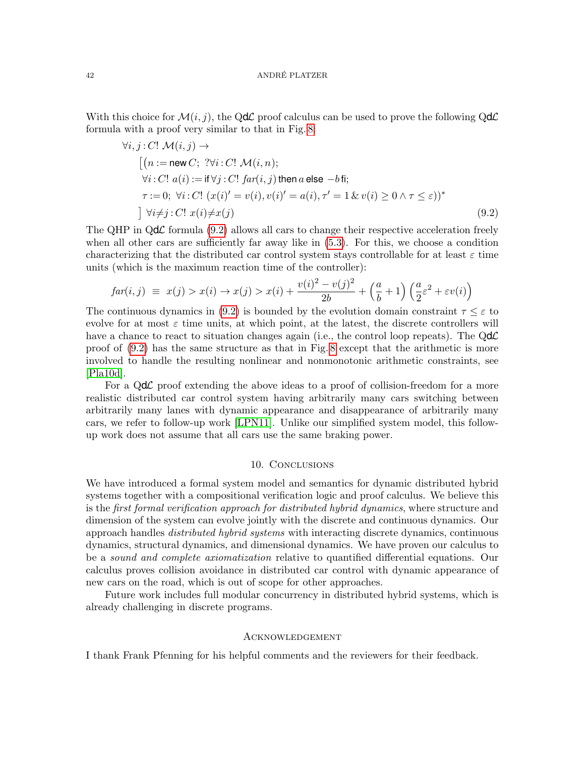With this choice for $\mathcal{M}(i,j)$, the Q$\mathsf{d}\mathcal{L}$ proof calculus can be used to prove the following Q$\mathsf{d}\mathcal{L}$ formula with a proof very similar to that in Fig. 8:

$$
\begin{aligned}
&\forall i,j : C!\ \mathcal{M}(i,j) \rightarrow \\
&\quad \big[\big(n := \mathsf{new}\, C;\ ?\forall i : C!\ \mathcal{M}(i,n); \\
&\quad\ \forall i : C!\ a(i) := \mathsf{if}\, \forall j : C!\ \mathit{far}(i,j)\ \mathsf{then}\ a\ \mathsf{else}\ -b\ \mathsf{fi}; \\
&\quad\ \tau := 0;\ \forall i : C!\ (x(i)' = v(i), v(i)' = a(i), \tau' = 1 \,\&\, v(i) \geq 0 \wedge \tau \leq \varepsilon))^* \\
&\quad \big]\ \forall i \neq j : C!\ x(i) \neq x(j)
\end{aligned}
\tag{9.2}
$$

The QHP in Q$\mathsf{d}\mathcal{L}$ formula (9.2) allows all cars to change their respective acceleration freely when all other cars are sufficiently far away like in (5.3). For this, we choose a condition characterizing that the distributed car control system stays controllable for at least $\varepsilon$ time units (which is the maximum reaction time of the controller):

$$
\mathit{far}(i,j)\ \equiv\ x(j) > x(i) \rightarrow x(j) > x(i) + \frac{v(i)^2 - v(j)^2}{2b} + \Big(\frac{a}{b} + 1\Big)\Big(\frac{a}{2}\varepsilon^2 + \varepsilon v(i)\Big)
$$

The continuous dynamics in (9.2) is bounded by the evolution domain constraint $\tau \leq \varepsilon$ to evolve for at most $\varepsilon$ time units, at which point, at the latest, the discrete controllers will have a chance to react to situation changes again (i.e., the control loop repeats). The Q$\mathsf{d}\mathcal{L}$ proof of (9.2) has the same structure as that in Fig. 8 except that the arithmetic is more involved to handle the resulting nonlinear and nonmonotonic arithmetic constraints, see [Pla10d].

For a Q$\mathsf{d}\mathcal{L}$ proof extending the above ideas to a proof of collision-freedom for a more realistic distributed car control system having arbitrarily many cars switching between arbitrarily many lanes with dynamic appearance and disappearance of arbitrarily many cars, we refer to follow-up work [LPN11]. Unlike our simplified system model, this follow-up work does not assume that all cars use the same braking power.

## 10. Conclusions

We have introduced a formal system model and semantics for dynamic distributed hybrid systems together with a compositional verification logic and proof calculus. We believe this is the *first formal verification approach for distributed hybrid dynamics*, where structure and dimension of the system can evolve jointly with the discrete and continuous dynamics. Our approach handles *distributed hybrid systems* with interacting discrete dynamics, continuous dynamics, structural dynamics, and dimensional dynamics. We have proven our calculus to be a *sound and complete axiomatization* relative to quantified differential equations. Our calculus proves collision avoidance in distributed car control with dynamic appearance of new cars on the road, which is out of scope for other approaches.

Future work includes full modular concurrency in distributed hybrid systems, which is already challenging in discrete programs.

## Acknowledgement

I thank Frank Pfenning for his helpful comments and the reviewers for their feedback.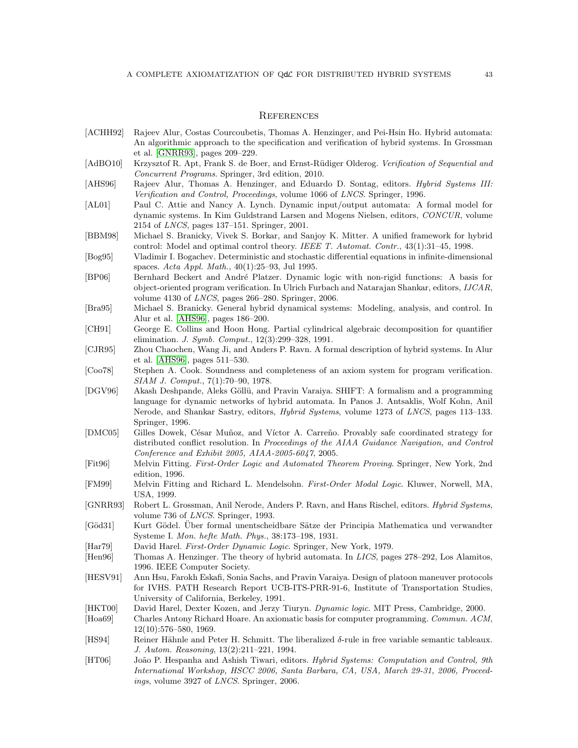## References

[ACHH92] Rajeev Alur, Costas Courcoubetis, Thomas A. Henzinger, and Pei-Hsin Ho. Hybrid automata: An algorithmic approach to the specification and verification of hybrid systems. In Grossman et al. [GNRR93], pages 209–229.

[AdBO10] Krzysztof R. Apt, Frank S. de Boer, and Ernst-Rüdiger Olderog. *Verification of Sequential and Concurrent Programs*. Springer, 3rd edition, 2010.

[AHS96] Rajeev Alur, Thomas A. Henzinger, and Eduardo D. Sontag, editors. *Hybrid Systems III: Verification and Control, Proceedings*, volume 1066 of *LNCS*. Springer, 1996.

[AL01] Paul C. Attie and Nancy A. Lynch. Dynamic input/output automata: A formal model for dynamic systems. In Kim Guldstrand Larsen and Mogens Nielsen, editors, *CONCUR*, volume 2154 of *LNCS*, pages 137–151. Springer, 2001.

[BBM98] Michael S. Branicky, Vivek S. Borkar, and Sanjoy K. Mitter. A unified framework for hybrid control: Model and optimal control theory. *IEEE T. Automat. Contr.*, 43(1):31–45, 1998.

[Bog95] Vladimir I. Bogachev. Deterministic and stochastic differential equations in infinite-dimensional spaces. *Acta Appl. Math.*, 40(1):25–93, Jul 1995.

[BP06] Bernhard Beckert and André Platzer. Dynamic logic with non-rigid functions: A basis for object-oriented program verification. In Ulrich Furbach and Natarajan Shankar, editors, *IJCAR*, volume 4130 of *LNCS*, pages 266–280. Springer, 2006.

[Bra95] Michael S. Branicky. General hybrid dynamical systems: Modeling, analysis, and control. In Alur et al. [AHS96], pages 186–200.

[CH91] George E. Collins and Hoon Hong. Partial cylindrical algebraic decomposition for quantifier elimination. *J. Symb. Comput.*, 12(3):299–328, 1991.

[CJR95] Zhou Chaochen, Wang Ji, and Anders P. Ravn. A formal description of hybrid systems. In Alur et al. [AHS96], pages 511–530.

[Coo78] Stephen A. Cook. Soundness and completeness of an axiom system for program verification. *SIAM J. Comput.*, 7(1):70–90, 1978.

[DGV96] Akash Deshpande, Aleks Göllü, and Pravin Varaiya. SHIFT: A formalism and a programming language for dynamic networks of hybrid automata. In Panos J. Antsaklis, Wolf Kohn, Anil Nerode, and Shankar Sastry, editors, *Hybrid Systems*, volume 1273 of *LNCS*, pages 113–133. Springer, 1996.

[DMC05] Gilles Dowek, César Muñoz, and Víctor A. Carreño. Provably safe coordinated strategy for distributed conflict resolution. In *Proceedings of the AIAA Guidance Navigation, and Control Conference and Exhibit 2005, AIAA-2005-6047*, 2005.

[Fit96] Melvin Fitting. *First-Order Logic and Automated Theorem Proving*. Springer, New York, 2nd edition, 1996.

[FM99] Melvin Fitting and Richard L. Mendelsohn. *First-Order Modal Logic*. Kluwer, Norwell, MA, USA, 1999.

[GNRR93] Robert L. Grossman, Anil Nerode, Anders P. Ravn, and Hans Rischel, editors. *Hybrid Systems*, volume 736 of *LNCS*. Springer, 1993.

[Göd31] Kurt Gödel. Über formal unentscheidbare Sätze der Principia Mathematica und verwandter Systeme I. *Mon. hefte Math. Phys.*, 38:173–198, 1931.

[Har79] David Harel. *First-Order Dynamic Logic*. Springer, New York, 1979.

[Hen96] Thomas A. Henzinger. The theory of hybrid automata. In *LICS*, pages 278–292, Los Alamitos, 1996. IEEE Computer Society.

[HESV91] Ann Hsu, Farokh Eskafi, Sonia Sachs, and Pravin Varaiya. Design of platoon maneuver protocols for IVHS. PATH Research Report UCB-ITS-PRR-91-6, Institute of Transportation Studies, University of California, Berkeley, 1991.

[HKT00] David Harel, Dexter Kozen, and Jerzy Tiuryn. *Dynamic logic*. MIT Press, Cambridge, 2000.

[Hoa69] Charles Antony Richard Hoare. An axiomatic basis for computer programming. *Commun. ACM*, 12(10):576–580, 1969.

[HS94] Reiner Hähnle and Peter H. Schmitt. The liberalized $\delta$-rule in free variable semantic tableaux. *J. Autom. Reasoning*, 13(2):211–221, 1994.

[HT06] João P. Hespanha and Ashish Tiwari, editors. *Hybrid Systems: Computation and Control, 9th International Workshop, HSCC 2006, Santa Barbara, CA, USA, March 29-31, 2006, Proceedings*, volume 3927 of *LNCS*. Springer, 2006.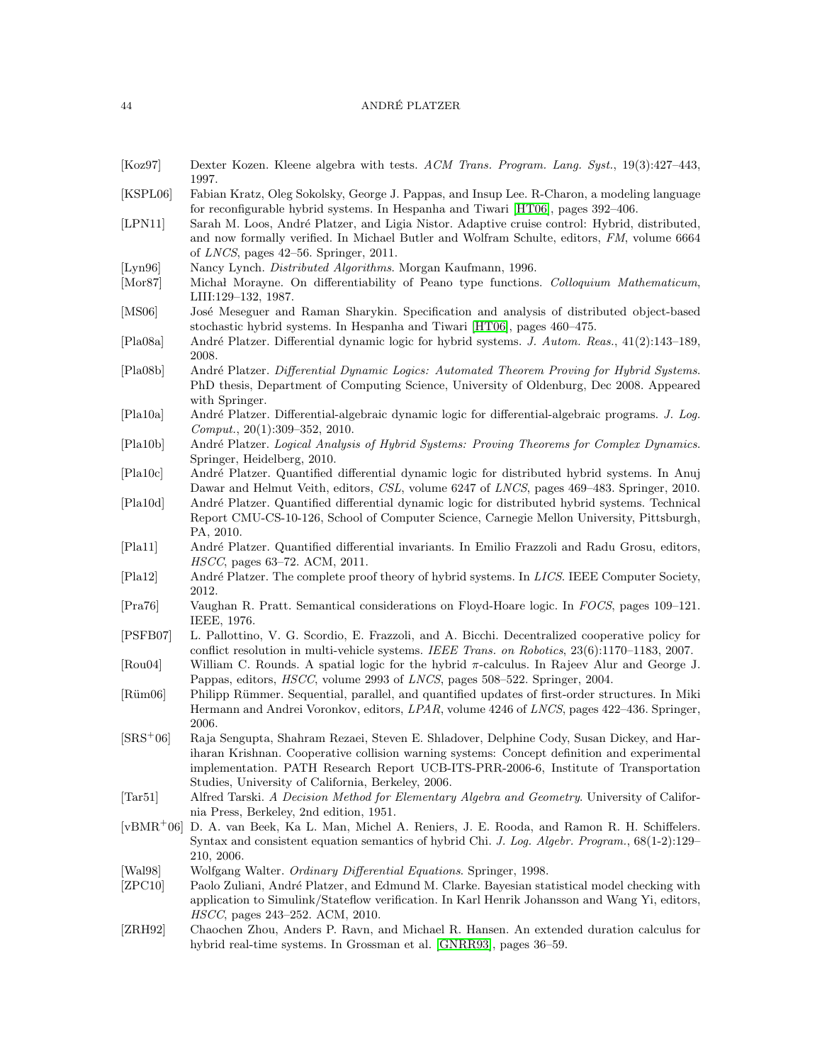[Koz97] Dexter Kozen. Kleene algebra with tests. *ACM Trans. Program. Lang. Syst.*, 19(3):427–443, 1997.

[KSPL06] Fabian Kratz, Oleg Sokolsky, George J. Pappas, and Insup Lee. R-Charon, a modeling language for reconfigurable hybrid systems. In Hespanha and Tiwari [HT06], pages 392–406.

[LPN11] Sarah M. Loos, André Platzer, and Ligia Nistor. Adaptive cruise control: Hybrid, distributed, and now formally verified. In Michael Butler and Wolfram Schulte, editors, *FM*, volume 6664 of *LNCS*, pages 42–56. Springer, 2011.

[Lyn96] Nancy Lynch. *Distributed Algorithms*. Morgan Kaufmann, 1996.

[Mor87] Michał Morayne. On differentiability of Peano type functions. *Colloquium Mathematicum*, LIII:129–132, 1987.

[MS06] José Meseguer and Raman Sharykin. Specification and analysis of distributed object-based stochastic hybrid systems. In Hespanha and Tiwari [HT06], pages 460–475.

[Pla08a] André Platzer. Differential dynamic logic for hybrid systems. *J. Autom. Reas.*, 41(2):143–189, 2008.

[Pla08b] André Platzer. *Differential Dynamic Logics: Automated Theorem Proving for Hybrid Systems*. PhD thesis, Department of Computing Science, University of Oldenburg, Dec 2008. Appeared with Springer.

[Pla10a] André Platzer. Differential-algebraic dynamic logic for differential-algebraic programs. *J. Log. Comput.*, 20(1):309–352, 2010.

[Pla10b] André Platzer. *Logical Analysis of Hybrid Systems: Proving Theorems for Complex Dynamics*. Springer, Heidelberg, 2010.

[Pla10c] André Platzer. Quantified differential dynamic logic for distributed hybrid systems. In Anuj Dawar and Helmut Veith, editors, *CSL*, volume 6247 of *LNCS*, pages 469–483. Springer, 2010.

[Pla10d] André Platzer. Quantified differential dynamic logic for distributed hybrid systems. Technical Report CMU-CS-10-126, School of Computer Science, Carnegie Mellon University, Pittsburgh, PA, 2010.

[Pla11] André Platzer. Quantified differential invariants. In Emilio Frazzoli and Radu Grosu, editors, *HSCC*, pages 63–72. ACM, 2011.

[Pla12] André Platzer. The complete proof theory of hybrid systems. In *LICS*. IEEE Computer Society, 2012.

[Pra76] Vaughan R. Pratt. Semantical considerations on Floyd-Hoare logic. In *FOCS*, pages 109–121. IEEE, 1976.

[PSFB07] L. Pallottino, V. G. Scordio, E. Frazzoli, and A. Bicchi. Decentralized cooperative policy for conflict resolution in multi-vehicle systems. *IEEE Trans. on Robotics*, 23(6):1170–1183, 2007.

[Rou04] William C. Rounds. A spatial logic for the hybrid $\pi$-calculus. In Rajeev Alur and George J. Pappas, editors, *HSCC*, volume 2993 of *LNCS*, pages 508–522. Springer, 2004.

[Rüm06] Philipp Rümmer. Sequential, parallel, and quantified updates of first-order structures. In Miki Hermann and Andrei Voronkov, editors, *LPAR*, volume 4246 of *LNCS*, pages 422–436. Springer, 2006.

[SRS+06] Raja Sengupta, Shahram Rezaei, Steven E. Shladover, Delphine Cody, Susan Dickey, and Hariharan Krishnan. Cooperative collision warning systems: Concept definition and experimental implementation. PATH Research Report UCB-ITS-PRR-2006-6, Institute of Transportation Studies, University of California, Berkeley, 2006.

[Tar51] Alfred Tarski. *A Decision Method for Elementary Algebra and Geometry*. University of California Press, Berkeley, 2nd edition, 1951.

[vBMR+06] D. A. van Beek, Ka L. Man, Michel A. Reniers, J. E. Rooda, and Ramon R. H. Schiffelers. Syntax and consistent equation semantics of hybrid Chi. *J. Log. Algebr. Program.*, 68(1-2):129–210, 2006.

[Wal98] Wolfgang Walter. *Ordinary Differential Equations*. Springer, 1998.

[ZPC10] Paolo Zuliani, André Platzer, and Edmund M. Clarke. Bayesian statistical model checking with application to Simulink/Stateflow verification. In Karl Henrik Johansson and Wang Yi, editors, *HSCC*, pages 243–252. ACM, 2010.

[ZRH92] Chaochen Zhou, Anders P. Ravn, and Michael R. Hansen. An extended duration calculus for hybrid real-time systems. In Grossman et al. [GNRR93], pages 36–59.